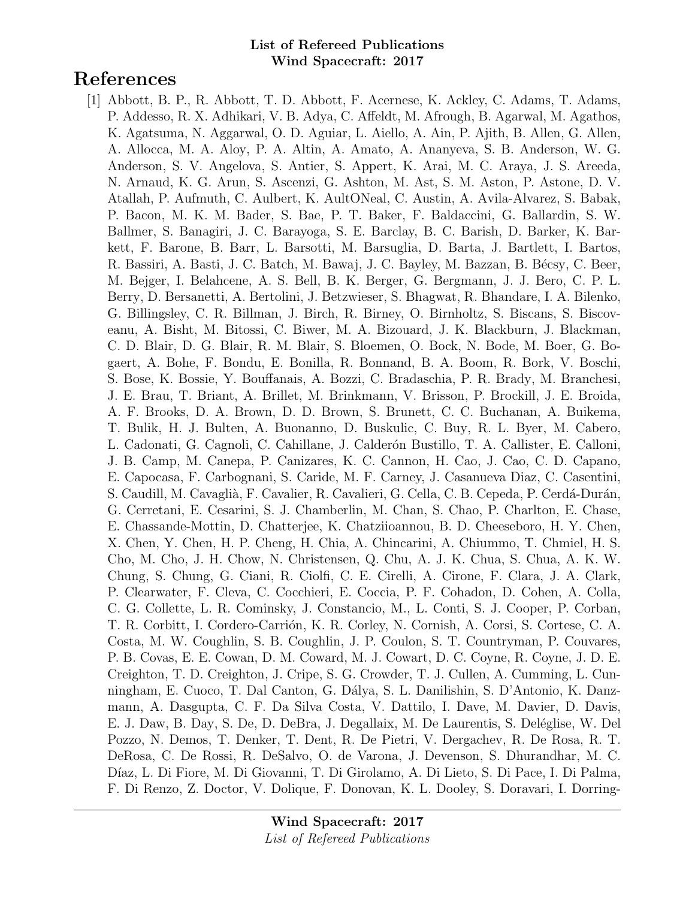**List of Refereed Publications**
**Wind Spacecraft: 2017**

# References

[1] Abbott, B. P., R. Abbott, T. D. Abbott, F. Acernese, K. Ackley, C. Adams, T. Adams, P. Addesso, R. X. Adhikari, V. B. Adya, C. Affeldt, M. Afrough, B. Agarwal, M. Agathos, K. Agatsuma, N. Aggarwal, O. D. Aguiar, L. Aiello, A. Ain, P. Ajith, B. Allen, G. Allen, A. Allocca, M. A. Aloy, P. A. Altin, A. Amato, A. Ananyeva, S. B. Anderson, W. G. Anderson, S. V. Angelova, S. Antier, S. Appert, K. Arai, M. C. Araya, J. S. Areeda, N. Arnaud, K. G. Arun, S. Ascenzi, G. Ashton, M. Ast, S. M. Aston, P. Astone, D. V. Atallah, P. Aufmuth, C. Aulbert, K. AultONeal, C. Austin, A. Avila-Alvarez, S. Babak, P. Bacon, M. K. M. Bader, S. Bae, P. T. Baker, F. Baldaccini, G. Ballardin, S. W. Ballmer, S. Banagiri, J. C. Barayoga, S. E. Barclay, B. C. Barish, D. Barker, K. Barkett, F. Barone, B. Barr, L. Barsotti, M. Barsuglia, D. Barta, J. Bartlett, I. Bartos, R. Bassiri, A. Basti, J. C. Batch, M. Bawaj, J. C. Bayley, M. Bazzan, B. Bécsy, C. Beer, M. Bejger, I. Belahcene, A. S. Bell, B. K. Berger, G. Bergmann, J. J. Bero, C. P. L. Berry, D. Bersanetti, A. Bertolini, J. Betzwieser, S. Bhagwat, R. Bhandare, I. A. Bilenko, G. Billingsley, C. R. Billman, J. Birch, R. Birney, O. Birnholtz, S. Biscans, S. Biscoveanu, A. Bisht, M. Bitossi, C. Biwer, M. A. Bizouard, J. K. Blackburn, J. Blackman, C. D. Blair, D. G. Blair, R. M. Blair, S. Bloemen, O. Bock, N. Bode, M. Boer, G. Bogaert, A. Bohe, F. Bondu, E. Bonilla, R. Bonnand, B. A. Boom, R. Bork, V. Boschi, S. Bose, K. Bossie, Y. Bouffanais, A. Bozzi, C. Bradaschia, P. R. Brady, M. Branchesi, J. E. Brau, T. Briant, A. Brillet, M. Brinkmann, V. Brisson, P. Brockill, J. E. Broida, A. F. Brooks, D. A. Brown, D. D. Brown, S. Brunett, C. C. Buchanan, A. Buikema, T. Bulik, H. J. Bulten, A. Buonanno, D. Buskulic, C. Buy, R. L. Byer, M. Cabero, L. Cadonati, G. Cagnoli, C. Cahillane, J. Calderón Bustillo, T. A. Callister, E. Calloni, J. B. Camp, M. Canepa, P. Canizares, K. C. Cannon, H. Cao, J. Cao, C. D. Capano, E. Capocasa, F. Carbognani, S. Caride, M. F. Carney, J. Casanueva Diaz, C. Casentini, S. Caudill, M. Cavaglià, F. Cavalier, R. Cavalieri, G. Cella, C. B. Cepeda, P. Cerdá-Durán, G. Cerretani, E. Cesarini, S. J. Chamberlin, M. Chan, S. Chao, P. Charlton, E. Chase, E. Chassande-Mottin, D. Chatterjee, K. Chatziioannou, B. D. Cheeseboro, H. Y. Chen, X. Chen, Y. Chen, H. P. Cheng, H. Chia, A. Chincarini, A. Chiummo, T. Chmiel, H. S. Cho, M. Cho, J. H. Chow, N. Christensen, Q. Chu, A. J. K. Chua, S. Chua, A. K. W. Chung, S. Chung, G. Ciani, R. Ciolfi, C. E. Cirelli, A. Cirone, F. Clara, J. A. Clark, P. Clearwater, F. Cleva, C. Cocchieri, E. Coccia, P. F. Cohadon, D. Cohen, A. Colla, C. G. Collette, L. R. Cominsky, J. Constancio, M., L. Conti, S. J. Cooper, P. Corban, T. R. Corbitt, I. Cordero-Carrión, K. R. Corley, N. Cornish, A. Corsi, S. Cortese, C. A. Costa, M. W. Coughlin, S. B. Coughlin, J. P. Coulon, S. T. Countryman, P. Couvares, P. B. Covas, E. E. Cowan, D. M. Coward, M. J. Cowart, D. C. Coyne, R. Coyne, J. D. E. Creighton, T. D. Creighton, J. Cripe, S. G. Crowder, T. J. Cullen, A. Cumming, L. Cunningham, E. Cuoco, T. Dal Canton, G. Dálya, S. L. Danilishin, S. D'Antonio, K. Danzmann, A. Dasgupta, C. F. Da Silva Costa, V. Dattilo, I. Dave, M. Davier, D. Davis, E. J. Daw, B. Day, S. De, D. DeBra, J. Degallaix, M. De Laurentis, S. Deléglise, W. Del Pozzo, N. Demos, T. Denker, T. Dent, R. De Pietri, V. Dergachev, R. De Rosa, R. T. DeRosa, C. De Rossi, R. DeSalvo, O. de Varona, J. Devenson, S. Dhurandhar, M. C. Díaz, L. Di Fiore, M. Di Giovanni, T. Di Girolamo, A. Di Lieto, S. Di Pace, I. Di Palma, F. Di Renzo, Z. Doctor, V. Dolique, F. Donovan, K. L. Dooley, S. Doravari, I. Dorring-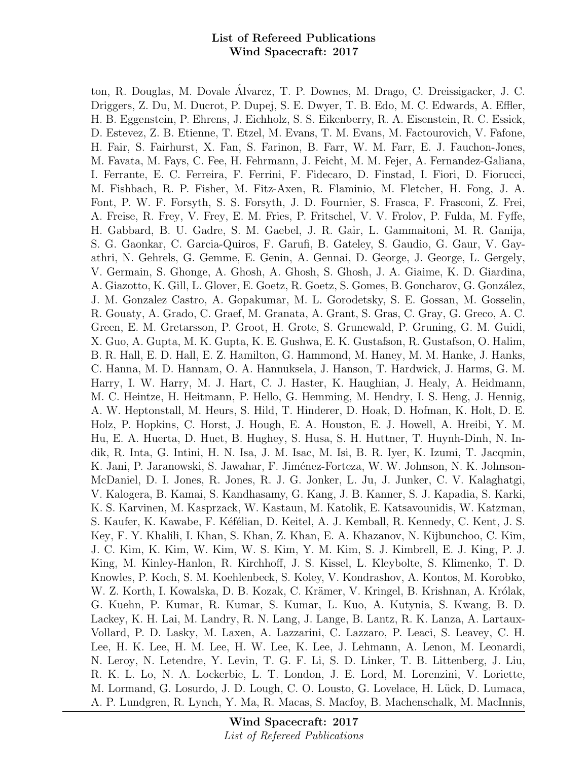ton, R. Douglas, M. Dovale Álvarez, T. P. Downes, M. Drago, C. Dreissigacker, J. C. Driggers, Z. Du, M. Ducrot, P. Dupej, S. E. Dwyer, T. B. Edo, M. C. Edwards, A. Effler, H. B. Eggenstein, P. Ehrens, J. Eichholz, S. S. Eikenberry, R. A. Eisenstein, R. C. Essick, D. Estevez, Z. B. Etienne, T. Etzel, M. Evans, T. M. Evans, M. Factourovich, V. Fafone, H. Fair, S. Fairhurst, X. Fan, S. Farinon, B. Farr, W. M. Farr, E. J. Fauchon-Jones, M. Favata, M. Fays, C. Fee, H. Fehrmann, J. Feicht, M. M. Fejer, A. Fernandez-Galiana, I. Ferrante, E. C. Ferreira, F. Ferrini, F. Fidecaro, D. Finstad, I. Fiori, D. Fiorucci, M. Fishbach, R. P. Fisher, M. Fitz-Axen, R. Flaminio, M. Fletcher, H. Fong, J. A. Font, P. W. F. Forsyth, S. S. Forsyth, J. D. Fournier, S. Frasca, F. Frasconi, Z. Frei, A. Freise, R. Frey, V. Frey, E. M. Fries, P. Fritschel, V. V. Frolov, P. Fulda, M. Fyffe, H. Gabbard, B. U. Gadre, S. M. Gaebel, J. R. Gair, L. Gammaitoni, M. R. Ganija, S. G. Gaonkar, C. Garcia-Quiros, F. Garufi, B. Gateley, S. Gaudio, G. Gaur, V. Gayathri, N. Gehrels, G. Gemme, E. Genin, A. Gennai, D. George, J. George, L. Gergely, V. Germain, S. Ghonge, A. Ghosh, A. Ghosh, S. Ghosh, J. A. Giaime, K. D. Giardina, A. Giazotto, K. Gill, L. Glover, E. Goetz, R. Goetz, S. Gomes, B. Goncharov, G. González, J. M. Gonzalez Castro, A. Gopakumar, M. L. Gorodetsky, S. E. Gossan, M. Gosselin, R. Gouaty, A. Grado, C. Graef, M. Granata, A. Grant, S. Gras, C. Gray, G. Greco, A. C. Green, E. M. Gretarsson, P. Groot, H. Grote, S. Grunewald, P. Gruning, G. M. Guidi, X. Guo, A. Gupta, M. K. Gupta, K. E. Gushwa, E. K. Gustafson, R. Gustafson, O. Halim, B. R. Hall, E. D. Hall, E. Z. Hamilton, G. Hammond, M. Haney, M. M. Hanke, J. Hanks, C. Hanna, M. D. Hannam, O. A. Hannuksela, J. Hanson, T. Hardwick, J. Harms, G. M. Harry, I. W. Harry, M. J. Hart, C. J. Haster, K. Haughian, J. Healy, A. Heidmann, M. C. Heintze, H. Heitmann, P. Hello, G. Hemming, M. Hendry, I. S. Heng, J. Hennig, A. W. Heptonstall, M. Heurs, S. Hild, T. Hinderer, D. Hoak, D. Hofman, K. Holt, D. E. Holz, P. Hopkins, C. Horst, J. Hough, E. A. Houston, E. J. Howell, A. Hreibi, Y. M. Hu, E. A. Huerta, D. Huet, B. Hughey, S. Husa, S. H. Huttner, T. Huynh-Dinh, N. Indik, R. Inta, G. Intini, H. N. Isa, J. M. Isac, M. Isi, B. R. Iyer, K. Izumi, T. Jacqmin, K. Jani, P. Jaranowski, S. Jawahar, F. Jiménez-Forteza, W. W. Johnson, N. K. Johnson-McDaniel, D. I. Jones, R. Jones, R. J. G. Jonker, L. Ju, J. Junker, C. V. Kalaghatgi, V. Kalogera, B. Kamai, S. Kandhasamy, G. Kang, J. B. Kanner, S. J. Kapadia, S. Karki, K. S. Karvinen, M. Kasprzack, W. Kastaun, M. Katolik, E. Katsavounidis, W. Katzman, S. Kaufer, K. Kawabe, F. Kéfélian, D. Keitel, A. J. Kemball, R. Kennedy, C. Kent, J. S. Key, F. Y. Khalili, I. Khan, S. Khan, Z. Khan, E. A. Khazanov, N. Kijbunchoo, C. Kim, J. C. Kim, K. Kim, W. Kim, W. S. Kim, Y. M. Kim, S. J. Kimbrell, E. J. King, P. J. King, M. Kinley-Hanlon, R. Kirchhoff, J. S. Kissel, L. Kleybolte, S. Klimenko, T. D. Knowles, P. Koch, S. M. Koehlenbeck, S. Koley, V. Kondrashov, A. Kontos, M. Korobko, W. Z. Korth, I. Kowalska, D. B. Kozak, C. Krämer, V. Kringel, B. Krishnan, A. Królak, G. Kuehn, P. Kumar, R. Kumar, S. Kumar, L. Kuo, A. Kutynia, S. Kwang, B. D. Lackey, K. H. Lai, M. Landry, R. N. Lang, J. Lange, B. Lantz, R. K. Lanza, A. Lartaux-Vollard, P. D. Lasky, M. Laxen, A. Lazzarini, C. Lazzaro, P. Leaci, S. Leavey, C. H. Lee, H. K. Lee, H. M. Lee, H. W. Lee, K. Lee, J. Lehmann, A. Lenon, M. Leonardi, N. Leroy, N. Letendre, Y. Levin, T. G. F. Li, S. D. Linker, T. B. Littenberg, J. Liu, R. K. L. Lo, N. A. Lockerbie, L. T. London, J. E. Lord, M. Lorenzini, V. Loriette, M. Lormand, G. Losurdo, J. D. Lough, C. O. Lousto, G. Lovelace, H. Lück, D. Lumaca, A. P. Lundgren, R. Lynch, Y. Ma, R. Macas, S. Macfoy, B. Machenschalk, M. MacInnis,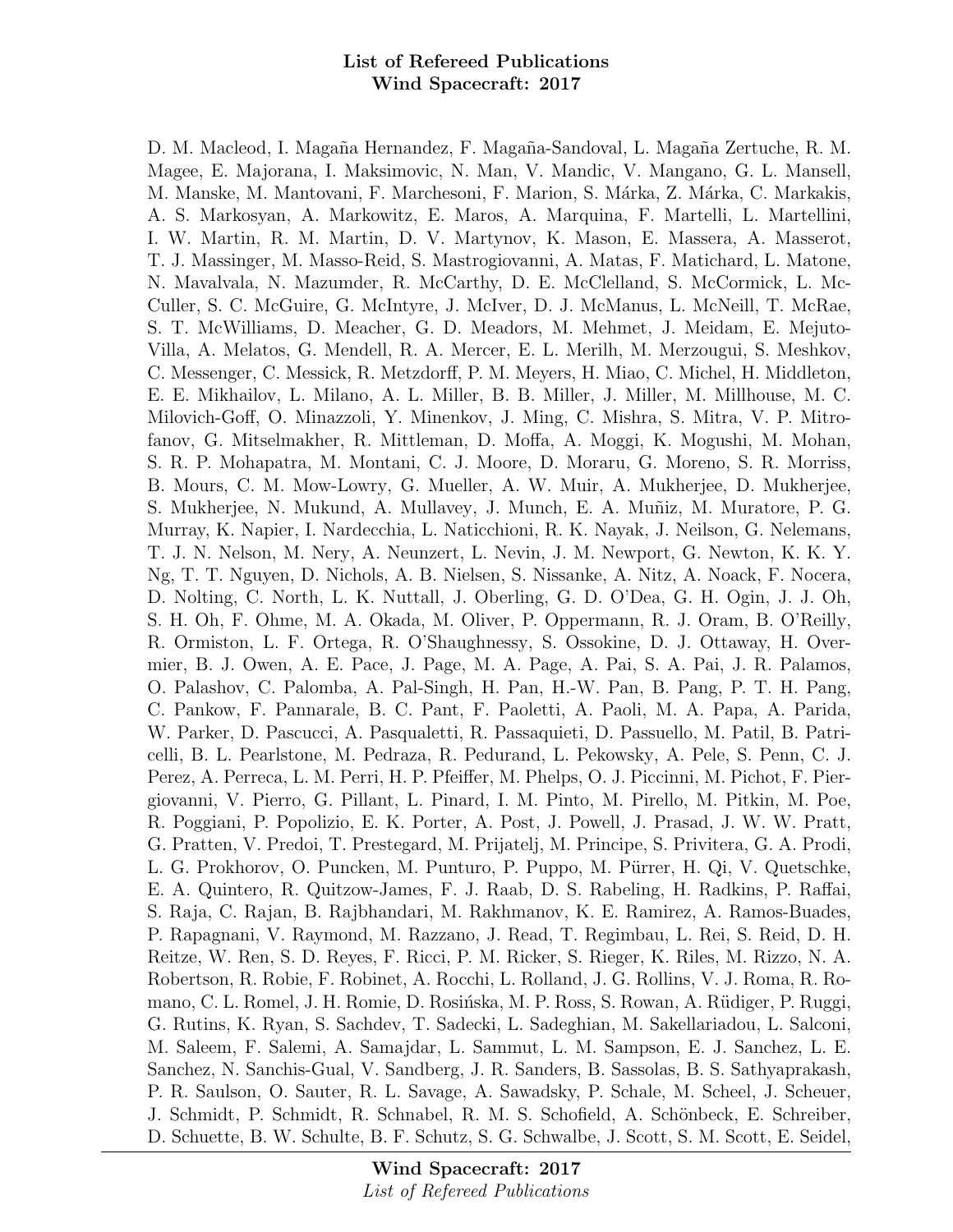D. M. Macleod, I. Magaña Hernandez, F. Magaña-Sandoval, L. Magaña Zertuche, R. M. Magee, E. Majorana, I. Maksimovic, N. Man, V. Mandic, V. Mangano, G. L. Mansell, M. Manske, M. Mantovani, F. Marchesoni, F. Marion, S. Márka, Z. Márka, C. Markakis, A. S. Markosyan, A. Markowitz, E. Maros, A. Marquina, F. Martelli, L. Martellini, I. W. Martin, R. M. Martin, D. V. Martynov, K. Mason, E. Massera, A. Masserot, T. J. Massinger, M. Masso-Reid, S. Mastrogiovanni, A. Matas, F. Matichard, L. Matone, N. Mavalvala, N. Mazumder, R. McCarthy, D. E. McClelland, S. McCormick, L. McCuller, S. C. McGuire, G. McIntyre, J. McIver, D. J. McManus, L. McNeill, T. McRae, S. T. McWilliams, D. Meacher, G. D. Meadors, M. Mehmet, J. Meidam, E. Mejuto-Villa, A. Melatos, G. Mendell, R. A. Mercer, E. L. Merilh, M. Merzougui, S. Meshkov, C. Messenger, C. Messick, R. Metzdorff, P. M. Meyers, H. Miao, C. Michel, H. Middleton, E. E. Mikhailov, L. Milano, A. L. Miller, B. B. Miller, J. Miller, M. Millhouse, M. C. Milovich-Goff, O. Minazzoli, Y. Minenkov, J. Ming, C. Mishra, S. Mitra, V. P. Mitrofanov, G. Mitselmakher, R. Mittleman, D. Moffa, A. Moggi, K. Mogushi, M. Mohan, S. R. P. Mohapatra, M. Montani, C. J. Moore, D. Moraru, G. Moreno, S. R. Morriss, B. Mours, C. M. Mow-Lowry, G. Mueller, A. W. Muir, A. Mukherjee, D. Mukherjee, S. Mukherjee, N. Mukund, A. Mullavey, J. Munch, E. A. Muñiz, M. Muratore, P. G. Murray, K. Napier, I. Nardecchia, L. Naticchioni, R. K. Nayak, J. Neilson, G. Nelemans, T. J. N. Nelson, M. Nery, A. Neunzert, L. Nevin, J. M. Newport, G. Newton, K. K. Y. Ng, T. T. Nguyen, D. Nichols, A. B. Nielsen, S. Nissanke, A. Nitz, A. Noack, F. Nocera, D. Nolting, C. North, L. K. Nuttall, J. Oberling, G. D. O'Dea, G. H. Ogin, J. J. Oh, S. H. Oh, F. Ohme, M. A. Okada, M. Oliver, P. Oppermann, R. J. Oram, B. O'Reilly, R. Ormiston, L. F. Ortega, R. O'Shaughnessy, S. Ossokine, D. J. Ottaway, H. Overmier, B. J. Owen, A. E. Pace, J. Page, M. A. Page, A. Pai, S. A. Pai, J. R. Palamos, O. Palashov, C. Palomba, A. Pal-Singh, H. Pan, H.-W. Pan, B. Pang, P. T. H. Pang, C. Pankow, F. Pannarale, B. C. Pant, F. Paoletti, A. Paoli, M. A. Papa, A. Parida, W. Parker, D. Pascucci, A. Pasqualetti, R. Passaquieti, D. Passuello, M. Patil, B. Patricelli, B. L. Pearlstone, M. Pedraza, R. Pedurand, L. Pekowsky, A. Pele, S. Penn, C. J. Perez, A. Perreca, L. M. Perri, H. P. Pfeiffer, M. Phelps, O. J. Piccinni, M. Pichot, F. Piergiovanni, V. Pierro, G. Pillant, L. Pinard, I. M. Pinto, M. Pirello, M. Pitkin, M. Poe, R. Poggiani, P. Popolizio, E. K. Porter, A. Post, J. Powell, J. Prasad, J. W. W. Pratt, G. Pratten, V. Predoi, T. Prestegard, M. Prijatelj, M. Principe, S. Privitera, G. A. Prodi, L. G. Prokhorov, O. Puncken, M. Punturo, P. Puppo, M. Pürrer, H. Qi, V. Quetschke, E. A. Quintero, R. Quitzow-James, F. J. Raab, D. S. Rabeling, H. Radkins, P. Raffai, S. Raja, C. Rajan, B. Rajbhandari, M. Rakhmanov, K. E. Ramirez, A. Ramos-Buades, P. Rapagnani, V. Raymond, M. Razzano, J. Read, T. Regimbau, L. Rei, S. Reid, D. H. Reitze, W. Ren, S. D. Reyes, F. Ricci, P. M. Ricker, S. Rieger, K. Riles, M. Rizzo, N. A. Robertson, R. Robie, F. Robinet, A. Rocchi, L. Rolland, J. G. Rollins, V. J. Roma, R. Romano, C. L. Romel, J. H. Romie, D. Rosińska, M. P. Ross, S. Rowan, A. Rüdiger, P. Ruggi, G. Rutins, K. Ryan, S. Sachdev, T. Sadecki, L. Sadeghian, M. Sakellariadou, L. Salconi, M. Saleem, F. Salemi, A. Samajdar, L. Sammut, L. M. Sampson, E. J. Sanchez, L. E. Sanchez, N. Sanchis-Gual, V. Sandberg, J. R. Sanders, B. Sassolas, B. S. Sathyaprakash, P. R. Saulson, O. Sauter, R. L. Savage, A. Sawadsky, P. Schale, M. Scheel, J. Scheuer, J. Schmidt, P. Schmidt, R. Schnabel, R. M. S. Schofield, A. Schönbeck, E. Schreiber, D. Schuette, B. W. Schulte, B. F. Schutz, S. G. Schwalbe, J. Scott, S. M. Scott, E. Seidel,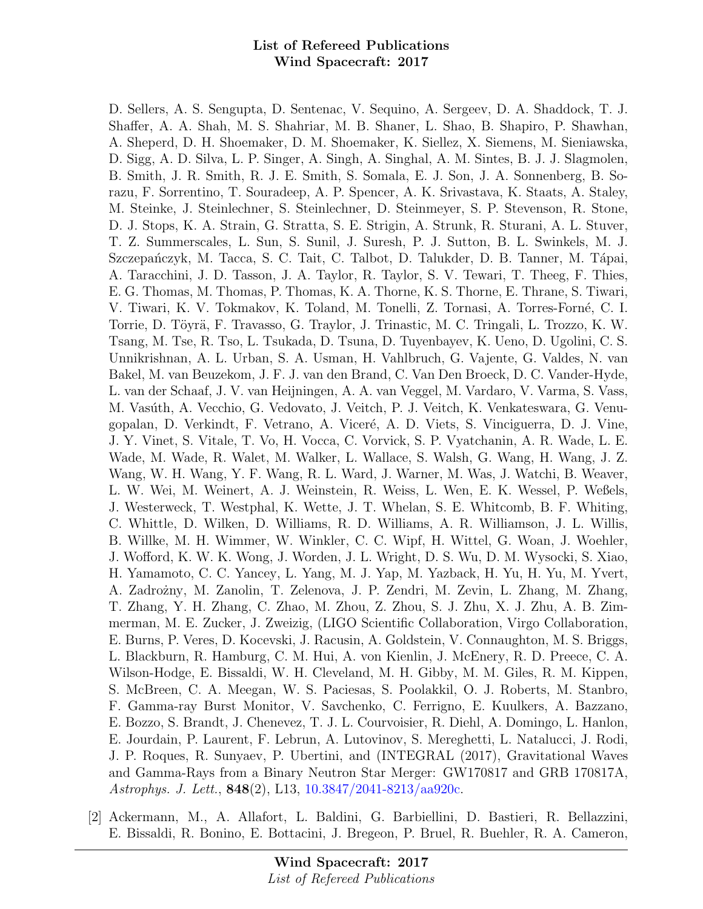D. Sellers, A. S. Sengupta, D. Sentenac, V. Sequino, A. Sergeev, D. A. Shaddock, T. J. Shaffer, A. A. Shah, M. S. Shahriar, M. B. Shaner, L. Shao, B. Shapiro, P. Shawhan, A. Sheperd, D. H. Shoemaker, D. M. Shoemaker, K. Siellez, X. Siemens, M. Sieniawska, D. Sigg, A. D. Silva, L. P. Singer, A. Singh, A. Singhal, A. M. Sintes, B. J. J. Slagmolen, B. Smith, J. R. Smith, R. J. E. Smith, S. Somala, E. J. Son, J. A. Sonnenberg, B. Sorazu, F. Sorrentino, T. Souradeep, A. P. Spencer, A. K. Srivastava, K. Staats, A. Staley, M. Steinke, J. Steinlechner, S. Steinlechner, D. Steinmeyer, S. P. Stevenson, R. Stone, D. J. Stops, K. A. Strain, G. Stratta, S. E. Strigin, A. Strunk, R. Sturani, A. L. Stuver, T. Z. Summerscales, L. Sun, S. Sunil, J. Suresh, P. J. Sutton, B. L. Swinkels, M. J. Szczepańczyk, M. Tacca, S. C. Tait, C. Talbot, D. Talukder, D. B. Tanner, M. Tápai, A. Taracchini, J. D. Tasson, J. A. Taylor, R. Taylor, S. V. Tewari, T. Theeg, F. Thies, E. G. Thomas, M. Thomas, P. Thomas, K. A. Thorne, K. S. Thorne, E. Thrane, S. Tiwari, V. Tiwari, K. V. Tokmakov, K. Toland, M. Tonelli, Z. Tornasi, A. Torres-Forné, C. I. Torrie, D. Töyrä, F. Travasso, G. Traylor, J. Trinastic, M. C. Tringali, L. Trozzo, K. W. Tsang, M. Tse, R. Tso, L. Tsukada, D. Tsuna, D. Tuyenbayev, K. Ueno, D. Ugolini, C. S. Unnikrishnan, A. L. Urban, S. A. Usman, H. Vahlbruch, G. Vajente, G. Valdes, N. van Bakel, M. van Beuzekom, J. F. J. van den Brand, C. Van Den Broeck, D. C. Vander-Hyde, L. van der Schaaf, J. V. van Heijningen, A. A. van Veggel, M. Vardaro, V. Varma, S. Vass, M. Vasúth, A. Vecchio, G. Vedovato, J. Veitch, P. J. Veitch, K. Venkateswara, G. Venugopalan, D. Verkindt, F. Vetrano, A. Viceré, A. D. Viets, S. Vinciguerra, D. J. Vine, J. Y. Vinet, S. Vitale, T. Vo, H. Vocca, C. Vorvick, S. P. Vyatchanin, A. R. Wade, L. E. Wade, M. Wade, R. Walet, M. Walker, L. Wallace, S. Walsh, G. Wang, H. Wang, J. Z. Wang, W. H. Wang, Y. F. Wang, R. L. Ward, J. Warner, M. Was, J. Watchi, B. Weaver, L. W. Wei, M. Weinert, A. J. Weinstein, R. Weiss, L. Wen, E. K. Wessel, P. Weßels, J. Westerweck, T. Westphal, K. Wette, J. T. Whelan, S. E. Whitcomb, B. F. Whiting, C. Whittle, D. Wilken, D. Williams, R. D. Williams, A. R. Williamson, J. L. Willis, B. Willke, M. H. Wimmer, W. Winkler, C. C. Wipf, H. Wittel, G. Woan, J. Woehler, J. Wofford, K. W. K. Wong, J. Worden, J. L. Wright, D. S. Wu, D. M. Wysocki, S. Xiao, H. Yamamoto, C. C. Yancey, L. Yang, M. J. Yap, M. Yazback, H. Yu, H. Yu, M. Yvert, A. Zadrożny, M. Zanolin, T. Zelenova, J. P. Zendri, M. Zevin, L. Zhang, M. Zhang, T. Zhang, Y. H. Zhang, C. Zhao, M. Zhou, Z. Zhou, S. J. Zhu, X. J. Zhu, A. B. Zimmerman, M. E. Zucker, J. Zweizig, (LIGO Scientific Collaboration, Virgo Collaboration, E. Burns, P. Veres, D. Kocevski, J. Racusin, A. Goldstein, V. Connaughton, M. S. Briggs, L. Blackburn, R. Hamburg, C. M. Hui, A. von Kienlin, J. McEnery, R. D. Preece, C. A. Wilson-Hodge, E. Bissaldi, W. H. Cleveland, M. H. Gibby, M. M. Giles, R. M. Kippen, S. McBreen, C. A. Meegan, W. S. Paciesas, S. Poolakkil, O. J. Roberts, M. Stanbro, F. Gamma-ray Burst Monitor, V. Savchenko, C. Ferrigno, E. Kuulkers, A. Bazzano, E. Bozzo, S. Brandt, J. Chenevez, T. J. L. Courvoisier, R. Diehl, A. Domingo, L. Hanlon, E. Jourdain, P. Laurent, F. Lebrun, A. Lutovinov, S. Mereghetti, L. Natalucci, J. Rodi, J. P. Roques, R. Sunyaev, P. Ubertini, and (INTEGRAL (2017), Gravitational Waves and Gamma-Rays from a Binary Neutron Star Merger: GW170817 and GRB 170817A, *Astrophys. J. Lett.*, **848**(2), L13, 10.3847/2041-8213/aa920c.

[2] Ackermann, M., A. Allafort, L. Baldini, G. Barbiellini, D. Bastieri, R. Bellazzini, E. Bissaldi, R. Bonino, E. Bottacini, J. Bregeon, P. Bruel, R. Buehler, R. A. Cameron,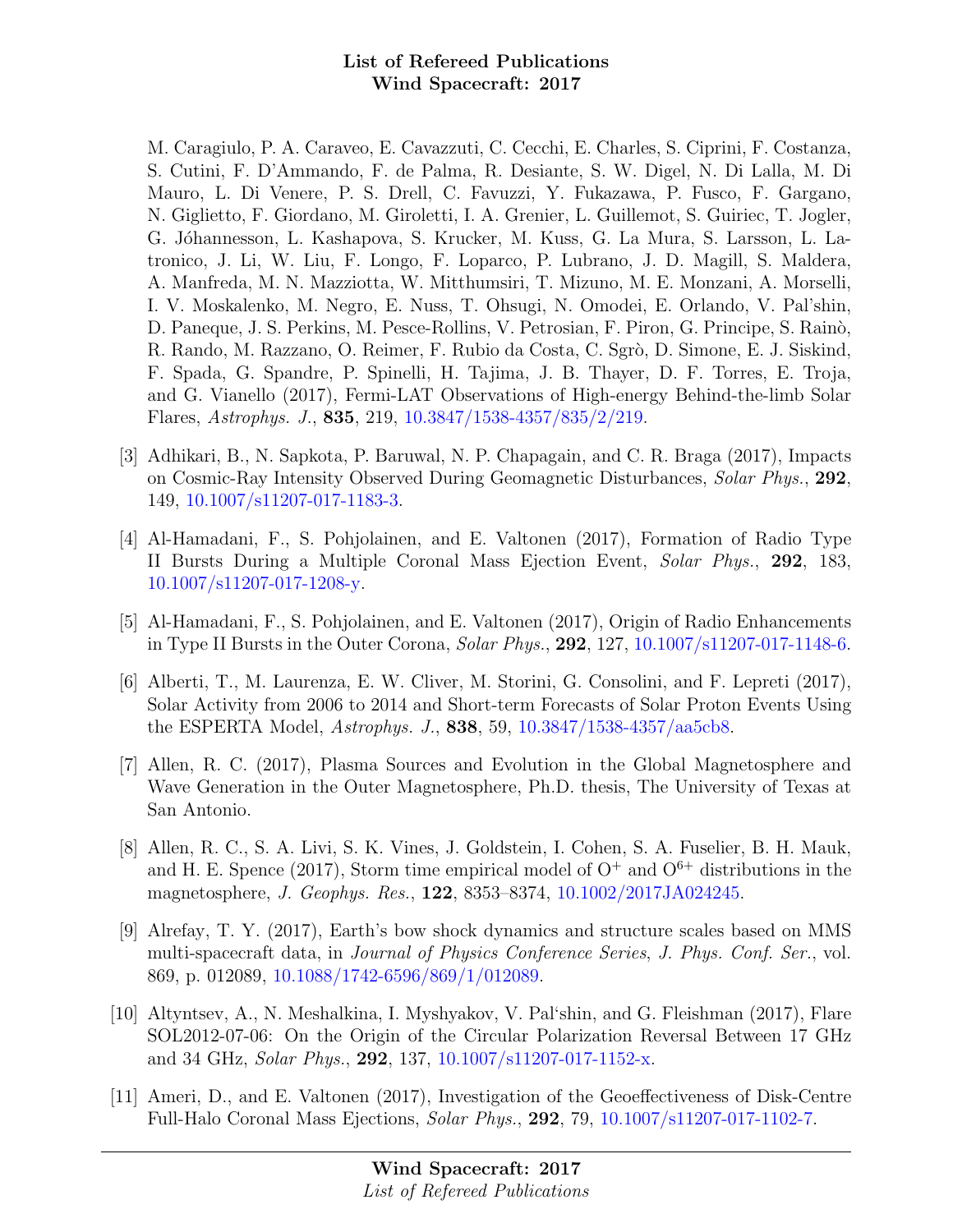M. Caragiulo, P. A. Caraveo, E. Cavazzuti, C. Cecchi, E. Charles, S. Ciprini, F. Costanza, S. Cutini, F. D'Ammando, F. de Palma, R. Desiante, S. W. Digel, N. Di Lalla, M. Di Mauro, L. Di Venere, P. S. Drell, C. Favuzzi, Y. Fukazawa, P. Fusco, F. Gargano, N. Giglietto, F. Giordano, M. Giroletti, I. A. Grenier, L. Guillemot, S. Guiriec, T. Jogler, G. Jóhannesson, L. Kashapova, S. Krucker, M. Kuss, G. La Mura, S. Larsson, L. Latronico, J. Li, W. Liu, F. Longo, F. Loparco, P. Lubrano, J. D. Magill, S. Maldera, A. Manfreda, M. N. Mazziotta, W. Mitthumsiri, T. Mizuno, M. E. Monzani, A. Morselli, I. V. Moskalenko, M. Negro, E. Nuss, T. Ohsugi, N. Omodei, E. Orlando, V. Pal'shin, D. Paneque, J. S. Perkins, M. Pesce-Rollins, V. Petrosian, F. Piron, G. Principe, S. Rainò, R. Rando, M. Razzano, O. Reimer, F. Rubio da Costa, C. Sgrò, D. Simone, E. J. Siskind, F. Spada, G. Spandre, P. Spinelli, H. Tajima, J. B. Thayer, D. F. Torres, E. Troja, and G. Vianello (2017), Fermi-LAT Observations of High-energy Behind-the-limb Solar Flares, *Astrophys. J.*, **835**, 219, 10.3847/1538-4357/835/2/219.

[3] Adhikari, B., N. Sapkota, P. Baruwal, N. P. Chapagain, and C. R. Braga (2017), Impacts on Cosmic-Ray Intensity Observed During Geomagnetic Disturbances, *Solar Phys.*, **292**, 149, 10.1007/s11207-017-1183-3.

[4] Al-Hamadani, F., S. Pohjolainen, and E. Valtonen (2017), Formation of Radio Type II Bursts During a Multiple Coronal Mass Ejection Event, *Solar Phys.*, **292**, 183, 10.1007/s11207-017-1208-y.

[5] Al-Hamadani, F., S. Pohjolainen, and E. Valtonen (2017), Origin of Radio Enhancements in Type II Bursts in the Outer Corona, *Solar Phys.*, **292**, 127, 10.1007/s11207-017-1148-6.

[6] Alberti, T., M. Laurenza, E. W. Cliver, M. Storini, G. Consolini, and F. Lepreti (2017), Solar Activity from 2006 to 2014 and Short-term Forecasts of Solar Proton Events Using the ESPERTA Model, *Astrophys. J.*, **838**, 59, 10.3847/1538-4357/aa5cb8.

[7] Allen, R. C. (2017), Plasma Sources and Evolution in the Global Magnetosphere and Wave Generation in the Outer Magnetosphere, Ph.D. thesis, The University of Texas at San Antonio.

[8] Allen, R. C., S. A. Livi, S. K. Vines, J. Goldstein, I. Cohen, S. A. Fuselier, B. H. Mauk, and H. E. Spence (2017), Storm time empirical model of $O^+$ and $O^{6+}$ distributions in the magnetosphere, *J. Geophys. Res.*, **122**, 8353–8374, 10.1002/2017JA024245.

[9] Alrefay, T. Y. (2017), Earth's bow shock dynamics and structure scales based on MMS multi-spacecraft data, in *Journal of Physics Conference Series*, *J. Phys. Conf. Ser.*, vol. 869, p. 012089, 10.1088/1742-6596/869/1/012089.

[10] Altyntsev, A., N. Meshalkina, I. Myshyakov, V. Pal'shin, and G. Fleishman (2017), Flare SOL2012-07-06: On the Origin of the Circular Polarization Reversal Between 17 GHz and 34 GHz, *Solar Phys.*, **292**, 137, 10.1007/s11207-017-1152-x.

[11] Ameri, D., and E. Valtonen (2017), Investigation of the Geoeffectiveness of Disk-Centre Full-Halo Coronal Mass Ejections, *Solar Phys.*, **292**, 79, 10.1007/s11207-017-1102-7.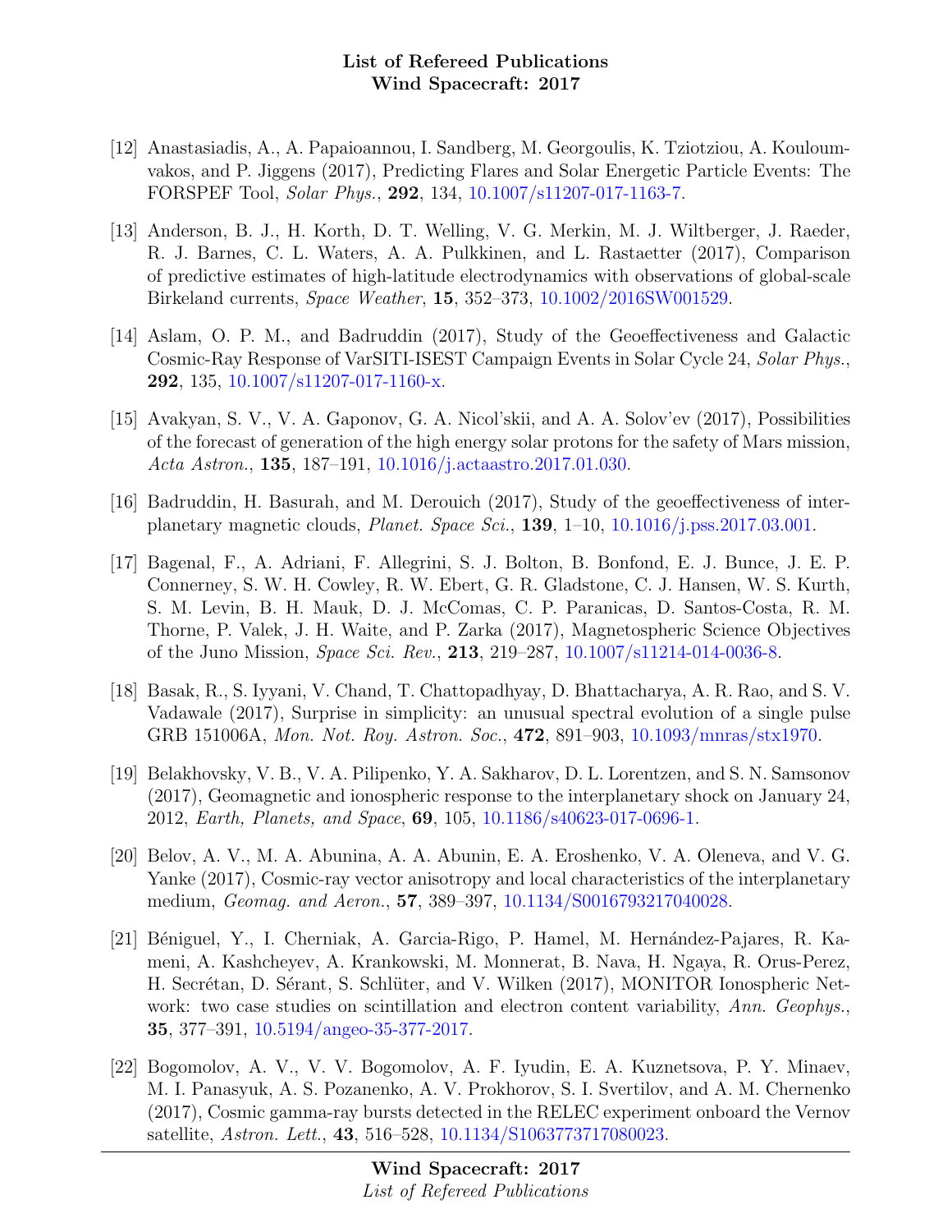[12] Anastasiadis, A., A. Papaioannou, I. Sandberg, M. Georgoulis, K. Tziotziou, A. Kouloumvakos, and P. Jiggens (2017), Predicting Flares and Solar Energetic Particle Events: The FORSPEF Tool, *Solar Phys.*, **292**, 134, 10.1007/s11207-017-1163-7.

[13] Anderson, B. J., H. Korth, D. T. Welling, V. G. Merkin, M. J. Wiltberger, J. Raeder, R. J. Barnes, C. L. Waters, A. A. Pulkkinen, and L. Rastaetter (2017), Comparison of predictive estimates of high-latitude electrodynamics with observations of global-scale Birkeland currents, *Space Weather*, **15**, 352–373, 10.1002/2016SW001529.

[14] Aslam, O. P. M., and Badruddin (2017), Study of the Geoeffectiveness and Galactic Cosmic-Ray Response of VarSITI-ISEST Campaign Events in Solar Cycle 24, *Solar Phys.*, **292**, 135, 10.1007/s11207-017-1160-x.

[15] Avakyan, S. V., V. A. Gaponov, G. A. Nicol'skii, and A. A. Solov'ev (2017), Possibilities of the forecast of generation of the high energy solar protons for the safety of Mars mission, *Acta Astron.*, **135**, 187–191, 10.1016/j.actaastro.2017.01.030.

[16] Badruddin, H. Basurah, and M. Derouich (2017), Study of the geoeffectiveness of interplanetary magnetic clouds, *Planet. Space Sci.*, **139**, 1–10, 10.1016/j.pss.2017.03.001.

[17] Bagenal, F., A. Adriani, F. Allegrini, S. J. Bolton, B. Bonfond, E. J. Bunce, J. E. P. Connerney, S. W. H. Cowley, R. W. Ebert, G. R. Gladstone, C. J. Hansen, W. S. Kurth, S. M. Levin, B. H. Mauk, D. J. McComas, C. P. Paranicas, D. Santos-Costa, R. M. Thorne, P. Valek, J. H. Waite, and P. Zarka (2017), Magnetospheric Science Objectives of the Juno Mission, *Space Sci. Rev.*, **213**, 219–287, 10.1007/s11214-014-0036-8.

[18] Basak, R., S. Iyyani, V. Chand, T. Chattopadhyay, D. Bhattacharya, A. R. Rao, and S. V. Vadawale (2017), Surprise in simplicity: an unusual spectral evolution of a single pulse GRB 151006A, *Mon. Not. Roy. Astron. Soc.*, **472**, 891–903, 10.1093/mnras/stx1970.

[19] Belakhovsky, V. B., V. A. Pilipenko, Y. A. Sakharov, D. L. Lorentzen, and S. N. Samsonov (2017), Geomagnetic and ionospheric response to the interplanetary shock on January 24, 2012, *Earth, Planets, and Space*, **69**, 105, 10.1186/s40623-017-0696-1.

[20] Belov, A. V., M. A. Abunina, A. A. Abunin, E. A. Eroshenko, V. A. Oleneva, and V. G. Yanke (2017), Cosmic-ray vector anisotropy and local characteristics of the interplanetary medium, *Geomag. and Aeron.*, **57**, 389–397, 10.1134/S0016793217040028.

[21] Béniguel, Y., I. Cherniak, A. Garcia-Rigo, P. Hamel, M. Hernández-Pajares, R. Kameni, A. Kashcheyev, A. Krankowski, M. Monnerat, B. Nava, H. Ngaya, R. Orus-Perez, H. Secrétan, D. Sérant, S. Schlüter, and V. Wilken (2017), MONITOR Ionospheric Network: two case studies on scintillation and electron content variability, *Ann. Geophys.*, **35**, 377–391, 10.5194/angeo-35-377-2017.

[22] Bogomolov, A. V., V. V. Bogomolov, A. F. Iyudin, E. A. Kuznetsova, P. Y. Minaev, M. I. Panasyuk, A. S. Pozanenko, A. V. Prokhorov, S. I. Svertilov, and A. M. Chernenko (2017), Cosmic gamma-ray bursts detected in the RELEC experiment onboard the Vernov satellite, *Astron. Lett.*, **43**, 516–528, 10.1134/S1063773717080023.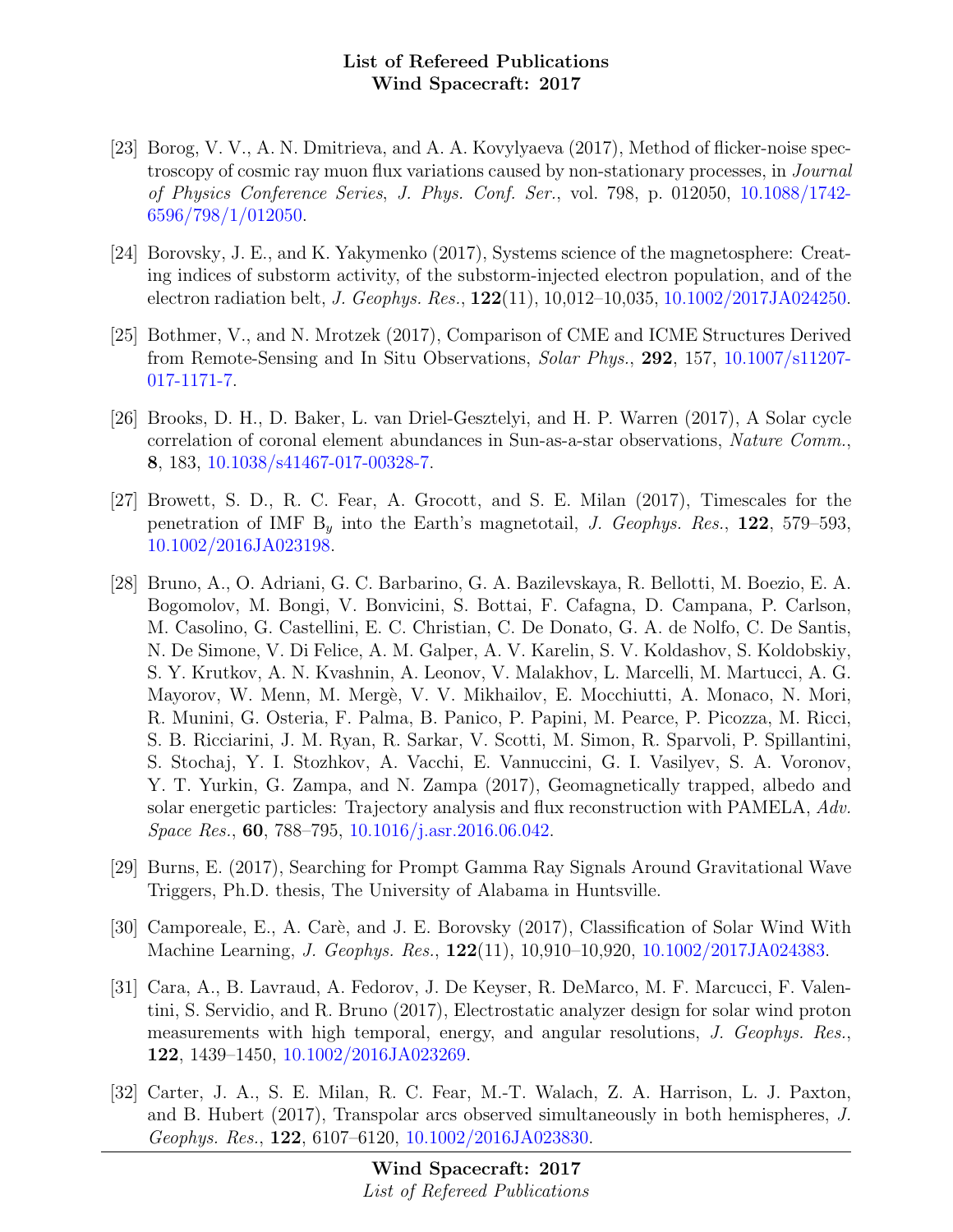[23] Borog, V. V., A. N. Dmitrieva, and A. A. Kovylyaeva (2017), Method of flicker-noise spectroscopy of cosmic ray muon flux variations caused by non-stationary processes, in *Journal of Physics Conference Series*, *J. Phys. Conf. Ser.*, vol. 798, p. 012050, 10.1088/1742-6596/798/1/012050.

[24] Borovsky, J. E., and K. Yakymenko (2017), Systems science of the magnetosphere: Creating indices of substorm activity, of the substorm-injected electron population, and of the electron radiation belt, *J. Geophys. Res.*, **122**(11), 10,012–10,035, 10.1002/2017JA024250.

[25] Bothmer, V., and N. Mrotzek (2017), Comparison of CME and ICME Structures Derived from Remote-Sensing and In Situ Observations, *Solar Phys.*, **292**, 157, 10.1007/s11207-017-1171-7.

[26] Brooks, D. H., D. Baker, L. van Driel-Gesztelyi, and H. P. Warren (2017), A Solar cycle correlation of coronal element abundances in Sun-as-a-star observations, *Nature Comm.*, **8**, 183, 10.1038/s41467-017-00328-7.

[27] Browett, S. D., R. C. Fear, A. Grocott, and S. E. Milan (2017), Timescales for the penetration of IMF $B_y$ into the Earth's magnetotail, *J. Geophys. Res.*, **122**, 579–593, 10.1002/2016JA023198.

[28] Bruno, A., O. Adriani, G. C. Barbarino, G. A. Bazilevskaya, R. Bellotti, M. Boezio, E. A. Bogomolov, M. Bongi, V. Bonvicini, S. Bottai, F. Cafagna, D. Campana, P. Carlson, M. Casolino, G. Castellini, E. C. Christian, C. De Donato, G. A. de Nolfo, C. De Santis, N. De Simone, V. Di Felice, A. M. Galper, A. V. Karelin, S. V. Koldashov, S. Koldobskiy, S. Y. Krutkov, A. N. Kvashnin, A. Leonov, V. Malakhov, L. Marcelli, M. Martucci, A. G. Mayorov, W. Menn, M. Mergè, V. V. Mikhailov, E. Mocchiutti, A. Monaco, N. Mori, R. Munini, G. Osteria, F. Palma, B. Panico, P. Papini, M. Pearce, P. Picozza, M. Ricci, S. B. Ricciarini, J. M. Ryan, R. Sarkar, V. Scotti, M. Simon, R. Sparvoli, P. Spillantini, S. Stochaj, Y. I. Stozhkov, A. Vacchi, E. Vannuccini, G. I. Vasilyev, S. A. Voronov, Y. T. Yurkin, G. Zampa, and N. Zampa (2017), Geomagnetically trapped, albedo and solar energetic particles: Trajectory analysis and flux reconstruction with PAMELA, *Adv. Space Res.*, **60**, 788–795, 10.1016/j.asr.2016.06.042.

[29] Burns, E. (2017), Searching for Prompt Gamma Ray Signals Around Gravitational Wave Triggers, Ph.D. thesis, The University of Alabama in Huntsville.

[30] Camporeale, E., A. Carè, and J. E. Borovsky (2017), Classification of Solar Wind With Machine Learning, *J. Geophys. Res.*, **122**(11), 10,910–10,920, 10.1002/2017JA024383.

[31] Cara, A., B. Lavraud, A. Fedorov, J. De Keyser, R. DeMarco, M. F. Marcucci, F. Valentini, S. Servidio, and R. Bruno (2017), Electrostatic analyzer design for solar wind proton measurements with high temporal, energy, and angular resolutions, *J. Geophys. Res.*, **122**, 1439–1450, 10.1002/2016JA023269.

[32] Carter, J. A., S. E. Milan, R. C. Fear, M.-T. Walach, Z. A. Harrison, L. J. Paxton, and B. Hubert (2017), Transpolar arcs observed simultaneously in both hemispheres, *J. Geophys. Res.*, **122**, 6107–6120, 10.1002/2016JA023830.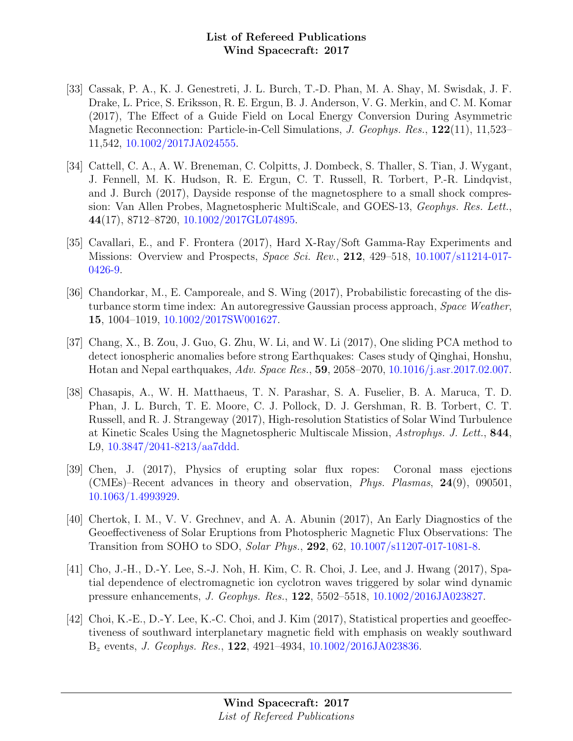[33] Cassak, P. A., K. J. Genestreti, J. L. Burch, T.-D. Phan, M. A. Shay, M. Swisdak, J. F. Drake, L. Price, S. Eriksson, R. E. Ergun, B. J. Anderson, V. G. Merkin, and C. M. Komar (2017), The Effect of a Guide Field on Local Energy Conversion During Asymmetric Magnetic Reconnection: Particle-in-Cell Simulations, *J. Geophys. Res.*, **122**(11), 11,523–11,542, 10.1002/2017JA024555.

[34] Cattell, C. A., A. W. Breneman, C. Colpitts, J. Dombeck, S. Thaller, S. Tian, J. Wygant, J. Fennell, M. K. Hudson, R. E. Ergun, C. T. Russell, R. Torbert, P.-R. Lindqvist, and J. Burch (2017), Dayside response of the magnetosphere to a small shock compression: Van Allen Probes, Magnetospheric MultiScale, and GOES-13, *Geophys. Res. Lett.*, **44**(17), 8712–8720, 10.1002/2017GL074895.

[35] Cavallari, E., and F. Frontera (2017), Hard X-Ray/Soft Gamma-Ray Experiments and Missions: Overview and Prospects, *Space Sci. Rev.*, **212**, 429–518, 10.1007/s11214-017-0426-9.

[36] Chandorkar, M., E. Camporeale, and S. Wing (2017), Probabilistic forecasting of the disturbance storm time index: An autoregressive Gaussian process approach, *Space Weather*, **15**, 1004–1019, 10.1002/2017SW001627.

[37] Chang, X., B. Zou, J. Guo, G. Zhu, W. Li, and W. Li (2017), One sliding PCA method to detect ionospheric anomalies before strong Earthquakes: Cases study of Qinghai, Honshu, Hotan and Nepal earthquakes, *Adv. Space Res.*, **59**, 2058–2070, 10.1016/j.asr.2017.02.007.

[38] Chasapis, A., W. H. Matthaeus, T. N. Parashar, S. A. Fuselier, B. A. Maruca, T. D. Phan, J. L. Burch, T. E. Moore, C. J. Pollock, D. J. Gershman, R. B. Torbert, C. T. Russell, and R. J. Strangeway (2017), High-resolution Statistics of Solar Wind Turbulence at Kinetic Scales Using the Magnetospheric Multiscale Mission, *Astrophys. J. Lett.*, **844**, L9, 10.3847/2041-8213/aa7ddd.

[39] Chen, J. (2017), Physics of erupting solar flux ropes: Coronal mass ejections (CMEs)–Recent advances in theory and observation, *Phys. Plasmas*, **24**(9), 090501, 10.1063/1.4993929.

[40] Chertok, I. M., V. V. Grechnev, and A. A. Abunin (2017), An Early Diagnostics of the Geoeffectiveness of Solar Eruptions from Photospheric Magnetic Flux Observations: The Transition from SOHO to SDO, *Solar Phys.*, **292**, 62, 10.1007/s11207-017-1081-8.

[41] Cho, J.-H., D.-Y. Lee, S.-J. Noh, H. Kim, C. R. Choi, J. Lee, and J. Hwang (2017), Spatial dependence of electromagnetic ion cyclotron waves triggered by solar wind dynamic pressure enhancements, *J. Geophys. Res.*, **122**, 5502–5518, 10.1002/2016JA023827.

[42] Choi, K.-E., D.-Y. Lee, K.-C. Choi, and J. Kim (2017), Statistical properties and geoeffectiveness of southward interplanetary magnetic field with emphasis on weakly southward $B_z$ events, *J. Geophys. Res.*, **122**, 4921–4934, 10.1002/2016JA023836.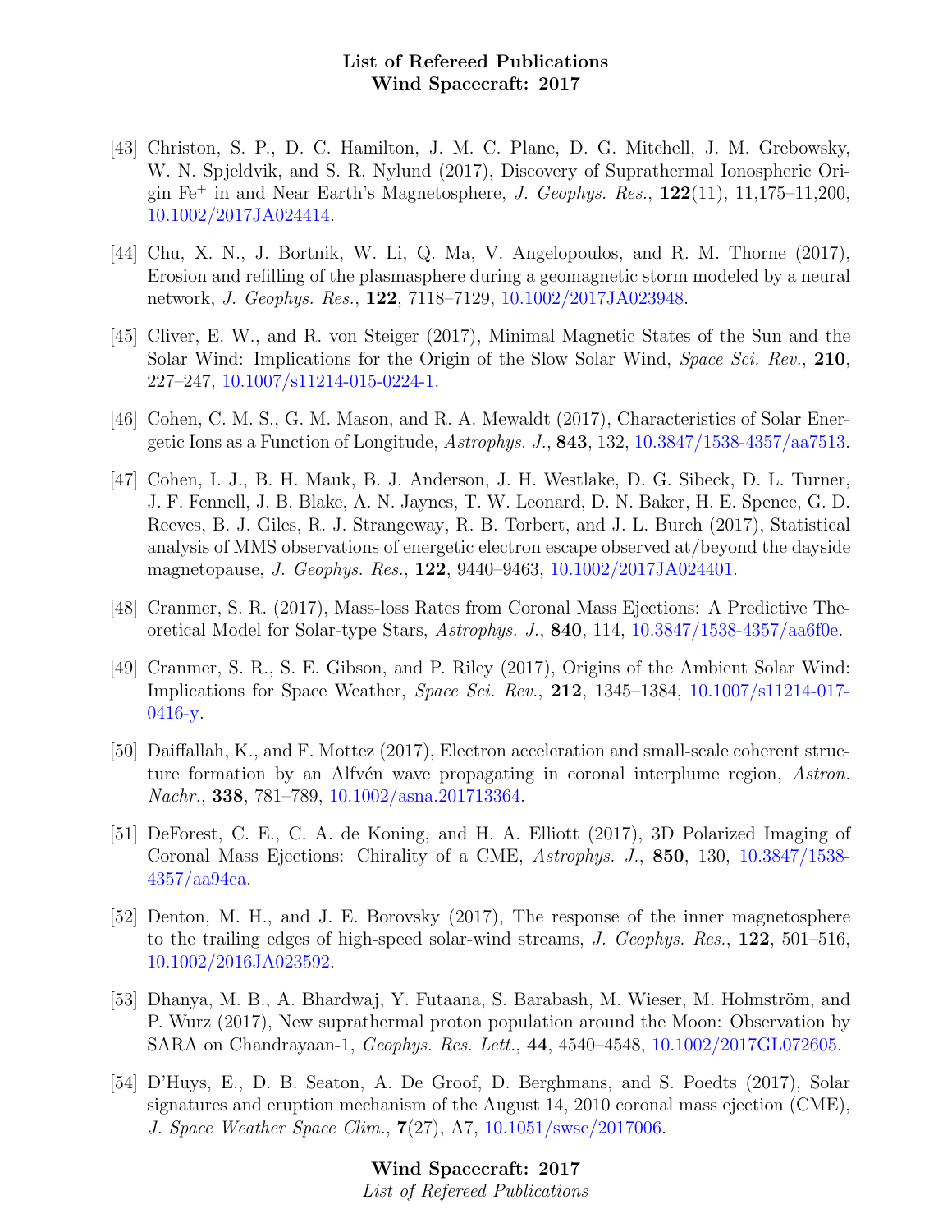[43] Christon, S. P., D. C. Hamilton, J. M. C. Plane, D. G. Mitchell, J. M. Grebowsky, W. N. Spjeldvik, and S. R. Nylund (2017), Discovery of Suprathermal Ionospheric Origin $Fe^{+}$ in and Near Earth's Magnetosphere, *J. Geophys. Res.*, **122**(11), 11,175–11,200, 10.1002/2017JA024414.

[44] Chu, X. N., J. Bortnik, W. Li, Q. Ma, V. Angelopoulos, and R. M. Thorne (2017), Erosion and refilling of the plasmasphere during a geomagnetic storm modeled by a neural network, *J. Geophys. Res.*, **122**, 7118–7129, 10.1002/2017JA023948.

[45] Cliver, E. W., and R. von Steiger (2017), Minimal Magnetic States of the Sun and the Solar Wind: Implications for the Origin of the Slow Solar Wind, *Space Sci. Rev.*, **210**, 227–247, 10.1007/s11214-015-0224-1.

[46] Cohen, C. M. S., G. M. Mason, and R. A. Mewaldt (2017), Characteristics of Solar Energetic Ions as a Function of Longitude, *Astrophys. J.*, **843**, 132, 10.3847/1538-4357/aa7513.

[47] Cohen, I. J., B. H. Mauk, B. J. Anderson, J. H. Westlake, D. G. Sibeck, D. L. Turner, J. F. Fennell, J. B. Blake, A. N. Jaynes, T. W. Leonard, D. N. Baker, H. E. Spence, G. D. Reeves, B. J. Giles, R. J. Strangeway, R. B. Torbert, and J. L. Burch (2017), Statistical analysis of MMS observations of energetic electron escape observed at/beyond the dayside magnetopause, *J. Geophys. Res.*, **122**, 9440–9463, 10.1002/2017JA024401.

[48] Cranmer, S. R. (2017), Mass-loss Rates from Coronal Mass Ejections: A Predictive Theoretical Model for Solar-type Stars, *Astrophys. J.*, **840**, 114, 10.3847/1538-4357/aa6f0e.

[49] Cranmer, S. R., S. E. Gibson, and P. Riley (2017), Origins of the Ambient Solar Wind: Implications for Space Weather, *Space Sci. Rev.*, **212**, 1345–1384, 10.1007/s11214-017-0416-y.

[50] Daiffallah, K., and F. Mottez (2017), Electron acceleration and small-scale coherent structure formation by an Alfvén wave propagating in coronal interplume region, *Astron. Nachr.*, **338**, 781–789, 10.1002/asna.201713364.

[51] DeForest, C. E., C. A. de Koning, and H. A. Elliott (2017), 3D Polarized Imaging of Coronal Mass Ejections: Chirality of a CME, *Astrophys. J.*, **850**, 130, 10.3847/1538-4357/aa94ca.

[52] Denton, M. H., and J. E. Borovsky (2017), The response of the inner magnetosphere to the trailing edges of high-speed solar-wind streams, *J. Geophys. Res.*, **122**, 501–516, 10.1002/2016JA023592.

[53] Dhanya, M. B., A. Bhardwaj, Y. Futaana, S. Barabash, M. Wieser, M. Holmström, and P. Wurz (2017), New suprathermal proton population around the Moon: Observation by SARA on Chandrayaan-1, *Geophys. Res. Lett.*, **44**, 4540–4548, 10.1002/2017GL072605.

[54] D'Huys, E., D. B. Seaton, A. De Groof, D. Berghmans, and S. Poedts (2017), Solar signatures and eruption mechanism of the August 14, 2010 coronal mass ejection (CME), *J. Space Weather Space Clim.*, **7**(27), A7, 10.1051/swsc/2017006.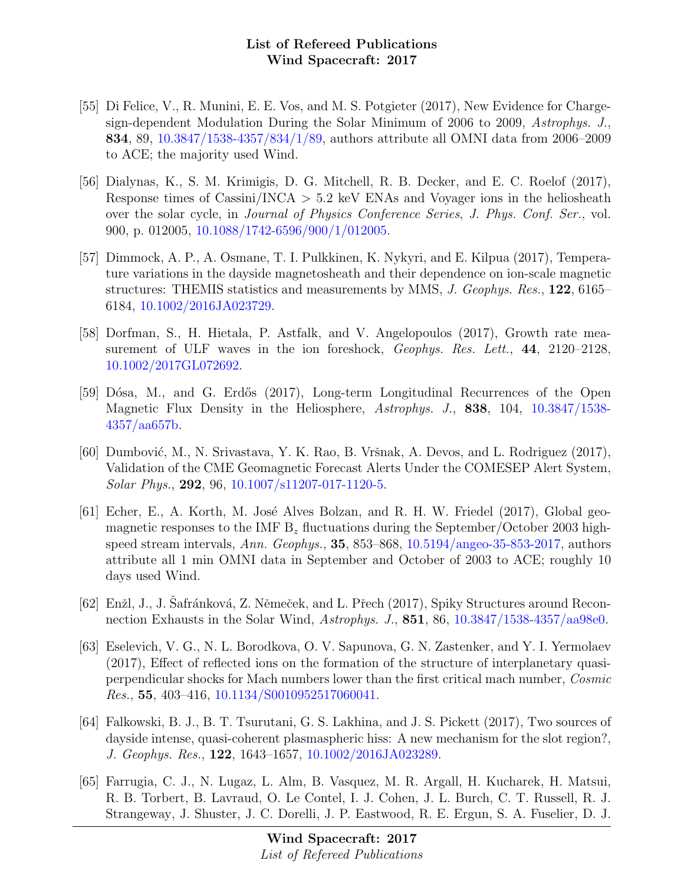[55] Di Felice, V., R. Munini, E. E. Vos, and M. S. Potgieter (2017), New Evidence for Charge-sign-dependent Modulation During the Solar Minimum of 2006 to 2009, *Astrophys. J.*, **834**, 89, 10.3847/1538-4357/834/1/89, authors attribute all OMNI data from 2006–2009 to ACE; the majority used Wind.

[56] Dialynas, K., S. M. Krimigis, D. G. Mitchell, R. B. Decker, and E. C. Roelof (2017), Response times of Cassini/INCA > 5.2 keV ENAs and Voyager ions in the heliosheath over the solar cycle, in *Journal of Physics Conference Series*, *J. Phys. Conf. Ser.*, vol. 900, p. 012005, 10.1088/1742-6596/900/1/012005.

[57] Dimmock, A. P., A. Osmane, T. I. Pulkkinen, K. Nykyri, and E. Kilpua (2017), Temperature variations in the dayside magnetosheath and their dependence on ion-scale magnetic structures: THEMIS statistics and measurements by MMS, *J. Geophys. Res.*, **122**, 6165–6184, 10.1002/2016JA023729.

[58] Dorfman, S., H. Hietala, P. Astfalk, and V. Angelopoulos (2017), Growth rate measurement of ULF waves in the ion foreshock, *Geophys. Res. Lett.*, **44**, 2120–2128, 10.1002/2017GL072692.

[59] Dósa, M., and G. Erdős (2017), Long-term Longitudinal Recurrences of the Open Magnetic Flux Density in the Heliosphere, *Astrophys. J.*, **838**, 104, 10.3847/1538-4357/aa657b.

[60] Dumbović, M., N. Srivastava, Y. K. Rao, B. Vršnak, A. Devos, and L. Rodriguez (2017), Validation of the CME Geomagnetic Forecast Alerts Under the COMESEP Alert System, *Solar Phys.*, **292**, 96, 10.1007/s11207-017-1120-5.

[61] Echer, E., A. Korth, M. José Alves Bolzan, and R. H. W. Friedel (2017), Global geomagnetic responses to the IMF $B_z$ fluctuations during the September/October 2003 high-speed stream intervals, *Ann. Geophys.*, **35**, 853–868, 10.5194/angeo-35-853-2017, authors attribute all 1 min OMNI data in September and October of 2003 to ACE; roughly 10 days used Wind.

[62] Enžl, J., J. Šafránková, Z. Němeček, and L. Přech (2017), Spiky Structures around Reconnection Exhausts in the Solar Wind, *Astrophys. J.*, **851**, 86, 10.3847/1538-4357/aa98e0.

[63] Eselevich, V. G., N. L. Borodkova, O. V. Sapunova, G. N. Zastenker, and Y. I. Yermolaev (2017), Effect of reflected ions on the formation of the structure of interplanetary quasi-perpendicular shocks for Mach numbers lower than the first critical mach number, *Cosmic Res.*, **55**, 403–416, 10.1134/S0010952517060041.

[64] Falkowski, B. J., B. T. Tsurutani, G. S. Lakhina, and J. S. Pickett (2017), Two sources of dayside intense, quasi-coherent plasmaspheric hiss: A new mechanism for the slot region?, *J. Geophys. Res.*, **122**, 1643–1657, 10.1002/2016JA023289.

[65] Farrugia, C. J., N. Lugaz, L. Alm, B. Vasquez, M. R. Argall, H. Kucharek, H. Matsui, R. B. Torbert, B. Lavraud, O. Le Contel, I. J. Cohen, J. L. Burch, C. T. Russell, R. J. Strangeway, J. Shuster, J. C. Dorelli, J. P. Eastwood, R. E. Ergun, S. A. Fuselier, D. J.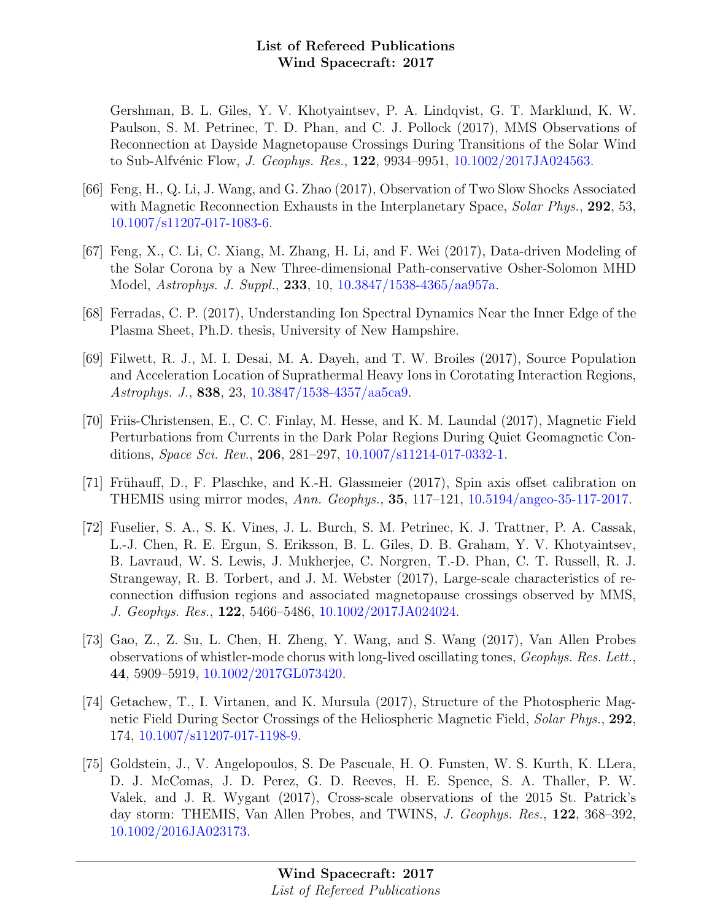Gershman, B. L. Giles, Y. V. Khotyaintsev, P. A. Lindqvist, G. T. Marklund, K. W. Paulson, S. M. Petrinec, T. D. Phan, and C. J. Pollock (2017), MMS Observations of Reconnection at Dayside Magnetopause Crossings During Transitions of the Solar Wind to Sub-Alfvénic Flow, *J. Geophys. Res.*, **122**, 9934–9951, 10.1002/2017JA024563.

[66] Feng, H., Q. Li, J. Wang, and G. Zhao (2017), Observation of Two Slow Shocks Associated with Magnetic Reconnection Exhausts in the Interplanetary Space, *Solar Phys.*, **292**, 53, 10.1007/s11207-017-1083-6.

[67] Feng, X., C. Li, C. Xiang, M. Zhang, H. Li, and F. Wei (2017), Data-driven Modeling of the Solar Corona by a New Three-dimensional Path-conservative Osher-Solomon MHD Model, *Astrophys. J. Suppl.*, **233**, 10, 10.3847/1538-4365/aa957a.

[68] Ferradas, C. P. (2017), Understanding Ion Spectral Dynamics Near the Inner Edge of the Plasma Sheet, Ph.D. thesis, University of New Hampshire.

[69] Filwett, R. J., M. I. Desai, M. A. Dayeh, and T. W. Broiles (2017), Source Population and Acceleration Location of Suprathermal Heavy Ions in Corotating Interaction Regions, *Astrophys. J.*, **838**, 23, 10.3847/1538-4357/aa5ca9.

[70] Friis-Christensen, E., C. C. Finlay, M. Hesse, and K. M. Laundal (2017), Magnetic Field Perturbations from Currents in the Dark Polar Regions During Quiet Geomagnetic Conditions, *Space Sci. Rev.*, **206**, 281–297, 10.1007/s11214-017-0332-1.

[71] Frühauff, D., F. Plaschke, and K.-H. Glassmeier (2017), Spin axis offset calibration on THEMIS using mirror modes, *Ann. Geophys.*, **35**, 117–121, 10.5194/angeo-35-117-2017.

[72] Fuselier, S. A., S. K. Vines, J. L. Burch, S. M. Petrinec, K. J. Trattner, P. A. Cassak, L.-J. Chen, R. E. Ergun, S. Eriksson, B. L. Giles, D. B. Graham, Y. V. Khotyaintsev, B. Lavraud, W. S. Lewis, J. Mukherjee, C. Norgren, T.-D. Phan, C. T. Russell, R. J. Strangeway, R. B. Torbert, and J. M. Webster (2017), Large-scale characteristics of reconnection diffusion regions and associated magnetopause crossings observed by MMS, *J. Geophys. Res.*, **122**, 5466–5486, 10.1002/2017JA024024.

[73] Gao, Z., Z. Su, L. Chen, H. Zheng, Y. Wang, and S. Wang (2017), Van Allen Probes observations of whistler-mode chorus with long-lived oscillating tones, *Geophys. Res. Lett.*, **44**, 5909–5919, 10.1002/2017GL073420.

[74] Getachew, T., I. Virtanen, and K. Mursula (2017), Structure of the Photospheric Magnetic Field During Sector Crossings of the Heliospheric Magnetic Field, *Solar Phys.*, **292**, 174, 10.1007/s11207-017-1198-9.

[75] Goldstein, J., V. Angelopoulos, S. De Pascuale, H. O. Funsten, W. S. Kurth, K. LLera, D. J. McComas, J. D. Perez, G. D. Reeves, H. E. Spence, S. A. Thaller, P. W. Valek, and J. R. Wygant (2017), Cross-scale observations of the 2015 St. Patrick's day storm: THEMIS, Van Allen Probes, and TWINS, *J. Geophys. Res.*, **122**, 368–392, 10.1002/2016JA023173.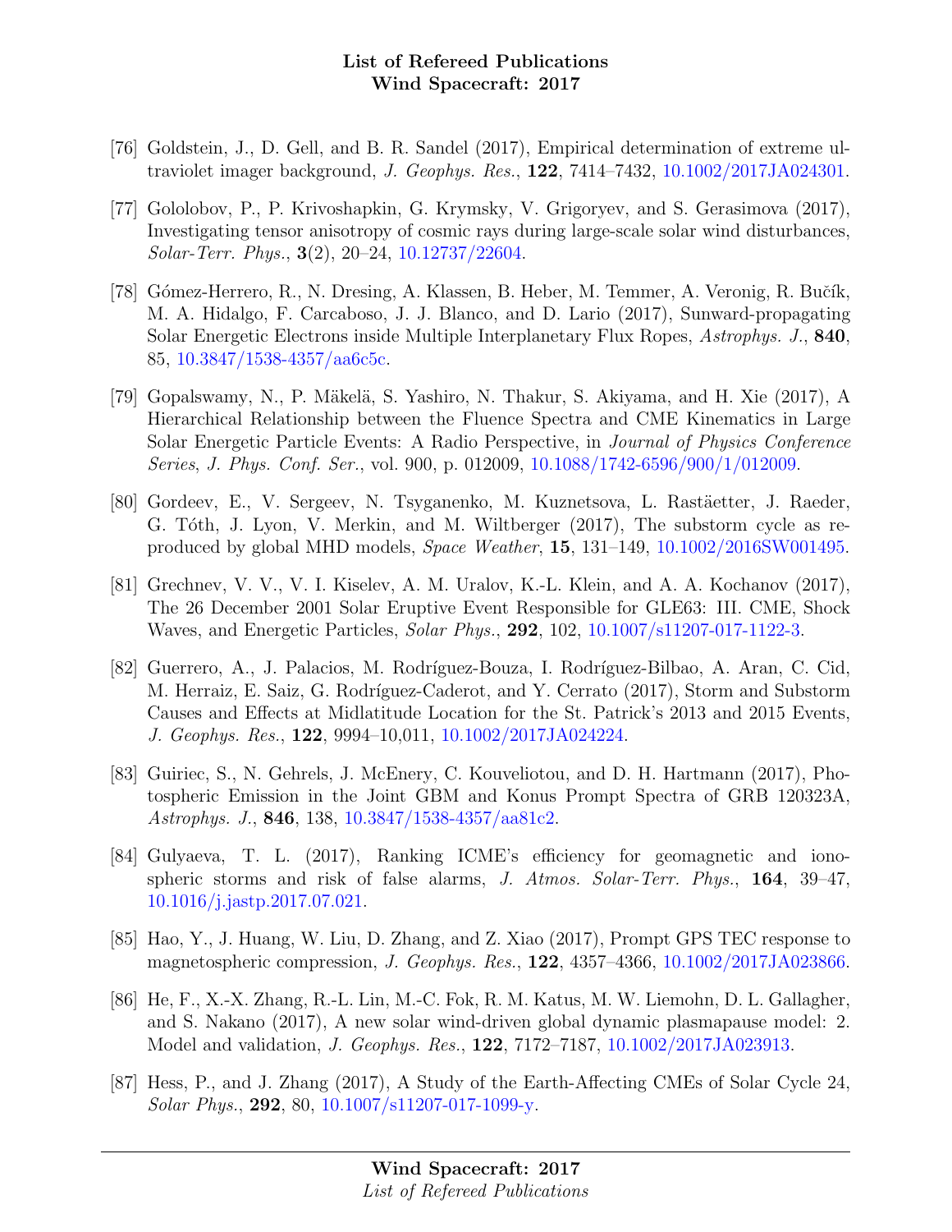[76] Goldstein, J., D. Gell, and B. R. Sandel (2017), Empirical determination of extreme ultraviolet imager background, *J. Geophys. Res.*, **122**, 7414–7432, 10.1002/2017JA024301.

[77] Gololobov, P., P. Krivoshapkin, G. Krymsky, V. Grigoryev, and S. Gerasimova (2017), Investigating tensor anisotropy of cosmic rays during large-scale solar wind disturbances, *Solar-Terr. Phys.*, **3**(2), 20–24, 10.12737/22604.

[78] Gómez-Herrero, R., N. Dresing, A. Klassen, B. Heber, M. Temmer, A. Veronig, R. Bučík, M. A. Hidalgo, F. Carcaboso, J. J. Blanco, and D. Lario (2017), Sunward-propagating Solar Energetic Electrons inside Multiple Interplanetary Flux Ropes, *Astrophys. J.*, **840**, 85, 10.3847/1538-4357/aa6c5c.

[79] Gopalswamy, N., P. Mäkelä, S. Yashiro, N. Thakur, S. Akiyama, and H. Xie (2017), A Hierarchical Relationship between the Fluence Spectra and CME Kinematics in Large Solar Energetic Particle Events: A Radio Perspective, in *Journal of Physics Conference Series*, *J. Phys. Conf. Ser.*, vol. 900, p. 012009, 10.1088/1742-6596/900/1/012009.

[80] Gordeev, E., V. Sergeev, N. Tsyganenko, M. Kuznetsova, L. Rastäetter, J. Raeder, G. Tóth, J. Lyon, V. Merkin, and M. Wiltberger (2017), The substorm cycle as reproduced by global MHD models, *Space Weather*, **15**, 131–149, 10.1002/2016SW001495.

[81] Grechnev, V. V., V. I. Kiselev, A. M. Uralov, K.-L. Klein, and A. A. Kochanov (2017), The 26 December 2001 Solar Eruptive Event Responsible for GLE63: III. CME, Shock Waves, and Energetic Particles, *Solar Phys.*, **292**, 102, 10.1007/s11207-017-1122-3.

[82] Guerrero, A., J. Palacios, M. Rodríguez-Bouza, I. Rodríguez-Bilbao, A. Aran, C. Cid, M. Herraiz, E. Saiz, G. Rodríguez-Caderot, and Y. Cerrato (2017), Storm and Substorm Causes and Effects at Midlatitude Location for the St. Patrick's 2013 and 2015 Events, *J. Geophys. Res.*, **122**, 9994–10,011, 10.1002/2017JA024224.

[83] Guiriec, S., N. Gehrels, J. McEnery, C. Kouveliotou, and D. H. Hartmann (2017), Photospheric Emission in the Joint GBM and Konus Prompt Spectra of GRB 120323A, *Astrophys. J.*, **846**, 138, 10.3847/1538-4357/aa81c2.

[84] Gulyaeva, T. L. (2017), Ranking ICME's efficiency for geomagnetic and ionospheric storms and risk of false alarms, *J. Atmos. Solar-Terr. Phys.*, **164**, 39–47, 10.1016/j.jastp.2017.07.021.

[85] Hao, Y., J. Huang, W. Liu, D. Zhang, and Z. Xiao (2017), Prompt GPS TEC response to magnetospheric compression, *J. Geophys. Res.*, **122**, 4357–4366, 10.1002/2017JA023866.

[86] He, F., X.-X. Zhang, R.-L. Lin, M.-C. Fok, R. M. Katus, M. W. Liemohn, D. L. Gallagher, and S. Nakano (2017), A new solar wind-driven global dynamic plasmapause model: 2. Model and validation, *J. Geophys. Res.*, **122**, 7172–7187, 10.1002/2017JA023913.

[87] Hess, P., and J. Zhang (2017), A Study of the Earth-Affecting CMEs of Solar Cycle 24, *Solar Phys.*, **292**, 80, 10.1007/s11207-017-1099-y.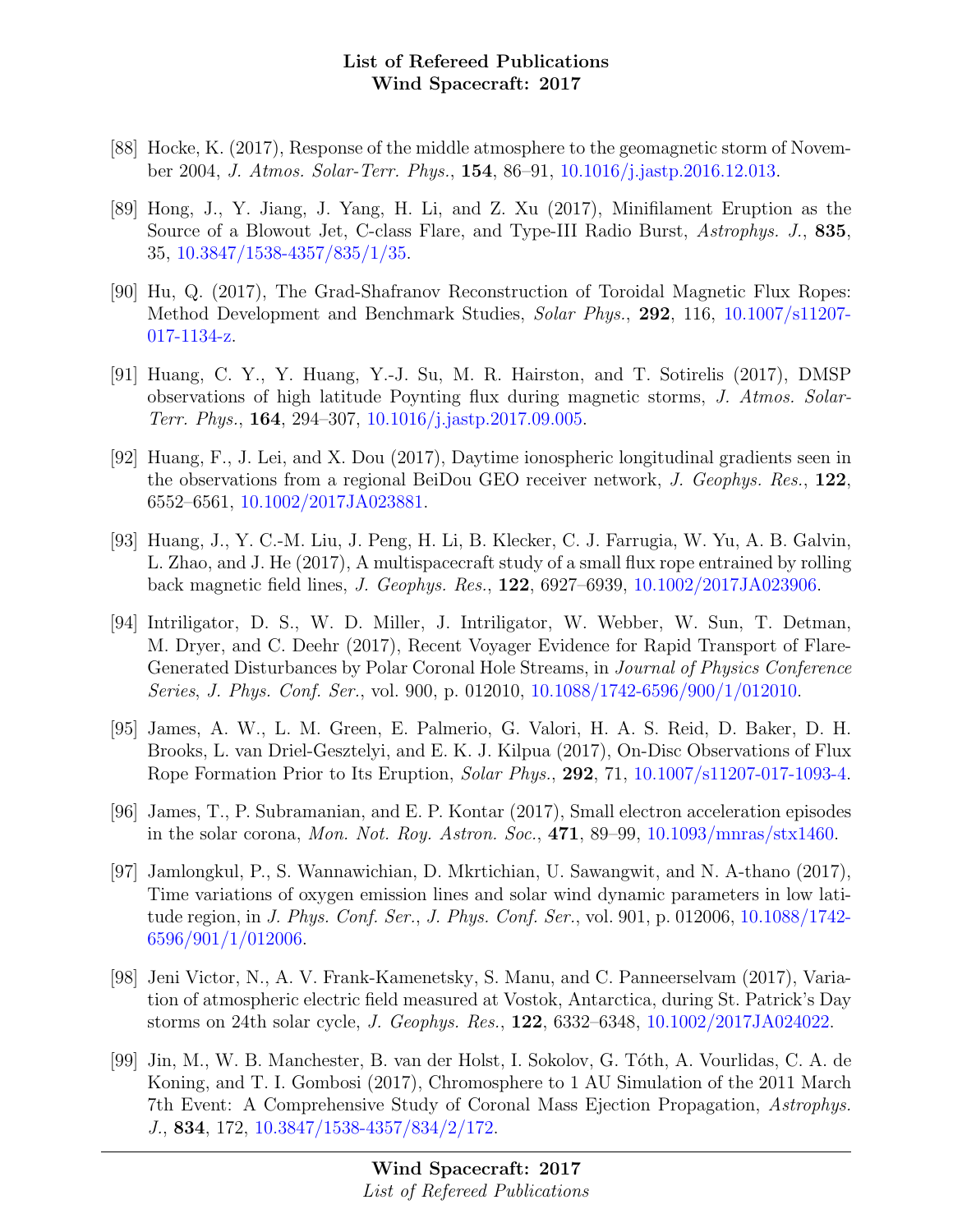[88] Hocke, K. (2017), Response of the middle atmosphere to the geomagnetic storm of November 2004, *J. Atmos. Solar-Terr. Phys.*, **154**, 86–91, 10.1016/j.jastp.2016.12.013.

[89] Hong, J., Y. Jiang, J. Yang, H. Li, and Z. Xu (2017), Minifilament Eruption as the Source of a Blowout Jet, C-class Flare, and Type-III Radio Burst, *Astrophys. J.*, **835**, 35, 10.3847/1538-4357/835/1/35.

[90] Hu, Q. (2017), The Grad-Shafranov Reconstruction of Toroidal Magnetic Flux Ropes: Method Development and Benchmark Studies, *Solar Phys.*, **292**, 116, 10.1007/s11207-017-1134-z.

[91] Huang, C. Y., Y. Huang, Y.-J. Su, M. R. Hairston, and T. Sotirelis (2017), DMSP observations of high latitude Poynting flux during magnetic storms, *J. Atmos. Solar-Terr. Phys.*, **164**, 294–307, 10.1016/j.jastp.2017.09.005.

[92] Huang, F., J. Lei, and X. Dou (2017), Daytime ionospheric longitudinal gradients seen in the observations from a regional BeiDou GEO receiver network, *J. Geophys. Res.*, **122**, 6552–6561, 10.1002/2017JA023881.

[93] Huang, J., Y. C.-M. Liu, J. Peng, H. Li, B. Klecker, C. J. Farrugia, W. Yu, A. B. Galvin, L. Zhao, and J. He (2017), A multispacecraft study of a small flux rope entrained by rolling back magnetic field lines, *J. Geophys. Res.*, **122**, 6927–6939, 10.1002/2017JA023906.

[94] Intriligator, D. S., W. D. Miller, J. Intriligator, W. Webber, W. Sun, T. Detman, M. Dryer, and C. Deehr (2017), Recent Voyager Evidence for Rapid Transport of Flare-Generated Disturbances by Polar Coronal Hole Streams, in *Journal of Physics Conference Series*, *J. Phys. Conf. Ser.*, vol. 900, p. 012010, 10.1088/1742-6596/900/1/012010.

[95] James, A. W., L. M. Green, E. Palmerio, G. Valori, H. A. S. Reid, D. Baker, D. H. Brooks, L. van Driel-Gesztelyi, and E. K. J. Kilpua (2017), On-Disc Observations of Flux Rope Formation Prior to Its Eruption, *Solar Phys.*, **292**, 71, 10.1007/s11207-017-1093-4.

[96] James, T., P. Subramanian, and E. P. Kontar (2017), Small electron acceleration episodes in the solar corona, *Mon. Not. Roy. Astron. Soc.*, **471**, 89–99, 10.1093/mnras/stx1460.

[97] Jamlongkul, P., S. Wannawichian, D. Mkrtichian, U. Sawangwit, and N. A-thano (2017), Time variations of oxygen emission lines and solar wind dynamic parameters in low latitude region, in *J. Phys. Conf. Ser.*, *J. Phys. Conf. Ser.*, vol. 901, p. 012006, 10.1088/1742-6596/901/1/012006.

[98] Jeni Victor, N., A. V. Frank-Kamenetsky, S. Manu, and C. Panneerselvam (2017), Variation of atmospheric electric field measured at Vostok, Antarctica, during St. Patrick's Day storms on 24th solar cycle, *J. Geophys. Res.*, **122**, 6332–6348, 10.1002/2017JA024022.

[99] Jin, M., W. B. Manchester, B. van der Holst, I. Sokolov, G. Tóth, A. Vourlidas, C. A. de Koning, and T. I. Gombosi (2017), Chromosphere to 1 AU Simulation of the 2011 March 7th Event: A Comprehensive Study of Coronal Mass Ejection Propagation, *Astrophys. J.*, **834**, 172, 10.3847/1538-4357/834/2/172.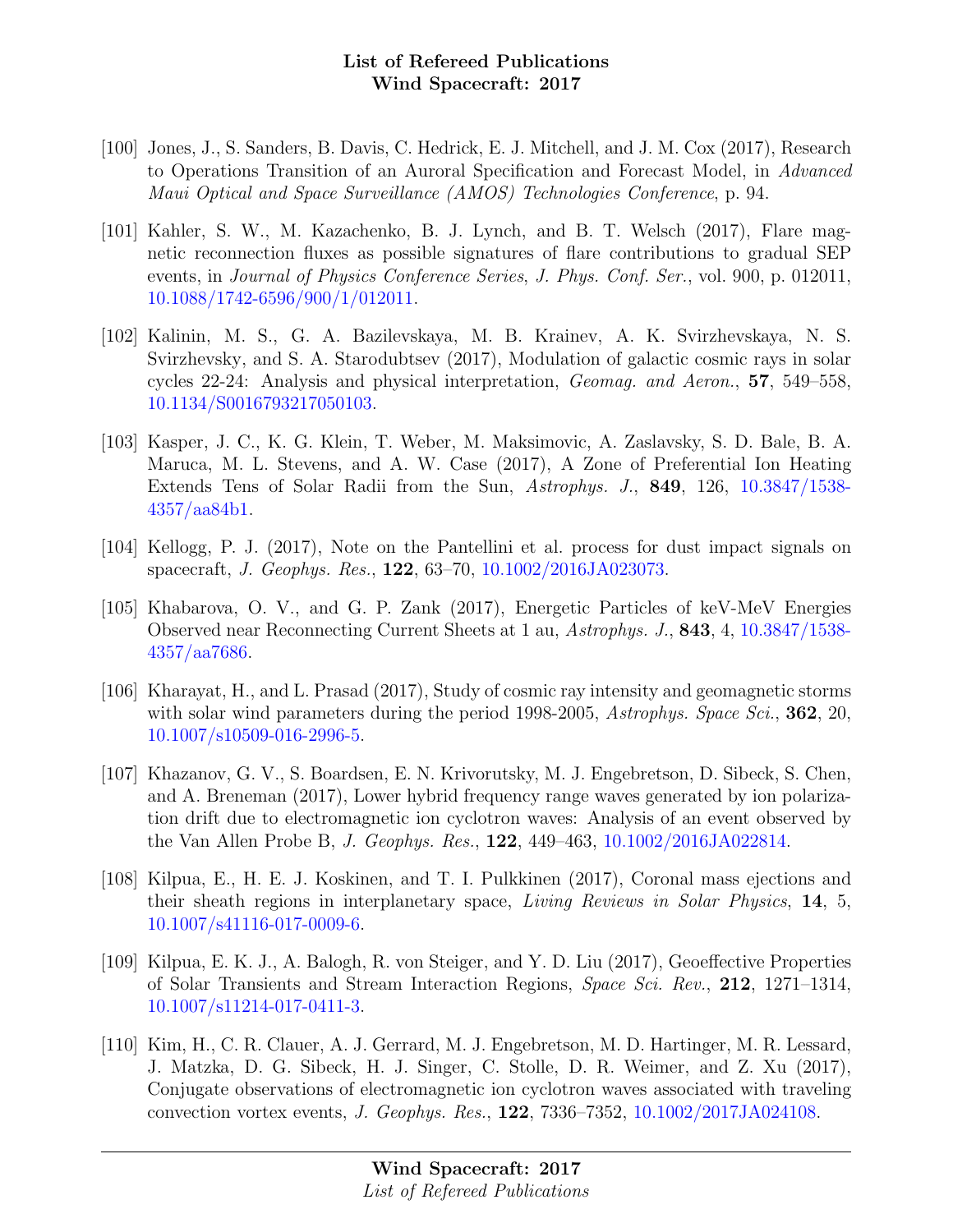[100] Jones, J., S. Sanders, B. Davis, C. Hedrick, E. J. Mitchell, and J. M. Cox (2017), Research to Operations Transition of an Auroral Specification and Forecast Model, in *Advanced Maui Optical and Space Surveillance (AMOS) Technologies Conference*, p. 94.

[101] Kahler, S. W., M. Kazachenko, B. J. Lynch, and B. T. Welsch (2017), Flare magnetic reconnection fluxes as possible signatures of flare contributions to gradual SEP events, in *Journal of Physics Conference Series*, *J. Phys. Conf. Ser.*, vol. 900, p. 012011, 10.1088/1742-6596/900/1/012011.

[102] Kalinin, M. S., G. A. Bazilevskaya, M. B. Krainev, A. K. Svirzhevskaya, N. S. Svirzhevsky, and S. A. Starodubtsev (2017), Modulation of galactic cosmic rays in solar cycles 22-24: Analysis and physical interpretation, *Geomag. and Aeron.*, **57**, 549–558, 10.1134/S0016793217050103.

[103] Kasper, J. C., K. G. Klein, T. Weber, M. Maksimovic, A. Zaslavsky, S. D. Bale, B. A. Maruca, M. L. Stevens, and A. W. Case (2017), A Zone of Preferential Ion Heating Extends Tens of Solar Radii from the Sun, *Astrophys. J.*, **849**, 126, 10.3847/1538-4357/aa84b1.

[104] Kellogg, P. J. (2017), Note on the Pantellini et al. process for dust impact signals on spacecraft, *J. Geophys. Res.*, **122**, 63–70, 10.1002/2016JA023073.

[105] Khabarova, O. V., and G. P. Zank (2017), Energetic Particles of keV-MeV Energies Observed near Reconnecting Current Sheets at 1 au, *Astrophys. J.*, **843**, 4, 10.3847/1538-4357/aa7686.

[106] Kharayat, H., and L. Prasad (2017), Study of cosmic ray intensity and geomagnetic storms with solar wind parameters during the period 1998-2005, *Astrophys. Space Sci.*, **362**, 20, 10.1007/s10509-016-2996-5.

[107] Khazanov, G. V., S. Boardsen, E. N. Krivorutsky, M. J. Engebretson, D. Sibeck, S. Chen, and A. Breneman (2017), Lower hybrid frequency range waves generated by ion polarization drift due to electromagnetic ion cyclotron waves: Analysis of an event observed by the Van Allen Probe B, *J. Geophys. Res.*, **122**, 449–463, 10.1002/2016JA022814.

[108] Kilpua, E., H. E. J. Koskinen, and T. I. Pulkkinen (2017), Coronal mass ejections and their sheath regions in interplanetary space, *Living Reviews in Solar Physics*, **14**, 5, 10.1007/s41116-017-0009-6.

[109] Kilpua, E. K. J., A. Balogh, R. von Steiger, and Y. D. Liu (2017), Geoeffective Properties of Solar Transients and Stream Interaction Regions, *Space Sci. Rev.*, **212**, 1271–1314, 10.1007/s11214-017-0411-3.

[110] Kim, H., C. R. Clauer, A. J. Gerrard, M. J. Engebretson, M. D. Hartinger, M. R. Lessard, J. Matzka, D. G. Sibeck, H. J. Singer, C. Stolle, D. R. Weimer, and Z. Xu (2017), Conjugate observations of electromagnetic ion cyclotron waves associated with traveling convection vortex events, *J. Geophys. Res.*, **122**, 7336–7352, 10.1002/2017JA024108.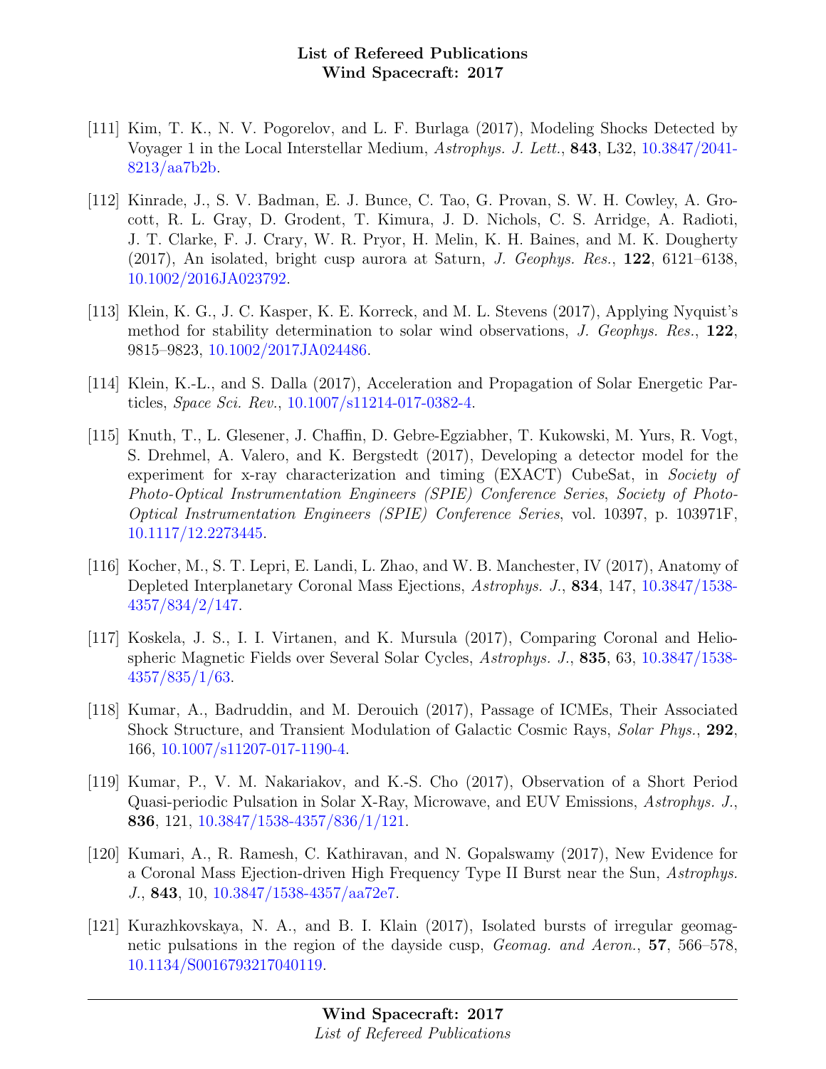[111] Kim, T. K., N. V. Pogorelov, and L. F. Burlaga (2017), Modeling Shocks Detected by Voyager 1 in the Local Interstellar Medium, *Astrophys. J. Lett.*, **843**, L32, 10.3847/2041-8213/aa7b2b.

[112] Kinrade, J., S. V. Badman, E. J. Bunce, C. Tao, G. Provan, S. W. H. Cowley, A. Grocott, R. L. Gray, D. Grodent, T. Kimura, J. D. Nichols, C. S. Arridge, A. Radioti, J. T. Clarke, F. J. Crary, W. R. Pryor, H. Melin, K. H. Baines, and M. K. Dougherty (2017), An isolated, bright cusp aurora at Saturn, *J. Geophys. Res.*, **122**, 6121–6138, 10.1002/2016JA023792.

[113] Klein, K. G., J. C. Kasper, K. E. Korreck, and M. L. Stevens (2017), Applying Nyquist's method for stability determination to solar wind observations, *J. Geophys. Res.*, **122**, 9815–9823, 10.1002/2017JA024486.

[114] Klein, K.-L., and S. Dalla (2017), Acceleration and Propagation of Solar Energetic Particles, *Space Sci. Rev.*, 10.1007/s11214-017-0382-4.

[115] Knuth, T., L. Glesener, J. Chaffin, D. Gebre-Egziabher, T. Kukowski, M. Yurs, R. Vogt, S. Drehmel, A. Valero, and K. Bergstedt (2017), Developing a detector model for the experiment for x-ray characterization and timing (EXACT) CubeSat, in *Society of Photo-Optical Instrumentation Engineers (SPIE) Conference Series*, *Society of Photo-Optical Instrumentation Engineers (SPIE) Conference Series*, vol. 10397, p. 103971F, 10.1117/12.2273445.

[116] Kocher, M., S. T. Lepri, E. Landi, L. Zhao, and W. B. Manchester, IV (2017), Anatomy of Depleted Interplanetary Coronal Mass Ejections, *Astrophys. J.*, **834**, 147, 10.3847/1538-4357/834/2/147.

[117] Koskela, J. S., I. I. Virtanen, and K. Mursula (2017), Comparing Coronal and Heliospheric Magnetic Fields over Several Solar Cycles, *Astrophys. J.*, **835**, 63, 10.3847/1538-4357/835/1/63.

[118] Kumar, A., Badruddin, and M. Derouich (2017), Passage of ICMEs, Their Associated Shock Structure, and Transient Modulation of Galactic Cosmic Rays, *Solar Phys.*, **292**, 166, 10.1007/s11207-017-1190-4.

[119] Kumar, P., V. M. Nakariakov, and K.-S. Cho (2017), Observation of a Short Period Quasi-periodic Pulsation in Solar X-Ray, Microwave, and EUV Emissions, *Astrophys. J.*, **836**, 121, 10.3847/1538-4357/836/1/121.

[120] Kumari, A., R. Ramesh, C. Kathiravan, and N. Gopalswamy (2017), New Evidence for a Coronal Mass Ejection-driven High Frequency Type II Burst near the Sun, *Astrophys. J.*, **843**, 10, 10.3847/1538-4357/aa72e7.

[121] Kurazhkovskaya, N. A., and B. I. Klain (2017), Isolated bursts of irregular geomagnetic pulsations in the region of the dayside cusp, *Geomag. and Aeron.*, **57**, 566–578, 10.1134/S0016793217040119.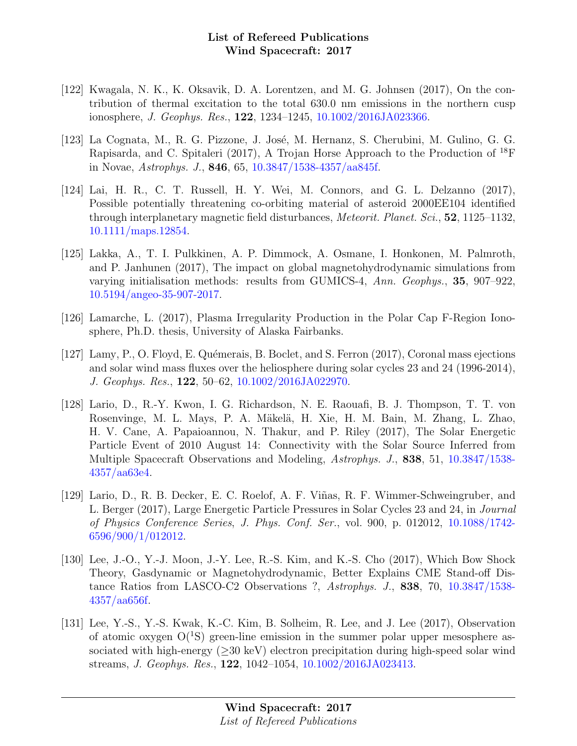[122] Kwagala, N. K., K. Oksavik, D. A. Lorentzen, and M. G. Johnsen (2017), On the contribution of thermal excitation to the total 630.0 nm emissions in the northern cusp ionosphere, *J. Geophys. Res.*, **122**, 1234–1245, 10.1002/2016JA023366.

[123] La Cognata, M., R. G. Pizzone, J. José, M. Hernanz, S. Cherubini, M. Gulino, G. G. Rapisarda, and C. Spitaleri (2017), A Trojan Horse Approach to the Production of $^{18}$F in Novae, *Astrophys. J.*, **846**, 65, 10.3847/1538-4357/aa845f.

[124] Lai, H. R., C. T. Russell, H. Y. Wei, M. Connors, and G. L. Delzanno (2017), Possible potentially threatening co-orbiting material of asteroid 2000EE104 identified through interplanetary magnetic field disturbances, *Meteorit. Planet. Sci.*, **52**, 1125–1132, 10.1111/maps.12854.

[125] Lakka, A., T. I. Pulkkinen, A. P. Dimmock, A. Osmane, I. Honkonen, M. Palmroth, and P. Janhunen (2017), The impact on global magnetohydrodynamic simulations from varying initialisation methods: results from GUMICS-4, *Ann. Geophys.*, **35**, 907–922, 10.5194/angeo-35-907-2017.

[126] Lamarche, L. (2017), Plasma Irregularity Production in the Polar Cap F-Region Ionosphere, Ph.D. thesis, University of Alaska Fairbanks.

[127] Lamy, P., O. Floyd, E. Quémerais, B. Boclet, and S. Ferron (2017), Coronal mass ejections and solar wind mass fluxes over the heliosphere during solar cycles 23 and 24 (1996-2014), *J. Geophys. Res.*, **122**, 50–62, 10.1002/2016JA022970.

[128] Lario, D., R.-Y. Kwon, I. G. Richardson, N. E. Raouafi, B. J. Thompson, T. T. von Rosenvinge, M. L. Mays, P. A. Mäkelä, H. Xie, H. M. Bain, M. Zhang, L. Zhao, H. V. Cane, A. Papaioannou, N. Thakur, and P. Riley (2017), The Solar Energetic Particle Event of 2010 August 14: Connectivity with the Solar Source Inferred from Multiple Spacecraft Observations and Modeling, *Astrophys. J.*, **838**, 51, 10.3847/1538-4357/aa63e4.

[129] Lario, D., R. B. Decker, E. C. Roelof, A. F. Viñas, R. F. Wimmer-Schweingruber, and L. Berger (2017), Large Energetic Particle Pressures in Solar Cycles 23 and 24, in *Journal of Physics Conference Series*, *J. Phys. Conf. Ser.*, vol. 900, p. 012012, 10.1088/1742-6596/900/1/012012.

[130] Lee, J.-O., Y.-J. Moon, J.-Y. Lee, R.-S. Kim, and K.-S. Cho (2017), Which Bow Shock Theory, Gasdynamic or Magnetohydrodynamic, Better Explains CME Stand-off Distance Ratios from LASCO-C2 Observations ?, *Astrophys. J.*, **838**, 70, 10.3847/1538-4357/aa656f.

[131] Lee, Y.-S., Y.-S. Kwak, K.-C. Kim, B. Solheim, R. Lee, and J. Lee (2017), Observation of atomic oxygen O($^1$S) green-line emission in the summer polar upper mesosphere associated with high-energy ($\geq$30 keV) electron precipitation during high-speed solar wind streams, *J. Geophys. Res.*, **122**, 1042–1054, 10.1002/2016JA023413.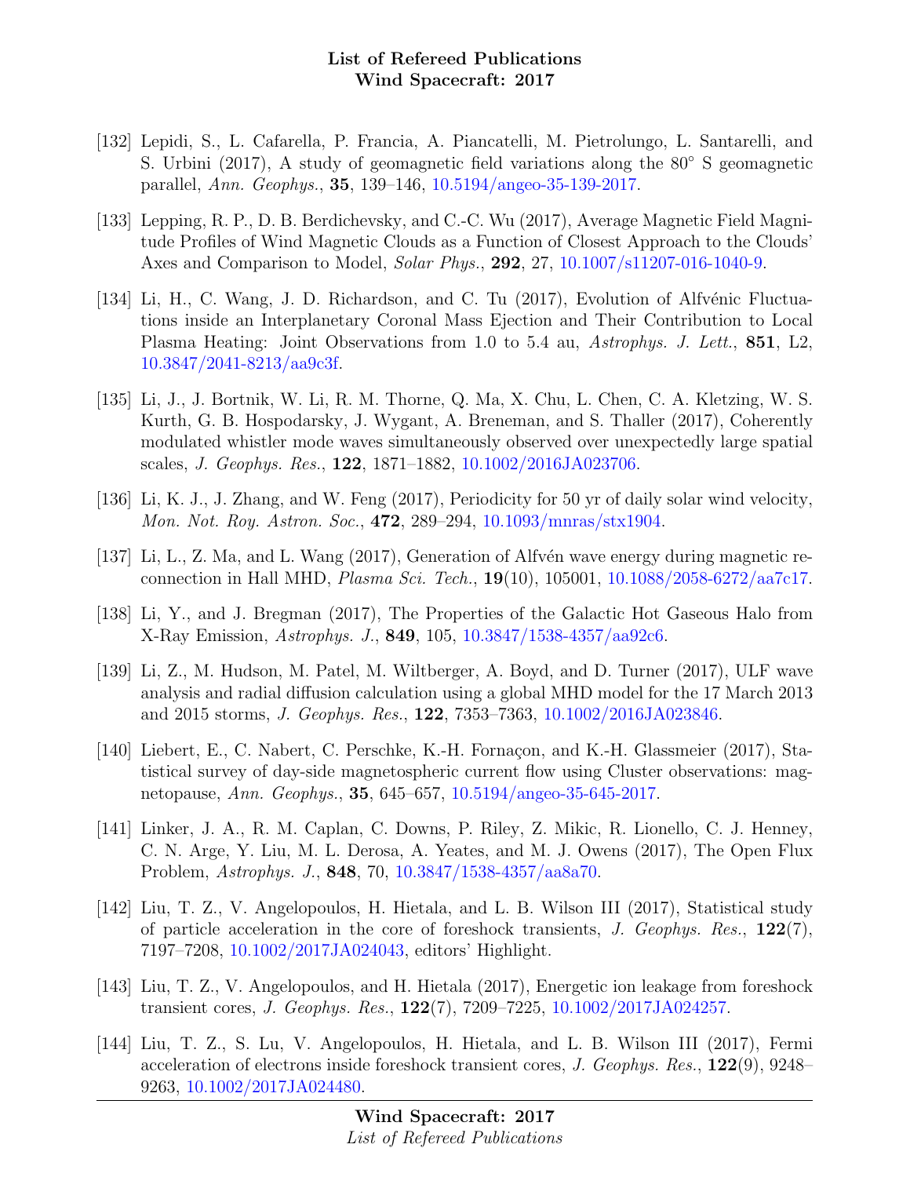[132] Lepidi, S., L. Cafarella, P. Francia, A. Piancatelli, M. Pietrolungo, L. Santarelli, and S. Urbini (2017), A study of geomagnetic field variations along the 80° S geomagnetic parallel, *Ann. Geophys.*, **35**, 139–146, 10.5194/angeo-35-139-2017.

[133] Lepping, R. P., D. B. Berdichevsky, and C.-C. Wu (2017), Average Magnetic Field Magnitude Profiles of Wind Magnetic Clouds as a Function of Closest Approach to the Clouds' Axes and Comparison to Model, *Solar Phys.*, **292**, 27, 10.1007/s11207-016-1040-9.

[134] Li, H., C. Wang, J. D. Richardson, and C. Tu (2017), Evolution of Alfvénic Fluctuations inside an Interplanetary Coronal Mass Ejection and Their Contribution to Local Plasma Heating: Joint Observations from 1.0 to 5.4 au, *Astrophys. J. Lett.*, **851**, L2, 10.3847/2041-8213/aa9c3f.

[135] Li, J., J. Bortnik, W. Li, R. M. Thorne, Q. Ma, X. Chu, L. Chen, C. A. Kletzing, W. S. Kurth, G. B. Hospodarsky, J. Wygant, A. Breneman, and S. Thaller (2017), Coherently modulated whistler mode waves simultaneously observed over unexpectedly large spatial scales, *J. Geophys. Res.*, **122**, 1871–1882, 10.1002/2016JA023706.

[136] Li, K. J., J. Zhang, and W. Feng (2017), Periodicity for 50 yr of daily solar wind velocity, *Mon. Not. Roy. Astron. Soc.*, **472**, 289–294, 10.1093/mnras/stx1904.

[137] Li, L., Z. Ma, and L. Wang (2017), Generation of Alfvén wave energy during magnetic reconnection in Hall MHD, *Plasma Sci. Tech.*, **19**(10), 105001, 10.1088/2058-6272/aa7c17.

[138] Li, Y., and J. Bregman (2017), The Properties of the Galactic Hot Gaseous Halo from X-Ray Emission, *Astrophys. J.*, **849**, 105, 10.3847/1538-4357/aa92c6.

[139] Li, Z., M. Hudson, M. Patel, M. Wiltberger, A. Boyd, and D. Turner (2017), ULF wave analysis and radial diffusion calculation using a global MHD model for the 17 March 2013 and 2015 storms, *J. Geophys. Res.*, **122**, 7353–7363, 10.1002/2016JA023846.

[140] Liebert, E., C. Nabert, C. Perschke, K.-H. Fornaçon, and K.-H. Glassmeier (2017), Statistical survey of day-side magnetospheric current flow using Cluster observations: magnetopause, *Ann. Geophys.*, **35**, 645–657, 10.5194/angeo-35-645-2017.

[141] Linker, J. A., R. M. Caplan, C. Downs, P. Riley, Z. Mikic, R. Lionello, C. J. Henney, C. N. Arge, Y. Liu, M. L. Derosa, A. Yeates, and M. J. Owens (2017), The Open Flux Problem, *Astrophys. J.*, **848**, 70, 10.3847/1538-4357/aa8a70.

[142] Liu, T. Z., V. Angelopoulos, H. Hietala, and L. B. Wilson III (2017), Statistical study of particle acceleration in the core of foreshock transients, *J. Geophys. Res.*, **122**(7), 7197–7208, 10.1002/2017JA024043, editors' Highlight.

[143] Liu, T. Z., V. Angelopoulos, and H. Hietala (2017), Energetic ion leakage from foreshock transient cores, *J. Geophys. Res.*, **122**(7), 7209–7225, 10.1002/2017JA024257.

[144] Liu, T. Z., S. Lu, V. Angelopoulos, H. Hietala, and L. B. Wilson III (2017), Fermi acceleration of electrons inside foreshock transient cores, *J. Geophys. Res.*, **122**(9), 9248–9263, 10.1002/2017JA024480.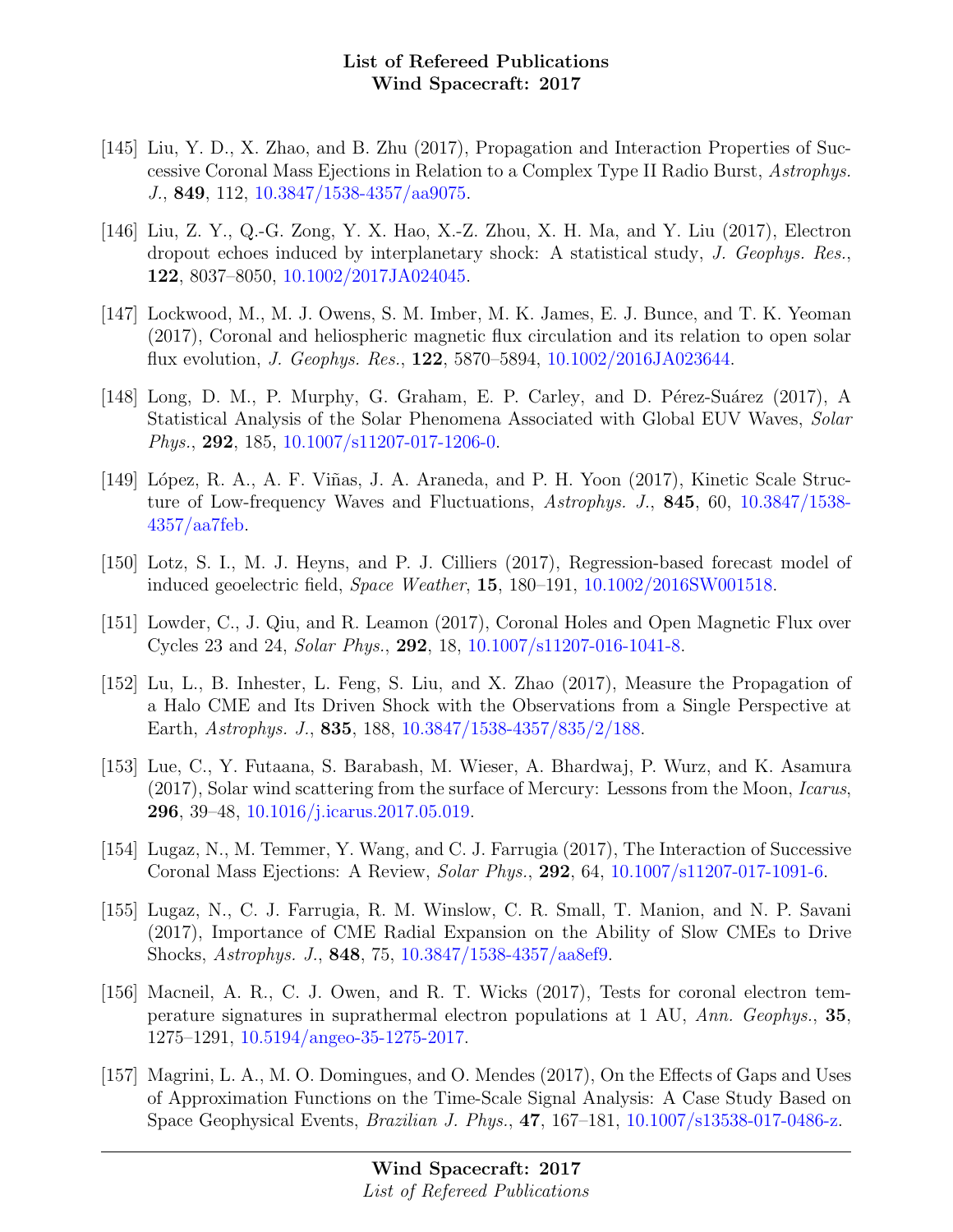[145] Liu, Y. D., X. Zhao, and B. Zhu (2017), Propagation and Interaction Properties of Successive Coronal Mass Ejections in Relation to a Complex Type II Radio Burst, *Astrophys. J.*, **849**, 112, 10.3847/1538-4357/aa9075.

[146] Liu, Z. Y., Q.-G. Zong, Y. X. Hao, X.-Z. Zhou, X. H. Ma, and Y. Liu (2017), Electron dropout echoes induced by interplanetary shock: A statistical study, *J. Geophys. Res.*, **122**, 8037–8050, 10.1002/2017JA024045.

[147] Lockwood, M., M. J. Owens, S. M. Imber, M. K. James, E. J. Bunce, and T. K. Yeoman (2017), Coronal and heliospheric magnetic flux circulation and its relation to open solar flux evolution, *J. Geophys. Res.*, **122**, 5870–5894, 10.1002/2016JA023644.

[148] Long, D. M., P. Murphy, G. Graham, E. P. Carley, and D. Pérez-Suárez (2017), A Statistical Analysis of the Solar Phenomena Associated with Global EUV Waves, *Solar Phys.*, **292**, 185, 10.1007/s11207-017-1206-0.

[149] López, R. A., A. F. Viñas, J. A. Araneda, and P. H. Yoon (2017), Kinetic Scale Structure of Low-frequency Waves and Fluctuations, *Astrophys. J.*, **845**, 60, 10.3847/1538-4357/aa7feb.

[150] Lotz, S. I., M. J. Heyns, and P. J. Cilliers (2017), Regression-based forecast model of induced geoelectric field, *Space Weather*, **15**, 180–191, 10.1002/2016SW001518.

[151] Lowder, C., J. Qiu, and R. Leamon (2017), Coronal Holes and Open Magnetic Flux over Cycles 23 and 24, *Solar Phys.*, **292**, 18, 10.1007/s11207-016-1041-8.

[152] Lu, L., B. Inhester, L. Feng, S. Liu, and X. Zhao (2017), Measure the Propagation of a Halo CME and Its Driven Shock with the Observations from a Single Perspective at Earth, *Astrophys. J.*, **835**, 188, 10.3847/1538-4357/835/2/188.

[153] Lue, C., Y. Futaana, S. Barabash, M. Wieser, A. Bhardwaj, P. Wurz, and K. Asamura (2017), Solar wind scattering from the surface of Mercury: Lessons from the Moon, *Icarus*, **296**, 39–48, 10.1016/j.icarus.2017.05.019.

[154] Lugaz, N., M. Temmer, Y. Wang, and C. J. Farrugia (2017), The Interaction of Successive Coronal Mass Ejections: A Review, *Solar Phys.*, **292**, 64, 10.1007/s11207-017-1091-6.

[155] Lugaz, N., C. J. Farrugia, R. M. Winslow, C. R. Small, T. Manion, and N. P. Savani (2017), Importance of CME Radial Expansion on the Ability of Slow CMEs to Drive Shocks, *Astrophys. J.*, **848**, 75, 10.3847/1538-4357/aa8ef9.

[156] Macneil, A. R., C. J. Owen, and R. T. Wicks (2017), Tests for coronal electron temperature signatures in suprathermal electron populations at 1 AU, *Ann. Geophys.*, **35**, 1275–1291, 10.5194/angeo-35-1275-2017.

[157] Magrini, L. A., M. O. Domingues, and O. Mendes (2017), On the Effects of Gaps and Uses of Approximation Functions on the Time-Scale Signal Analysis: A Case Study Based on Space Geophysical Events, *Brazilian J. Phys.*, **47**, 167–181, 10.1007/s13538-017-0486-z.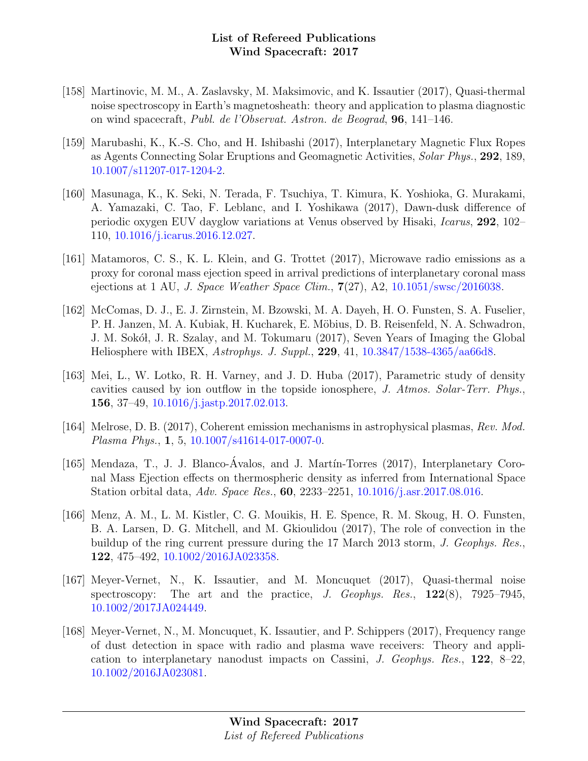[158] Martinovic, M. M., A. Zaslavsky, M. Maksimovic, and K. Issautier (2017), Quasi-thermal noise spectroscopy in Earth's magnetosheath: theory and application to plasma diagnostic on wind spacecraft, *Publ. de l'Observat. Astron. de Beograd*, **96**, 141–146.

[159] Marubashi, K., K.-S. Cho, and H. Ishibashi (2017), Interplanetary Magnetic Flux Ropes as Agents Connecting Solar Eruptions and Geomagnetic Activities, *Solar Phys.*, **292**, 189, 10.1007/s11207-017-1204-2.

[160] Masunaga, K., K. Seki, N. Terada, F. Tsuchiya, T. Kimura, K. Yoshioka, G. Murakami, A. Yamazaki, C. Tao, F. Leblanc, and I. Yoshikawa (2017), Dawn-dusk difference of periodic oxygen EUV dayglow variations at Venus observed by Hisaki, *Icarus*, **292**, 102–110, 10.1016/j.icarus.2016.12.027.

[161] Matamoros, C. S., K. L. Klein, and G. Trottet (2017), Microwave radio emissions as a proxy for coronal mass ejection speed in arrival predictions of interplanetary coronal mass ejections at 1 AU, *J. Space Weather Space Clim.*, **7**(27), A2, 10.1051/swsc/2016038.

[162] McComas, D. J., E. J. Zirnstein, M. Bzowski, M. A. Dayeh, H. O. Funsten, S. A. Fuselier, P. H. Janzen, M. A. Kubiak, H. Kucharek, E. Möbius, D. B. Reisenfeld, N. A. Schwadron, J. M. Sokół, J. R. Szalay, and M. Tokumaru (2017), Seven Years of Imaging the Global Heliosphere with IBEX, *Astrophys. J. Suppl.*, **229**, 41, 10.3847/1538-4365/aa66d8.

[163] Mei, L., W. Lotko, R. H. Varney, and J. D. Huba (2017), Parametric study of density cavities caused by ion outflow in the topside ionosphere, *J. Atmos. Solar-Terr. Phys.*, **156**, 37–49, 10.1016/j.jastp.2017.02.013.

[164] Melrose, D. B. (2017), Coherent emission mechanisms in astrophysical plasmas, *Rev. Mod. Plasma Phys.*, **1**, 5, 10.1007/s41614-017-0007-0.

[165] Mendaza, T., J. J. Blanco-Ávalos, and J. Martín-Torres (2017), Interplanetary Coronal Mass Ejection effects on thermospheric density as inferred from International Space Station orbital data, *Adv. Space Res.*, **60**, 2233–2251, 10.1016/j.asr.2017.08.016.

[166] Menz, A. M., L. M. Kistler, C. G. Mouikis, H. E. Spence, R. M. Skoug, H. O. Funsten, B. A. Larsen, D. G. Mitchell, and M. Gkioulidou (2017), The role of convection in the buildup of the ring current pressure during the 17 March 2013 storm, *J. Geophys. Res.*, **122**, 475–492, 10.1002/2016JA023358.

[167] Meyer-Vernet, N., K. Issautier, and M. Moncuquet (2017), Quasi-thermal noise spectroscopy: The art and the practice, *J. Geophys. Res.*, **122**(8), 7925–7945, 10.1002/2017JA024449.

[168] Meyer-Vernet, N., M. Moncuquet, K. Issautier, and P. Schippers (2017), Frequency range of dust detection in space with radio and plasma wave receivers: Theory and application to interplanetary nanodust impacts on Cassini, *J. Geophys. Res.*, **122**, 8–22, 10.1002/2016JA023081.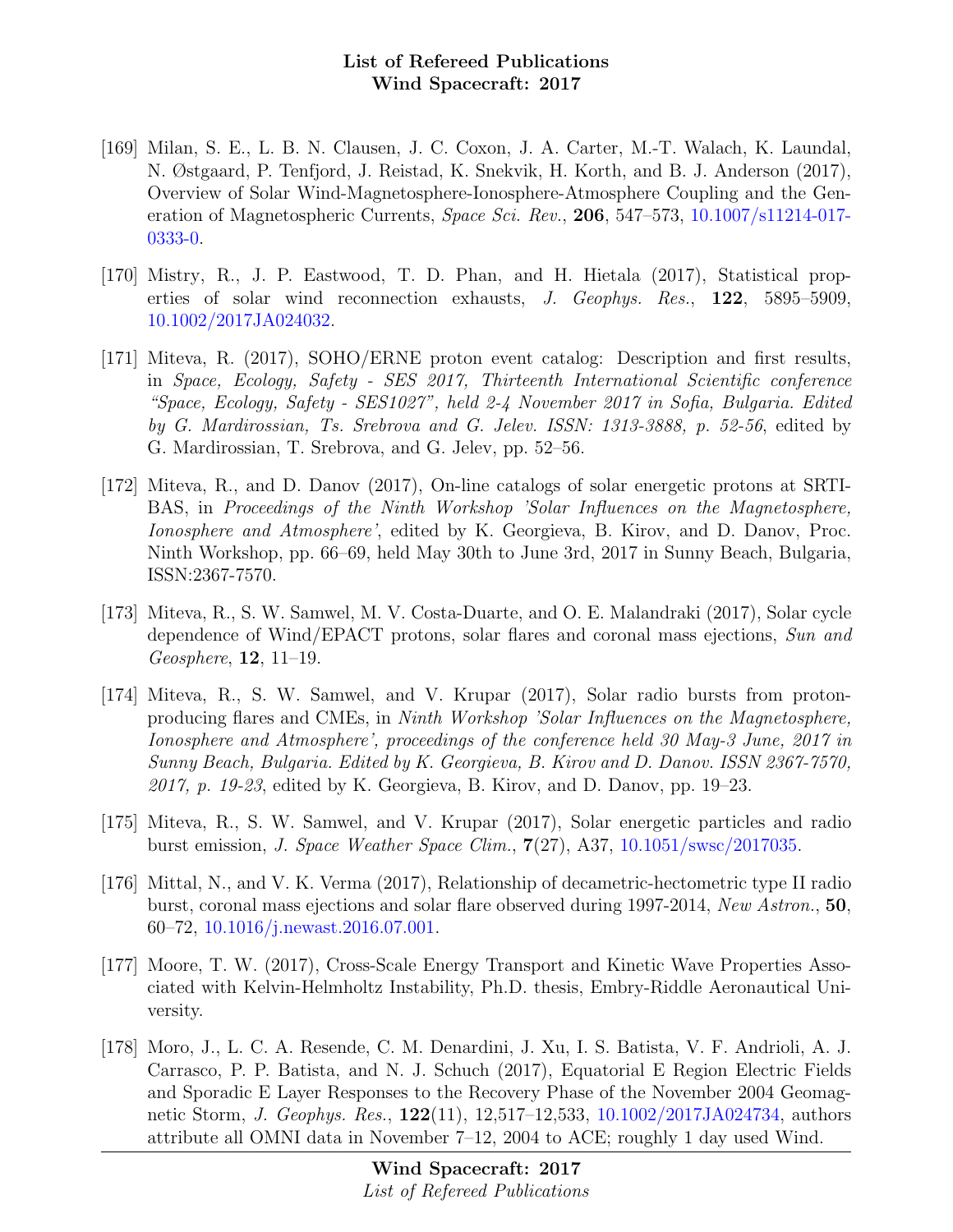[169] Milan, S. E., L. B. N. Clausen, J. C. Coxon, J. A. Carter, M.-T. Walach, K. Laundal, N. Østgaard, P. Tenfjord, J. Reistad, K. Snekvik, H. Korth, and B. J. Anderson (2017), Overview of Solar Wind-Magnetosphere-Ionosphere-Atmosphere Coupling and the Generation of Magnetospheric Currents, *Space Sci. Rev.*, **206**, 547–573, 10.1007/s11214-017-0333-0.

[170] Mistry, R., J. P. Eastwood, T. D. Phan, and H. Hietala (2017), Statistical properties of solar wind reconnection exhausts, *J. Geophys. Res.*, **122**, 5895–5909, 10.1002/2017JA024032.

[171] Miteva, R. (2017), SOHO/ERNE proton event catalog: Description and first results, in *Space, Ecology, Safety - SES 2017, Thirteenth International Scientific conference "Space, Ecology, Safety - SES1027", held 2-4 November 2017 in Sofia, Bulgaria. Edited by G. Mardirossian, Ts. Srebrova and G. Jelev. ISSN: 1313-3888, p. 52-56*, edited by G. Mardirossian, T. Srebrova, and G. Jelev, pp. 52–56.

[172] Miteva, R., and D. Danov (2017), On-line catalogs of solar energetic protons at SRTI-BAS, in *Proceedings of the Ninth Workshop 'Solar Influences on the Magnetosphere, Ionosphere and Atmosphere'*, edited by K. Georgieva, B. Kirov, and D. Danov, Proc. Ninth Workshop, pp. 66–69, held May 30th to June 3rd, 2017 in Sunny Beach, Bulgaria, ISSN:2367-7570.

[173] Miteva, R., S. W. Samwel, M. V. Costa-Duarte, and O. E. Malandraki (2017), Solar cycle dependence of Wind/EPACT protons, solar flares and coronal mass ejections, *Sun and Geosphere*, **12**, 11–19.

[174] Miteva, R., S. W. Samwel, and V. Krupar (2017), Solar radio bursts from proton-producing flares and CMEs, in *Ninth Workshop 'Solar Influences on the Magnetosphere, Ionosphere and Atmosphere', proceedings of the conference held 30 May-3 June, 2017 in Sunny Beach, Bulgaria. Edited by K. Georgieva, B. Kirov and D. Danov. ISSN 2367-7570, 2017, p. 19-23*, edited by K. Georgieva, B. Kirov, and D. Danov, pp. 19–23.

[175] Miteva, R., S. W. Samwel, and V. Krupar (2017), Solar energetic particles and radio burst emission, *J. Space Weather Space Clim.*, **7**(27), A37, 10.1051/swsc/2017035.

[176] Mittal, N., and V. K. Verma (2017), Relationship of decametric-hectometric type II radio burst, coronal mass ejections and solar flare observed during 1997-2014, *New Astron.*, **50**, 60–72, 10.1016/j.newast.2016.07.001.

[177] Moore, T. W. (2017), Cross-Scale Energy Transport and Kinetic Wave Properties Associated with Kelvin-Helmholtz Instability, Ph.D. thesis, Embry-Riddle Aeronautical University.

[178] Moro, J., L. C. A. Resende, C. M. Denardini, J. Xu, I. S. Batista, V. F. Andrioli, A. J. Carrasco, P. P. Batista, and N. J. Schuch (2017), Equatorial E Region Electric Fields and Sporadic E Layer Responses to the Recovery Phase of the November 2004 Geomagnetic Storm, *J. Geophys. Res.*, **122**(11), 12,517–12,533, 10.1002/2017JA024734, authors attribute all OMNI data in November 7–12, 2004 to ACE; roughly 1 day used Wind.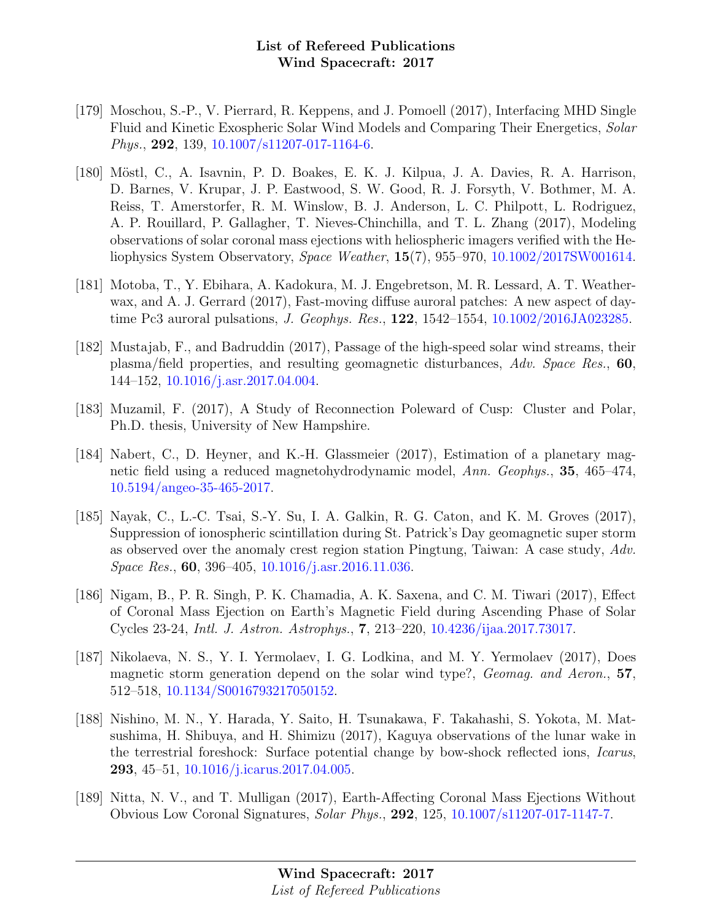[179] Moschou, S.-P., V. Pierrard, R. Keppens, and J. Pomoell (2017), Interfacing MHD Single Fluid and Kinetic Exospheric Solar Wind Models and Comparing Their Energetics, *Solar Phys.*, **292**, 139, 10.1007/s11207-017-1164-6.

[180] Möstl, C., A. Isavnin, P. D. Boakes, E. K. J. Kilpua, J. A. Davies, R. A. Harrison, D. Barnes, V. Krupar, J. P. Eastwood, S. W. Good, R. J. Forsyth, V. Bothmer, M. A. Reiss, T. Amerstorfer, R. M. Winslow, B. J. Anderson, L. C. Philpott, L. Rodriguez, A. P. Rouillard, P. Gallagher, T. Nieves-Chinchilla, and T. L. Zhang (2017), Modeling observations of solar coronal mass ejections with heliospheric imagers verified with the Heliophysics System Observatory, *Space Weather*, **15**(7), 955–970, 10.1002/2017SW001614.

[181] Motoba, T., Y. Ebihara, A. Kadokura, M. J. Engebretson, M. R. Lessard, A. T. Weatherwax, and A. J. Gerrard (2017), Fast-moving diffuse auroral patches: A new aspect of daytime Pc3 auroral pulsations, *J. Geophys. Res.*, **122**, 1542–1554, 10.1002/2016JA023285.

[182] Mustajab, F., and Badruddin (2017), Passage of the high-speed solar wind streams, their plasma/field properties, and resulting geomagnetic disturbances, *Adv. Space Res.*, **60**, 144–152, 10.1016/j.asr.2017.04.004.

[183] Muzamil, F. (2017), A Study of Reconnection Poleward of Cusp: Cluster and Polar, Ph.D. thesis, University of New Hampshire.

[184] Nabert, C., D. Heyner, and K.-H. Glassmeier (2017), Estimation of a planetary magnetic field using a reduced magnetohydrodynamic model, *Ann. Geophys.*, **35**, 465–474, 10.5194/angeo-35-465-2017.

[185] Nayak, C., L.-C. Tsai, S.-Y. Su, I. A. Galkin, R. G. Caton, and K. M. Groves (2017), Suppression of ionospheric scintillation during St. Patrick's Day geomagnetic super storm as observed over the anomaly crest region station Pingtung, Taiwan: A case study, *Adv. Space Res.*, **60**, 396–405, 10.1016/j.asr.2016.11.036.

[186] Nigam, B., P. R. Singh, P. K. Chamadia, A. K. Saxena, and C. M. Tiwari (2017), Effect of Coronal Mass Ejection on Earth's Magnetic Field during Ascending Phase of Solar Cycles 23-24, *Intl. J. Astron. Astrophys.*, **7**, 213–220, 10.4236/ijaa.2017.73017.

[187] Nikolaeva, N. S., Y. I. Yermolaev, I. G. Lodkina, and M. Y. Yermolaev (2017), Does magnetic storm generation depend on the solar wind type?, *Geomag. and Aeron.*, **57**, 512–518, 10.1134/S0016793217050152.

[188] Nishino, M. N., Y. Harada, Y. Saito, H. Tsunakawa, F. Takahashi, S. Yokota, M. Matsushima, H. Shibuya, and H. Shimizu (2017), Kaguya observations of the lunar wake in the terrestrial foreshock: Surface potential change by bow-shock reflected ions, *Icarus*, **293**, 45–51, 10.1016/j.icarus.2017.04.005.

[189] Nitta, N. V., and T. Mulligan (2017), Earth-Affecting Coronal Mass Ejections Without Obvious Low Coronal Signatures, *Solar Phys.*, **292**, 125, 10.1007/s11207-017-1147-7.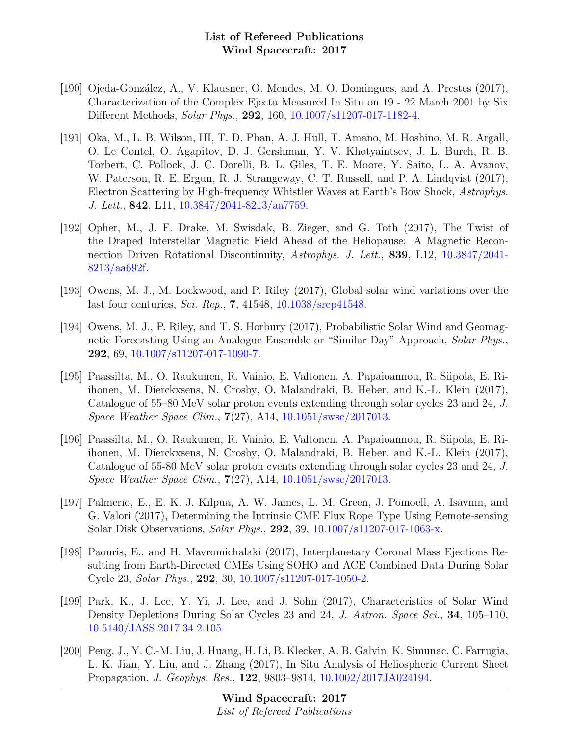[190] Ojeda-González, A., V. Klausner, O. Mendes, M. O. Domingues, and A. Prestes (2017), Characterization of the Complex Ejecta Measured In Situ on 19 - 22 March 2001 by Six Different Methods, *Solar Phys.*, **292**, 160, 10.1007/s11207-017-1182-4.

[191] Oka, M., L. B. Wilson, III, T. D. Phan, A. J. Hull, T. Amano, M. Hoshino, M. R. Argall, O. Le Contel, O. Agapitov, D. J. Gershman, Y. V. Khotyaintsev, J. L. Burch, R. B. Torbert, C. Pollock, J. C. Dorelli, B. L. Giles, T. E. Moore, Y. Saito, L. A. Avanov, W. Paterson, R. E. Ergun, R. J. Strangeway, C. T. Russell, and P. A. Lindqvist (2017), Electron Scattering by High-frequency Whistler Waves at Earth's Bow Shock, *Astrophys. J. Lett.*, **842**, L11, 10.3847/2041-8213/aa7759.

[192] Opher, M., J. F. Drake, M. Swisdak, B. Zieger, and G. Toth (2017), The Twist of the Draped Interstellar Magnetic Field Ahead of the Heliopause: A Magnetic Reconnection Driven Rotational Discontinuity, *Astrophys. J. Lett.*, **839**, L12, 10.3847/2041-8213/aa692f.

[193] Owens, M. J., M. Lockwood, and P. Riley (2017), Global solar wind variations over the last four centuries, *Sci. Rep.*, **7**, 41548, 10.1038/srep41548.

[194] Owens, M. J., P. Riley, and T. S. Horbury (2017), Probabilistic Solar Wind and Geomagnetic Forecasting Using an Analogue Ensemble or "Similar Day" Approach, *Solar Phys.*, **292**, 69, 10.1007/s11207-017-1090-7.

[195] Paassilta, M., O. Raukunen, R. Vainio, E. Valtonen, A. Papaioannou, R. Siipola, E. Riihonen, M. Dierckxsens, N. Crosby, O. Malandraki, B. Heber, and K.-L. Klein (2017), Catalogue of 55–80 MeV solar proton events extending through solar cycles 23 and 24, *J. Space Weather Space Clim.*, **7**(27), A14, 10.1051/swsc/2017013.

[196] Paassilta, M., O. Raukunen, R. Vainio, E. Valtonen, A. Papaioannou, R. Siipola, E. Riihonen, M. Dierckxsens, N. Crosby, O. Malandraki, B. Heber, and K.-L. Klein (2017), Catalogue of 55-80 MeV solar proton events extending through solar cycles 23 and 24, *J. Space Weather Space Clim.*, **7**(27), A14, 10.1051/swsc/2017013.

[197] Palmerio, E., E. K. J. Kilpua, A. W. James, L. M. Green, J. Pomoell, A. Isavnin, and G. Valori (2017), Determining the Intrinsic CME Flux Rope Type Using Remote-sensing Solar Disk Observations, *Solar Phys.*, **292**, 39, 10.1007/s11207-017-1063-x.

[198] Paouris, E., and H. Mavromichalaki (2017), Interplanetary Coronal Mass Ejections Resulting from Earth-Directed CMEs Using SOHO and ACE Combined Data During Solar Cycle 23, *Solar Phys.*, **292**, 30, 10.1007/s11207-017-1050-2.

[199] Park, K., J. Lee, Y. Yi, J. Lee, and J. Sohn (2017), Characteristics of Solar Wind Density Depletions During Solar Cycles 23 and 24, *J. Astron. Space Sci.*, **34**, 105–110, 10.5140/JASS.2017.34.2.105.

[200] Peng, J., Y. C.-M. Liu, J. Huang, H. Li, B. Klecker, A. B. Galvin, K. Simunac, C. Farrugia, L. K. Jian, Y. Liu, and J. Zhang (2017), In Situ Analysis of Heliospheric Current Sheet Propagation, *J. Geophys. Res.*, **122**, 9803–9814, 10.1002/2017JA024194.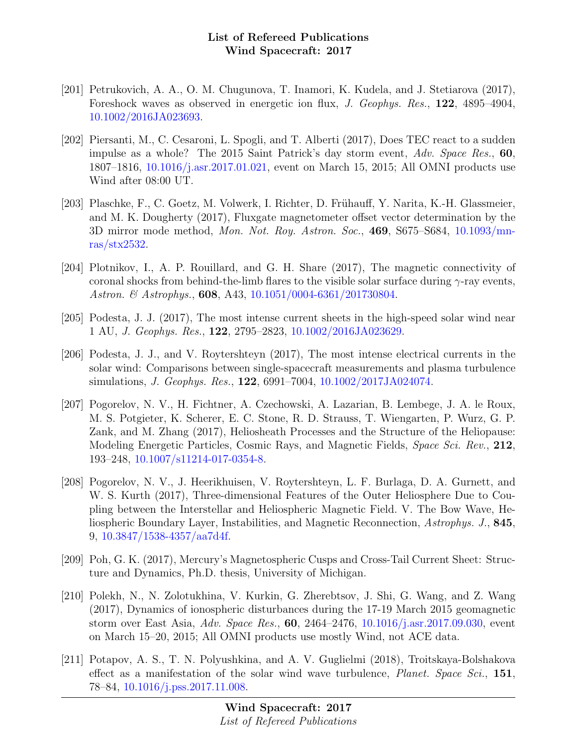[201] Petrukovich, A. A., O. M. Chugunova, T. Inamori, K. Kudela, and J. Stetiarova (2017), Foreshock waves as observed in energetic ion flux, *J. Geophys. Res.*, **122**, 4895–4904, 10.1002/2016JA023693.

[202] Piersanti, M., C. Cesaroni, L. Spogli, and T. Alberti (2017), Does TEC react to a sudden impulse as a whole? The 2015 Saint Patrick's day storm event, *Adv. Space Res.*, **60**, 1807–1816, 10.1016/j.asr.2017.01.021, event on March 15, 2015; All OMNI products use Wind after 08:00 UT.

[203] Plaschke, F., C. Goetz, M. Volwerk, I. Richter, D. Frühauff, Y. Narita, K.-H. Glassmeier, and M. K. Dougherty (2017), Fluxgate magnetometer offset vector determination by the 3D mirror mode method, *Mon. Not. Roy. Astron. Soc.*, **469**, S675–S684, 10.1093/mnras/stx2532.

[204] Plotnikov, I., A. P. Rouillard, and G. H. Share (2017), The magnetic connectivity of coronal shocks from behind-the-limb flares to the visible solar surface during $\gamma$-ray events, *Astron. & Astrophys.*, **608**, A43, 10.1051/0004-6361/201730804.

[205] Podesta, J. J. (2017), The most intense current sheets in the high-speed solar wind near 1 AU, *J. Geophys. Res.*, **122**, 2795–2823, 10.1002/2016JA023629.

[206] Podesta, J. J., and V. Roytershteyn (2017), The most intense electrical currents in the solar wind: Comparisons between single-spacecraft measurements and plasma turbulence simulations, *J. Geophys. Res.*, **122**, 6991–7004, 10.1002/2017JA024074.

[207] Pogorelov, N. V., H. Fichtner, A. Czechowski, A. Lazarian, B. Lembege, J. A. le Roux, M. S. Potgieter, K. Scherer, E. C. Stone, R. D. Strauss, T. Wiengarten, P. Wurz, G. P. Zank, and M. Zhang (2017), Heliosheath Processes and the Structure of the Heliopause: Modeling Energetic Particles, Cosmic Rays, and Magnetic Fields, *Space Sci. Rev.*, **212**, 193–248, 10.1007/s11214-017-0354-8.

[208] Pogorelov, N. V., J. Heerikhuisen, V. Roytershteyn, L. F. Burlaga, D. A. Gurnett, and W. S. Kurth (2017), Three-dimensional Features of the Outer Heliosphere Due to Coupling between the Interstellar and Heliospheric Magnetic Field. V. The Bow Wave, Heliospheric Boundary Layer, Instabilities, and Magnetic Reconnection, *Astrophys. J.*, **845**, 9, 10.3847/1538-4357/aa7d4f.

[209] Poh, G. K. (2017), Mercury's Magnetospheric Cusps and Cross-Tail Current Sheet: Structure and Dynamics, Ph.D. thesis, University of Michigan.

[210] Polekh, N., N. Zolotukhina, V. Kurkin, G. Zherebtsov, J. Shi, G. Wang, and Z. Wang (2017), Dynamics of ionospheric disturbances during the 17-19 March 2015 geomagnetic storm over East Asia, *Adv. Space Res.*, **60**, 2464–2476, 10.1016/j.asr.2017.09.030, event on March 15–20, 2015; All OMNI products use mostly Wind, not ACE data.

[211] Potapov, A. S., T. N. Polyushkina, and A. V. Guglielmi (2018), Troitskaya-Bolshakova effect as a manifestation of the solar wind wave turbulence, *Planet. Space Sci.*, **151**, 78–84, 10.1016/j.pss.2017.11.008.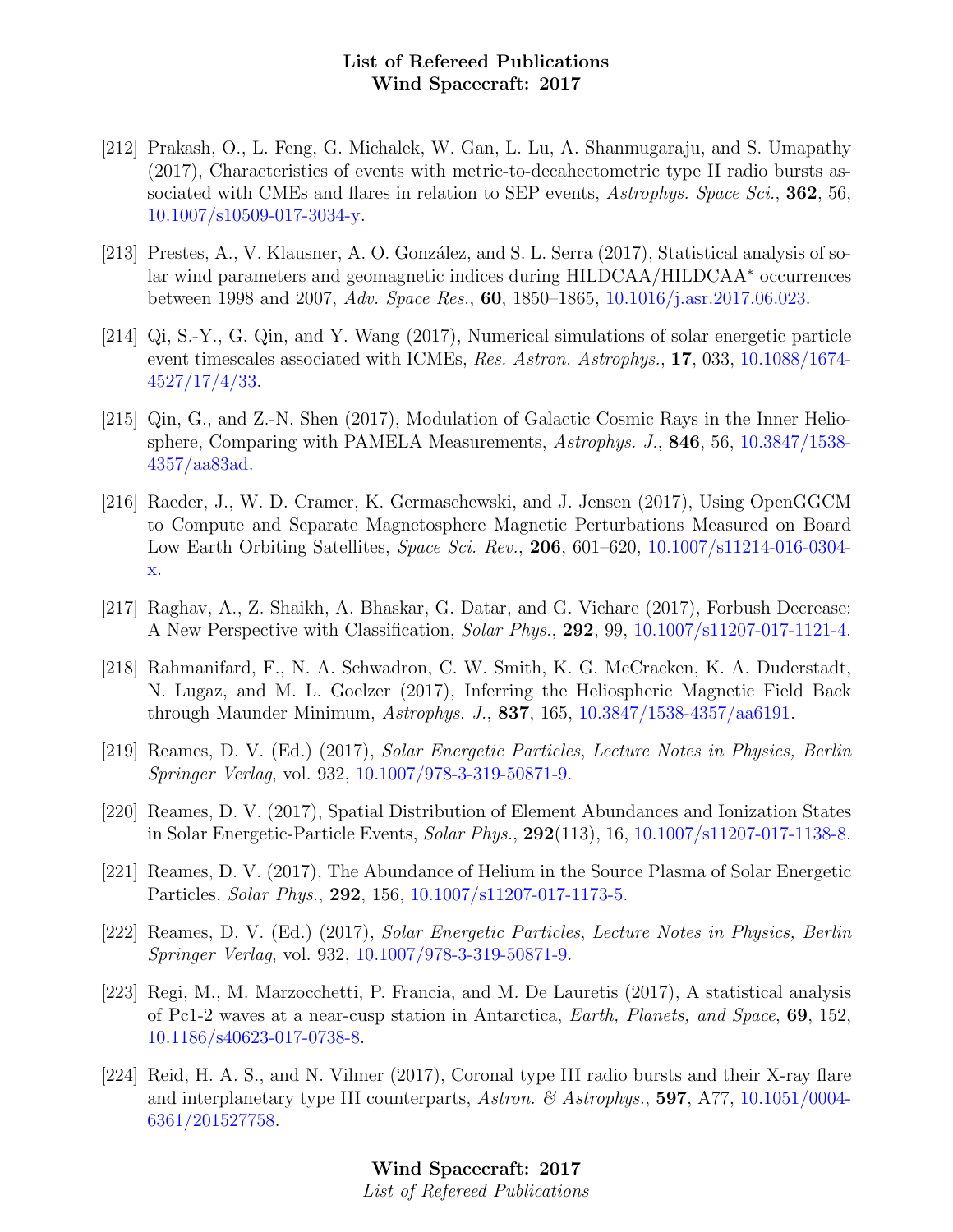[212] Prakash, O., L. Feng, G. Michalek, W. Gan, L. Lu, A. Shanmugaraju, and S. Umapathy (2017), Characteristics of events with metric-to-decahectometric type II radio bursts associated with CMEs and flares in relation to SEP events, *Astrophys. Space Sci.*, **362**, 56, 10.1007/s10509-017-3034-y.

[213] Prestes, A., V. Klausner, A. O. González, and S. L. Serra (2017), Statistical analysis of solar wind parameters and geomagnetic indices during HILDCAA/HILDCAA$^*$ occurrences between 1998 and 2007, *Adv. Space Res.*, **60**, 1850–1865, 10.1016/j.asr.2017.06.023.

[214] Qi, S.-Y., G. Qin, and Y. Wang (2017), Numerical simulations of solar energetic particle event timescales associated with ICMEs, *Res. Astron. Astrophys.*, **17**, 033, 10.1088/1674-4527/17/4/33.

[215] Qin, G., and Z.-N. Shen (2017), Modulation of Galactic Cosmic Rays in the Inner Heliosphere, Comparing with PAMELA Measurements, *Astrophys. J.*, **846**, 56, 10.3847/1538-4357/aa83ad.

[216] Raeder, J., W. D. Cramer, K. Germaschewski, and J. Jensen (2017), Using OpenGGCM to Compute and Separate Magnetosphere Magnetic Perturbations Measured on Board Low Earth Orbiting Satellites, *Space Sci. Rev.*, **206**, 601–620, 10.1007/s11214-016-0304-x.

[217] Raghav, A., Z. Shaikh, A. Bhaskar, G. Datar, and G. Vichare (2017), Forbush Decrease: A New Perspective with Classification, *Solar Phys.*, **292**, 99, 10.1007/s11207-017-1121-4.

[218] Rahmanifard, F., N. A. Schwadron, C. W. Smith, K. G. McCracken, K. A. Duderstadt, N. Lugaz, and M. L. Goelzer (2017), Inferring the Heliospheric Magnetic Field Back through Maunder Minimum, *Astrophys. J.*, **837**, 165, 10.3847/1538-4357/aa6191.

[219] Reames, D. V. (Ed.) (2017), *Solar Energetic Particles*, *Lecture Notes in Physics, Berlin Springer Verlag*, vol. 932, 10.1007/978-3-319-50871-9.

[220] Reames, D. V. (2017), Spatial Distribution of Element Abundances and Ionization States in Solar Energetic-Particle Events, *Solar Phys.*, **292**(113), 16, 10.1007/s11207-017-1138-8.

[221] Reames, D. V. (2017), The Abundance of Helium in the Source Plasma of Solar Energetic Particles, *Solar Phys.*, **292**, 156, 10.1007/s11207-017-1173-5.

[222] Reames, D. V. (Ed.) (2017), *Solar Energetic Particles*, *Lecture Notes in Physics, Berlin Springer Verlag*, vol. 932, 10.1007/978-3-319-50871-9.

[223] Regi, M., M. Marzocchetti, P. Francia, and M. De Lauretis (2017), A statistical analysis of Pc1-2 waves at a near-cusp station in Antarctica, *Earth, Planets, and Space*, **69**, 152, 10.1186/s40623-017-0738-8.

[224] Reid, H. A. S., and N. Vilmer (2017), Coronal type III radio bursts and their X-ray flare and interplanetary type III counterparts, *Astron. & Astrophys.*, **597**, A77, 10.1051/0004-6361/201527758.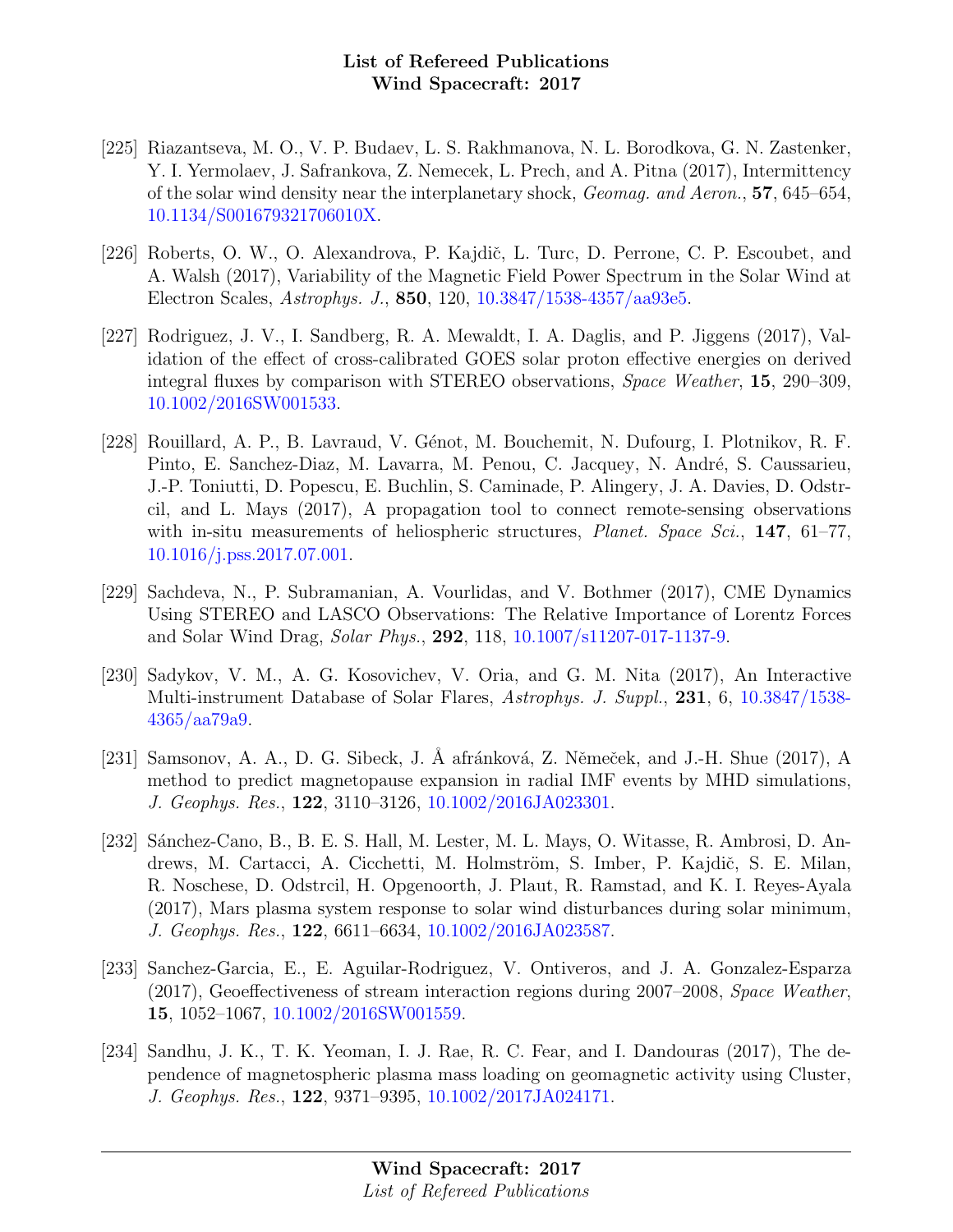[225] Riazantseva, M. O., V. P. Budaev, L. S. Rakhmanova, N. L. Borodkova, G. N. Zastenker, Y. I. Yermolaev, J. Safrankova, Z. Nemecek, L. Prech, and A. Pitna (2017), Intermittency of the solar wind density near the interplanetary shock, *Geomag. and Aeron.*, **57**, 645–654, 10.1134/S001679321706010X.

[226] Roberts, O. W., O. Alexandrova, P. Kajdič, L. Turc, D. Perrone, C. P. Escoubet, and A. Walsh (2017), Variability of the Magnetic Field Power Spectrum in the Solar Wind at Electron Scales, *Astrophys. J.*, **850**, 120, 10.3847/1538-4357/aa93e5.

[227] Rodriguez, J. V., I. Sandberg, R. A. Mewaldt, I. A. Daglis, and P. Jiggens (2017), Validation of the effect of cross-calibrated GOES solar proton effective energies on derived integral fluxes by comparison with STEREO observations, *Space Weather*, **15**, 290–309, 10.1002/2016SW001533.

[228] Rouillard, A. P., B. Lavraud, V. Génot, M. Bouchemit, N. Dufourg, I. Plotnikov, R. F. Pinto, E. Sanchez-Diaz, M. Lavarra, M. Penou, C. Jacquey, N. André, S. Caussarieu, J.-P. Toniutti, D. Popescu, E. Buchlin, S. Caminade, P. Alingery, J. A. Davies, D. Odstrcil, and L. Mays (2017), A propagation tool to connect remote-sensing observations with in-situ measurements of heliospheric structures, *Planet. Space Sci.*, **147**, 61–77, 10.1016/j.pss.2017.07.001.

[229] Sachdeva, N., P. Subramanian, A. Vourlidas, and V. Bothmer (2017), CME Dynamics Using STEREO and LASCO Observations: The Relative Importance of Lorentz Forces and Solar Wind Drag, *Solar Phys.*, **292**, 118, 10.1007/s11207-017-1137-9.

[230] Sadykov, V. M., A. G. Kosovichev, V. Oria, and G. M. Nita (2017), An Interactive Multi-instrument Database of Solar Flares, *Astrophys. J. Suppl.*, **231**, 6, 10.3847/1538-4365/aa79a9.

[231] Samsonov, A. A., D. G. Sibeck, J. Å afránková, Z. Němeček, and J.-H. Shue (2017), A method to predict magnetopause expansion in radial IMF events by MHD simulations, *J. Geophys. Res.*, **122**, 3110–3126, 10.1002/2016JA023301.

[232] Sánchez-Cano, B., B. E. S. Hall, M. Lester, M. L. Mays, O. Witasse, R. Ambrosi, D. Andrews, M. Cartacci, A. Cicchetti, M. Holmström, S. Imber, P. Kajdič, S. E. Milan, R. Noschese, D. Odstrcil, H. Opgenoorth, J. Plaut, R. Ramstad, and K. I. Reyes-Ayala (2017), Mars plasma system response to solar wind disturbances during solar minimum, *J. Geophys. Res.*, **122**, 6611–6634, 10.1002/2016JA023587.

[233] Sanchez-Garcia, E., E. Aguilar-Rodriguez, V. Ontiveros, and J. A. Gonzalez-Esparza (2017), Geoeffectiveness of stream interaction regions during 2007–2008, *Space Weather*, **15**, 1052–1067, 10.1002/2016SW001559.

[234] Sandhu, J. K., T. K. Yeoman, I. J. Rae, R. C. Fear, and I. Dandouras (2017), The dependence of magnetospheric plasma mass loading on geomagnetic activity using Cluster, *J. Geophys. Res.*, **122**, 9371–9395, 10.1002/2017JA024171.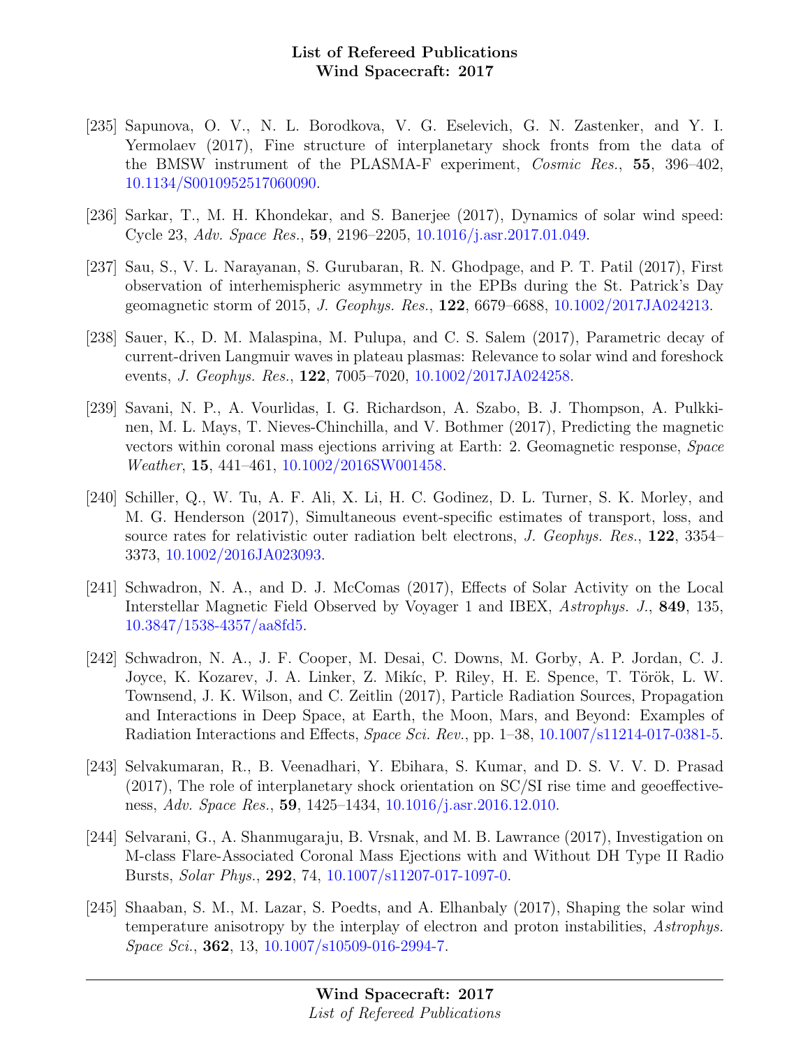[235] Sapunova, O. V., N. L. Borodkova, V. G. Eselevich, G. N. Zastenker, and Y. I. Yermolaev (2017), Fine structure of interplanetary shock fronts from the data of the BMSW instrument of the PLASMA-F experiment, *Cosmic Res.*, **55**, 396–402, 10.1134/S0010952517060090.

[236] Sarkar, T., M. H. Khondekar, and S. Banerjee (2017), Dynamics of solar wind speed: Cycle 23, *Adv. Space Res.*, **59**, 2196–2205, 10.1016/j.asr.2017.01.049.

[237] Sau, S., V. L. Narayanan, S. Gurubaran, R. N. Ghodpage, and P. T. Patil (2017), First observation of interhemispheric asymmetry in the EPBs during the St. Patrick's Day geomagnetic storm of 2015, *J. Geophys. Res.*, **122**, 6679–6688, 10.1002/2017JA024213.

[238] Sauer, K., D. M. Malaspina, M. Pulupa, and C. S. Salem (2017), Parametric decay of current-driven Langmuir waves in plateau plasmas: Relevance to solar wind and foreshock events, *J. Geophys. Res.*, **122**, 7005–7020, 10.1002/2017JA024258.

[239] Savani, N. P., A. Vourlidas, I. G. Richardson, A. Szabo, B. J. Thompson, A. Pulkkinen, M. L. Mays, T. Nieves-Chinchilla, and V. Bothmer (2017), Predicting the magnetic vectors within coronal mass ejections arriving at Earth: 2. Geomagnetic response, *Space Weather*, **15**, 441–461, 10.1002/2016SW001458.

[240] Schiller, Q., W. Tu, A. F. Ali, X. Li, H. C. Godinez, D. L. Turner, S. K. Morley, and M. G. Henderson (2017), Simultaneous event-specific estimates of transport, loss, and source rates for relativistic outer radiation belt electrons, *J. Geophys. Res.*, **122**, 3354–3373, 10.1002/2016JA023093.

[241] Schwadron, N. A., and D. J. McComas (2017), Effects of Solar Activity on the Local Interstellar Magnetic Field Observed by Voyager 1 and IBEX, *Astrophys. J.*, **849**, 135, 10.3847/1538-4357/aa8fd5.

[242] Schwadron, N. A., J. F. Cooper, M. Desai, C. Downs, M. Gorby, A. P. Jordan, C. J. Joyce, K. Kozarev, J. A. Linker, Z. Mikíc, P. Riley, H. E. Spence, T. Török, L. W. Townsend, J. K. Wilson, and C. Zeitlin (2017), Particle Radiation Sources, Propagation and Interactions in Deep Space, at Earth, the Moon, Mars, and Beyond: Examples of Radiation Interactions and Effects, *Space Sci. Rev.*, pp. 1–38, 10.1007/s11214-017-0381-5.

[243] Selvakumaran, R., B. Veenadhari, Y. Ebihara, S. Kumar, and D. S. V. V. D. Prasad (2017), The role of interplanetary shock orientation on SC/SI rise time and geoeffectiveness, *Adv. Space Res.*, **59**, 1425–1434, 10.1016/j.asr.2016.12.010.

[244] Selvarani, G., A. Shanmugaraju, B. Vrsnak, and M. B. Lawrance (2017), Investigation on M-class Flare-Associated Coronal Mass Ejections with and Without DH Type II Radio Bursts, *Solar Phys.*, **292**, 74, 10.1007/s11207-017-1097-0.

[245] Shaaban, S. M., M. Lazar, S. Poedts, and A. Elhanbaly (2017), Shaping the solar wind temperature anisotropy by the interplay of electron and proton instabilities, *Astrophys. Space Sci.*, **362**, 13, 10.1007/s10509-016-2994-7.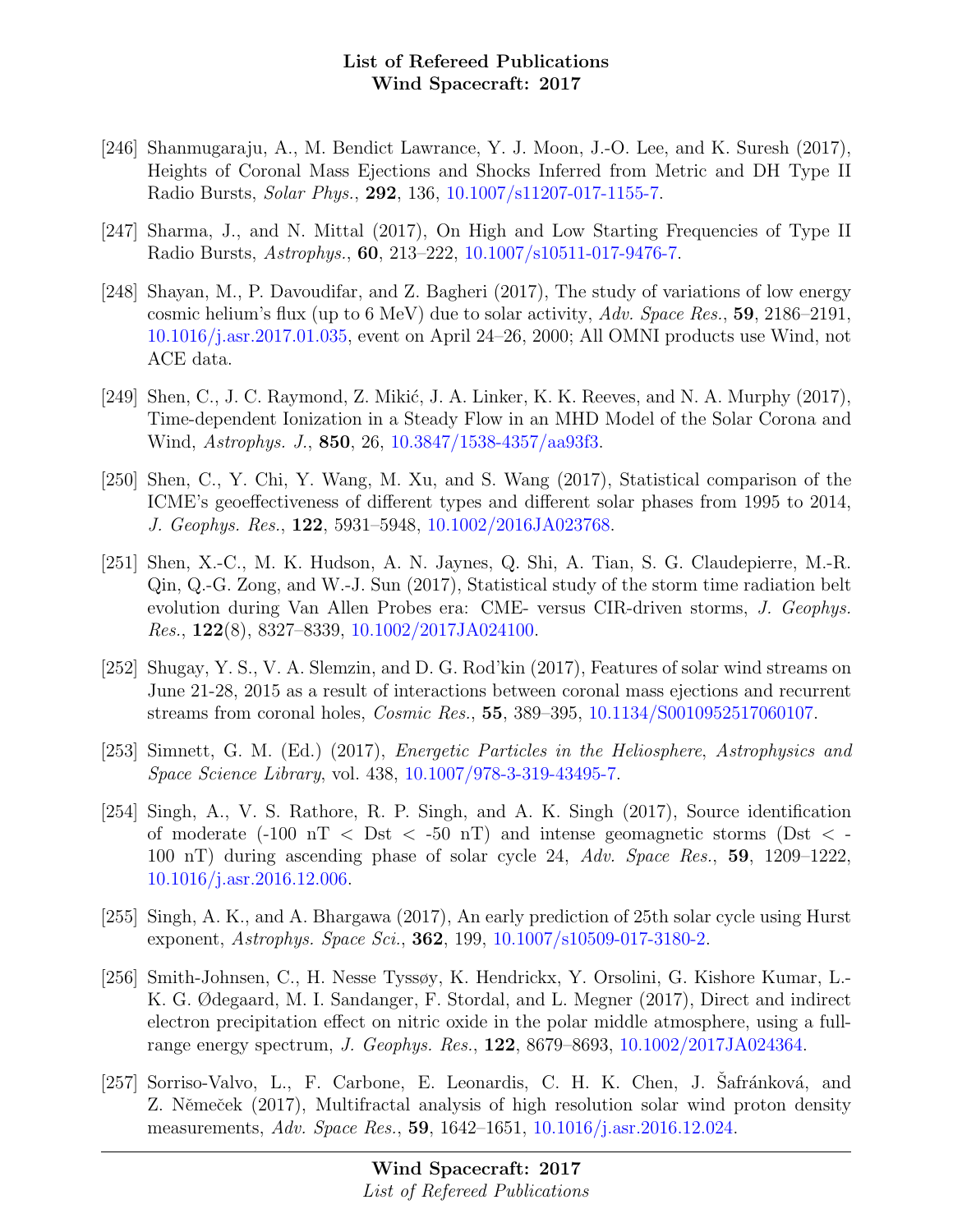[246] Shanmugaraju, A., M. Bendict Lawrance, Y. J. Moon, J.-O. Lee, and K. Suresh (2017), Heights of Coronal Mass Ejections and Shocks Inferred from Metric and DH Type II Radio Bursts, *Solar Phys.*, **292**, 136, 10.1007/s11207-017-1155-7.

[247] Sharma, J., and N. Mittal (2017), On High and Low Starting Frequencies of Type II Radio Bursts, *Astrophys.*, **60**, 213–222, 10.1007/s10511-017-9476-7.

[248] Shayan, M., P. Davoudifar, and Z. Bagheri (2017), The study of variations of low energy cosmic helium's flux (up to 6 MeV) due to solar activity, *Adv. Space Res.*, **59**, 2186–2191, 10.1016/j.asr.2017.01.035, event on April 24–26, 2000; All OMNI products use Wind, not ACE data.

[249] Shen, C., J. C. Raymond, Z. Mikić, J. A. Linker, K. K. Reeves, and N. A. Murphy (2017), Time-dependent Ionization in a Steady Flow in an MHD Model of the Solar Corona and Wind, *Astrophys. J.*, **850**, 26, 10.3847/1538-4357/aa93f3.

[250] Shen, C., Y. Chi, Y. Wang, M. Xu, and S. Wang (2017), Statistical comparison of the ICME's geoeffectiveness of different types and different solar phases from 1995 to 2014, *J. Geophys. Res.*, **122**, 5931–5948, 10.1002/2016JA023768.

[251] Shen, X.-C., M. K. Hudson, A. N. Jaynes, Q. Shi, A. Tian, S. G. Claudepierre, M.-R. Qin, Q.-G. Zong, and W.-J. Sun (2017), Statistical study of the storm time radiation belt evolution during Van Allen Probes era: CME- versus CIR-driven storms, *J. Geophys. Res.*, **122**(8), 8327–8339, 10.1002/2017JA024100.

[252] Shugay, Y. S., V. A. Slemzin, and D. G. Rod'kin (2017), Features of solar wind streams on June 21-28, 2015 as a result of interactions between coronal mass ejections and recurrent streams from coronal holes, *Cosmic Res.*, **55**, 389–395, 10.1134/S0010952517060107.

[253] Simnett, G. M. (Ed.) (2017), *Energetic Particles in the Heliosphere*, *Astrophysics and Space Science Library*, vol. 438, 10.1007/978-3-319-43495-7.

[254] Singh, A., V. S. Rathore, R. P. Singh, and A. K. Singh (2017), Source identification of moderate (-100 nT < Dst < -50 nT) and intense geomagnetic storms (Dst < -100 nT) during ascending phase of solar cycle 24, *Adv. Space Res.*, **59**, 1209–1222, 10.1016/j.asr.2016.12.006.

[255] Singh, A. K., and A. Bhargawa (2017), An early prediction of 25th solar cycle using Hurst exponent, *Astrophys. Space Sci.*, **362**, 199, 10.1007/s10509-017-3180-2.

[256] Smith-Johnsen, C., H. Nesse Tyssøy, K. Hendrickx, Y. Orsolini, G. Kishore Kumar, L.-K. G. Ødegaard, M. I. Sandanger, F. Stordal, and L. Megner (2017), Direct and indirect electron precipitation effect on nitric oxide in the polar middle atmosphere, using a full-range energy spectrum, *J. Geophys. Res.*, **122**, 8679–8693, 10.1002/2017JA024364.

[257] Sorriso-Valvo, L., F. Carbone, E. Leonardis, C. H. K. Chen, J. Šafránková, and Z. Němeček (2017), Multifractal analysis of high resolution solar wind proton density measurements, *Adv. Space Res.*, **59**, 1642–1651, 10.1016/j.asr.2016.12.024.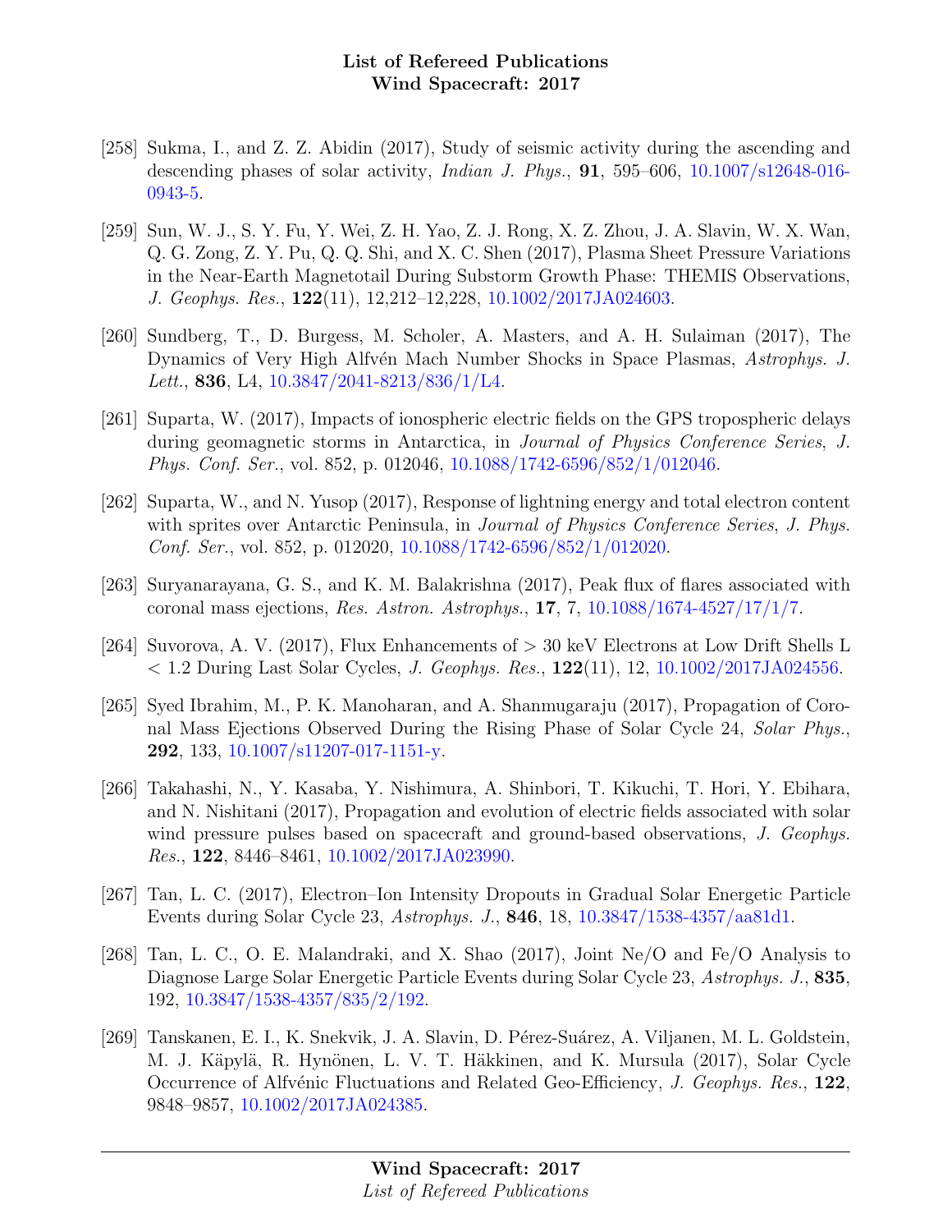[258] Sukma, I., and Z. Z. Abidin (2017), Study of seismic activity during the ascending and descending phases of solar activity, *Indian J. Phys.*, **91**, 595–606, 10.1007/s12648-016-0943-5.

[259] Sun, W. J., S. Y. Fu, Y. Wei, Z. H. Yao, Z. J. Rong, X. Z. Zhou, J. A. Slavin, W. X. Wan, Q. G. Zong, Z. Y. Pu, Q. Q. Shi, and X. C. Shen (2017), Plasma Sheet Pressure Variations in the Near-Earth Magnetotail During Substorm Growth Phase: THEMIS Observations, *J. Geophys. Res.*, **122**(11), 12,212–12,228, 10.1002/2017JA024603.

[260] Sundberg, T., D. Burgess, M. Scholer, A. Masters, and A. H. Sulaiman (2017), The Dynamics of Very High Alfvén Mach Number Shocks in Space Plasmas, *Astrophys. J. Lett.*, **836**, L4, 10.3847/2041-8213/836/1/L4.

[261] Suparta, W. (2017), Impacts of ionospheric electric fields on the GPS tropospheric delays during geomagnetic storms in Antarctica, in *Journal of Physics Conference Series*, *J. Phys. Conf. Ser.*, vol. 852, p. 012046, 10.1088/1742-6596/852/1/012046.

[262] Suparta, W., and N. Yusop (2017), Response of lightning energy and total electron content with sprites over Antarctic Peninsula, in *Journal of Physics Conference Series*, *J. Phys. Conf. Ser.*, vol. 852, p. 012020, 10.1088/1742-6596/852/1/012020.

[263] Suryanarayana, G. S., and K. M. Balakrishna (2017), Peak flux of flares associated with coronal mass ejections, *Res. Astron. Astrophys.*, **17**, 7, 10.1088/1674-4527/17/1/7.

[264] Suvorova, A. V. (2017), Flux Enhancements of > 30 keV Electrons at Low Drift Shells L < 1.2 During Last Solar Cycles, *J. Geophys. Res.*, **122**(11), 12, 10.1002/2017JA024556.

[265] Syed Ibrahim, M., P. K. Manoharan, and A. Shanmugaraju (2017), Propagation of Coronal Mass Ejections Observed During the Rising Phase of Solar Cycle 24, *Solar Phys.*, **292**, 133, 10.1007/s11207-017-1151-y.

[266] Takahashi, N., Y. Kasaba, Y. Nishimura, A. Shinbori, T. Kikuchi, T. Hori, Y. Ebihara, and N. Nishitani (2017), Propagation and evolution of electric fields associated with solar wind pressure pulses based on spacecraft and ground-based observations, *J. Geophys. Res.*, **122**, 8446–8461, 10.1002/2017JA023990.

[267] Tan, L. C. (2017), Electron–Ion Intensity Dropouts in Gradual Solar Energetic Particle Events during Solar Cycle 23, *Astrophys. J.*, **846**, 18, 10.3847/1538-4357/aa81d1.

[268] Tan, L. C., O. E. Malandraki, and X. Shao (2017), Joint Ne/O and Fe/O Analysis to Diagnose Large Solar Energetic Particle Events during Solar Cycle 23, *Astrophys. J.*, **835**, 192, 10.3847/1538-4357/835/2/192.

[269] Tanskanen, E. I., K. Snekvik, J. A. Slavin, D. Pérez-Suárez, A. Viljanen, M. L. Goldstein, M. J. Käpylä, R. Hynönen, L. V. T. Häkkinen, and K. Mursula (2017), Solar Cycle Occurrence of Alfvénic Fluctuations and Related Geo-Efficiency, *J. Geophys. Res.*, **122**, 9848–9857, 10.1002/2017JA024385.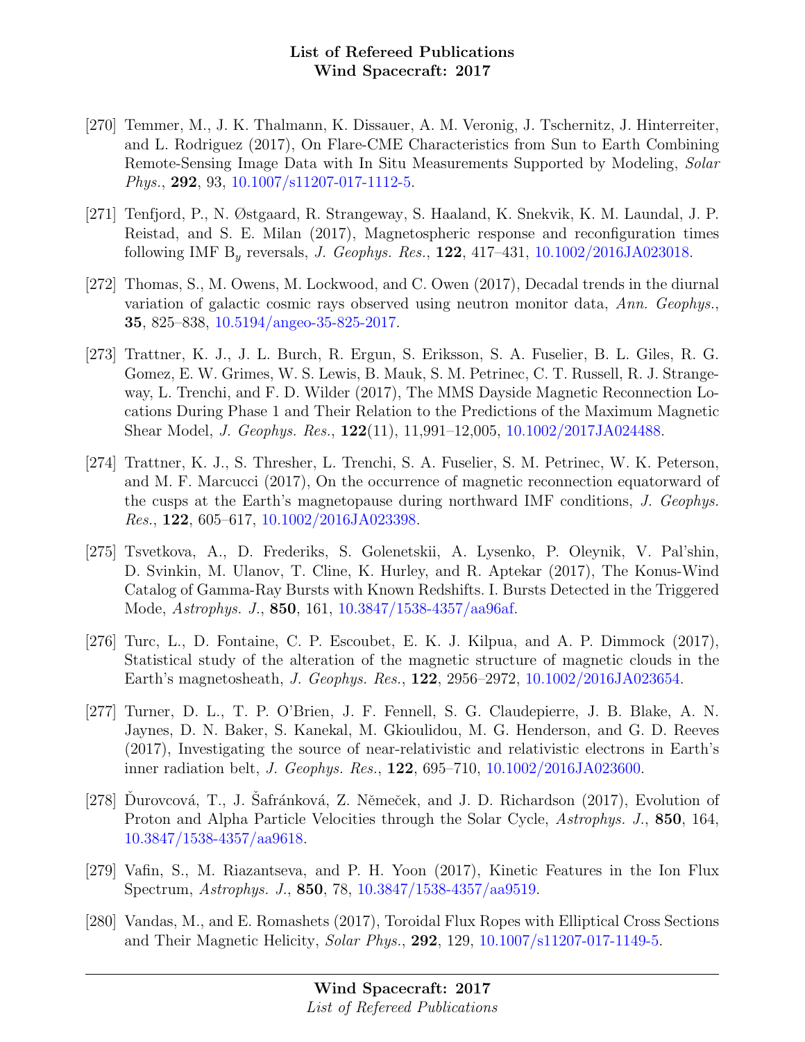[270] Temmer, M., J. K. Thalmann, K. Dissauer, A. M. Veronig, J. Tschernitz, J. Hinterreiter, and L. Rodriguez (2017), On Flare-CME Characteristics from Sun to Earth Combining Remote-Sensing Image Data with In Situ Measurements Supported by Modeling, *Solar Phys.*, **292**, 93, 10.1007/s11207-017-1112-5.

[271] Tenfjord, P., N. Østgaard, R. Strangeway, S. Haaland, K. Snekvik, K. M. Laundal, J. P. Reistad, and S. E. Milan (2017), Magnetospheric response and reconfiguration times following IMF $B_y$ reversals, *J. Geophys. Res.*, **122**, 417–431, 10.1002/2016JA023018.

[272] Thomas, S., M. Owens, M. Lockwood, and C. Owen (2017), Decadal trends in the diurnal variation of galactic cosmic rays observed using neutron monitor data, *Ann. Geophys.*, **35**, 825–838, 10.5194/angeo-35-825-2017.

[273] Trattner, K. J., J. L. Burch, R. Ergun, S. Eriksson, S. A. Fuselier, B. L. Giles, R. G. Gomez, E. W. Grimes, W. S. Lewis, B. Mauk, S. M. Petrinec, C. T. Russell, R. J. Strangeway, L. Trenchi, and F. D. Wilder (2017), The MMS Dayside Magnetic Reconnection Locations During Phase 1 and Their Relation to the Predictions of the Maximum Magnetic Shear Model, *J. Geophys. Res.*, **122**(11), 11,991–12,005, 10.1002/2017JA024488.

[274] Trattner, K. J., S. Thresher, L. Trenchi, S. A. Fuselier, S. M. Petrinec, W. K. Peterson, and M. F. Marcucci (2017), On the occurrence of magnetic reconnection equatorward of the cusps at the Earth's magnetopause during northward IMF conditions, *J. Geophys. Res.*, **122**, 605–617, 10.1002/2016JA023398.

[275] Tsvetkova, A., D. Frederiks, S. Golenetskii, A. Lysenko, P. Oleynik, V. Pal'shin, D. Svinkin, M. Ulanov, T. Cline, K. Hurley, and R. Aptekar (2017), The Konus-Wind Catalog of Gamma-Ray Bursts with Known Redshifts. I. Bursts Detected in the Triggered Mode, *Astrophys. J.*, **850**, 161, 10.3847/1538-4357/aa96af.

[276] Turc, L., D. Fontaine, C. P. Escoubet, E. K. J. Kilpua, and A. P. Dimmock (2017), Statistical study of the alteration of the magnetic structure of magnetic clouds in the Earth's magnetosheath, *J. Geophys. Res.*, **122**, 2956–2972, 10.1002/2016JA023654.

[277] Turner, D. L., T. P. O'Brien, J. F. Fennell, S. G. Claudepierre, J. B. Blake, A. N. Jaynes, D. N. Baker, S. Kanekal, M. Gkioulidou, M. G. Henderson, and G. D. Reeves (2017), Investigating the source of near-relativistic and relativistic electrons in Earth's inner radiation belt, *J. Geophys. Res.*, **122**, 695–710, 10.1002/2016JA023600.

[278] Ďurovcová, T., J. Šafránková, Z. Němeček, and J. D. Richardson (2017), Evolution of Proton and Alpha Particle Velocities through the Solar Cycle, *Astrophys. J.*, **850**, 164, 10.3847/1538-4357/aa9618.

[279] Vafin, S., M. Riazantseva, and P. H. Yoon (2017), Kinetic Features in the Ion Flux Spectrum, *Astrophys. J.*, **850**, 78, 10.3847/1538-4357/aa9519.

[280] Vandas, M., and E. Romashets (2017), Toroidal Flux Ropes with Elliptical Cross Sections and Their Magnetic Helicity, *Solar Phys.*, **292**, 129, 10.1007/s11207-017-1149-5.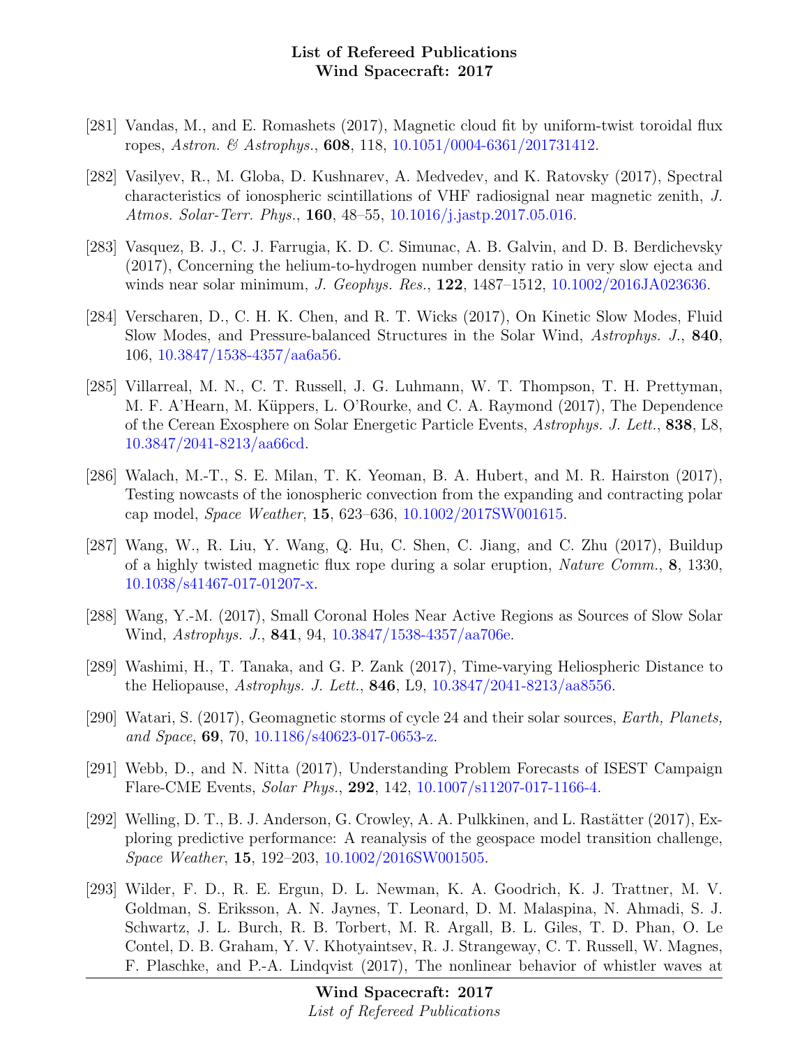[281] Vandas, M., and E. Romashets (2017), Magnetic cloud fit by uniform-twist toroidal flux ropes, *Astron. & Astrophys.*, **608**, 118, 10.1051/0004-6361/201731412.

[282] Vasilyev, R., M. Globa, D. Kushnarev, A. Medvedev, and K. Ratovsky (2017), Spectral characteristics of ionospheric scintillations of VHF radiosignal near magnetic zenith, *J. Atmos. Solar-Terr. Phys.*, **160**, 48–55, 10.1016/j.jastp.2017.05.016.

[283] Vasquez, B. J., C. J. Farrugia, K. D. C. Simunac, A. B. Galvin, and D. B. Berdichevsky (2017), Concerning the helium-to-hydrogen number density ratio in very slow ejecta and winds near solar minimum, *J. Geophys. Res.*, **122**, 1487–1512, 10.1002/2016JA023636.

[284] Verscharen, D., C. H. K. Chen, and R. T. Wicks (2017), On Kinetic Slow Modes, Fluid Slow Modes, and Pressure-balanced Structures in the Solar Wind, *Astrophys. J.*, **840**, 106, 10.3847/1538-4357/aa6a56.

[285] Villarreal, M. N., C. T. Russell, J. G. Luhmann, W. T. Thompson, T. H. Prettyman, M. F. A'Hearn, M. Küppers, L. O'Rourke, and C. A. Raymond (2017), The Dependence of the Cerean Exosphere on Solar Energetic Particle Events, *Astrophys. J. Lett.*, **838**, L8, 10.3847/2041-8213/aa66cd.

[286] Walach, M.-T., S. E. Milan, T. K. Yeoman, B. A. Hubert, and M. R. Hairston (2017), Testing nowcasts of the ionospheric convection from the expanding and contracting polar cap model, *Space Weather*, **15**, 623–636, 10.1002/2017SW001615.

[287] Wang, W., R. Liu, Y. Wang, Q. Hu, C. Shen, C. Jiang, and C. Zhu (2017), Buildup of a highly twisted magnetic flux rope during a solar eruption, *Nature Comm.*, **8**, 1330, 10.1038/s41467-017-01207-x.

[288] Wang, Y.-M. (2017), Small Coronal Holes Near Active Regions as Sources of Slow Solar Wind, *Astrophys. J.*, **841**, 94, 10.3847/1538-4357/aa706e.

[289] Washimi, H., T. Tanaka, and G. P. Zank (2017), Time-varying Heliospheric Distance to the Heliopause, *Astrophys. J. Lett.*, **846**, L9, 10.3847/2041-8213/aa8556.

[290] Watari, S. (2017), Geomagnetic storms of cycle 24 and their solar sources, *Earth, Planets, and Space*, **69**, 70, 10.1186/s40623-017-0653-z.

[291] Webb, D., and N. Nitta (2017), Understanding Problem Forecasts of ISEST Campaign Flare-CME Events, *Solar Phys.*, **292**, 142, 10.1007/s11207-017-1166-4.

[292] Welling, D. T., B. J. Anderson, G. Crowley, A. A. Pulkkinen, and L. Rastätter (2017), Exploring predictive performance: A reanalysis of the geospace model transition challenge, *Space Weather*, **15**, 192–203, 10.1002/2016SW001505.

[293] Wilder, F. D., R. E. Ergun, D. L. Newman, K. A. Goodrich, K. J. Trattner, M. V. Goldman, S. Eriksson, A. N. Jaynes, T. Leonard, D. M. Malaspina, N. Ahmadi, S. J. Schwartz, J. L. Burch, R. B. Torbert, M. R. Argall, B. L. Giles, T. D. Phan, O. Le Contel, D. B. Graham, Y. V. Khotyaintsev, R. J. Strangeway, C. T. Russell, W. Magnes, F. Plaschke, and P.-A. Lindqvist (2017), The nonlinear behavior of whistler waves at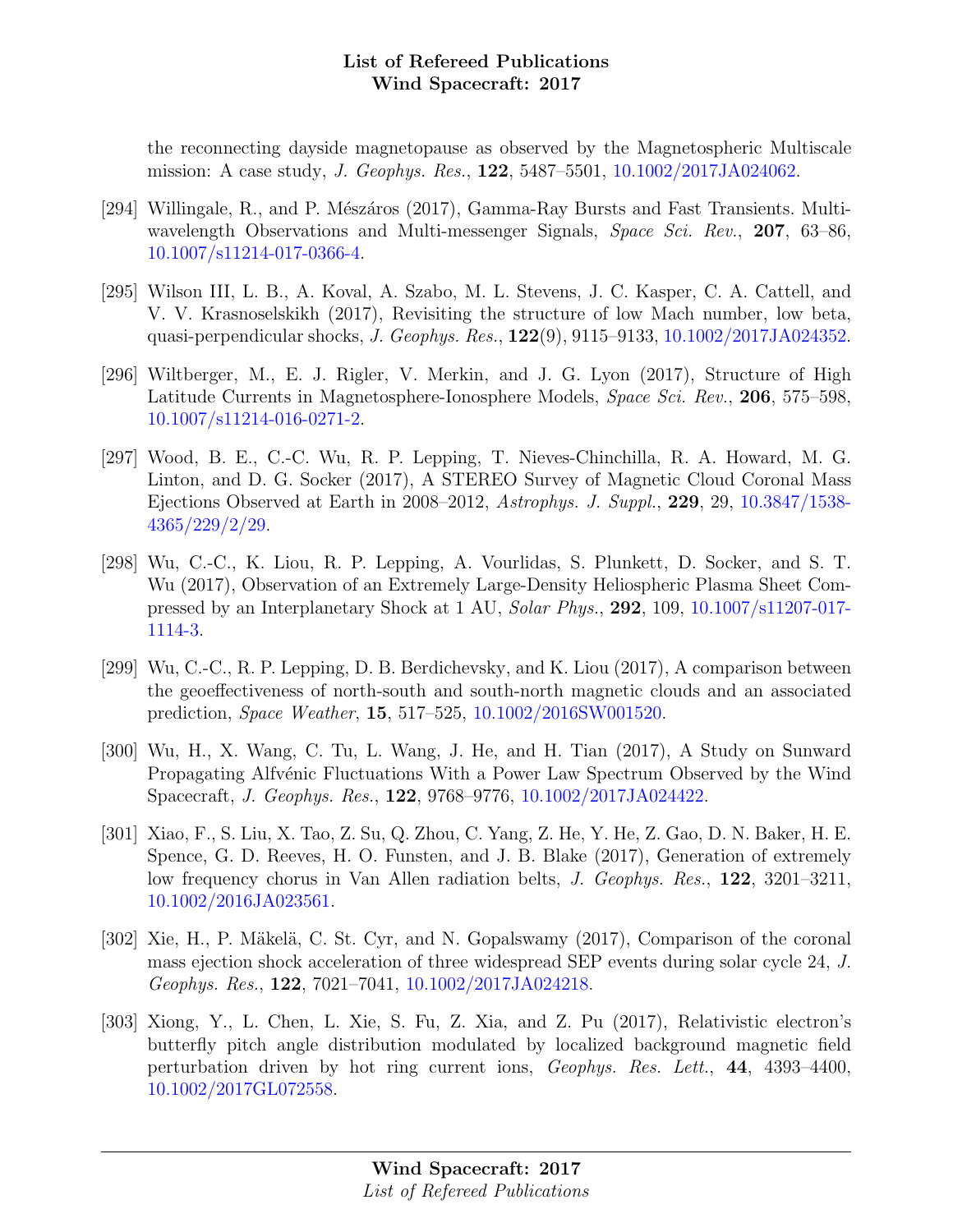the reconnecting dayside magnetopause as observed by the Magnetospheric Multiscale mission: A case study, *J. Geophys. Res.*, **122**, 5487–5501, 10.1002/2017JA024062.

[294] Willingale, R., and P. Mészáros (2017), Gamma-Ray Bursts and Fast Transients. Multi-wavelength Observations and Multi-messenger Signals, *Space Sci. Rev.*, **207**, 63–86, 10.1007/s11214-017-0366-4.

[295] Wilson III, L. B., A. Koval, A. Szabo, M. L. Stevens, J. C. Kasper, C. A. Cattell, and V. V. Krasnoselskikh (2017), Revisiting the structure of low Mach number, low beta, quasi-perpendicular shocks, *J. Geophys. Res.*, **122**(9), 9115–9133, 10.1002/2017JA024352.

[296] Wiltberger, M., E. J. Rigler, V. Merkin, and J. G. Lyon (2017), Structure of High Latitude Currents in Magnetosphere-Ionosphere Models, *Space Sci. Rev.*, **206**, 575–598, 10.1007/s11214-016-0271-2.

[297] Wood, B. E., C.-C. Wu, R. P. Lepping, T. Nieves-Chinchilla, R. A. Howard, M. G. Linton, and D. G. Socker (2017), A STEREO Survey of Magnetic Cloud Coronal Mass Ejections Observed at Earth in 2008–2012, *Astrophys. J. Suppl.*, **229**, 29, 10.3847/1538-4365/229/2/29.

[298] Wu, C.-C., K. Liou, R. P. Lepping, A. Vourlidas, S. Plunkett, D. Socker, and S. T. Wu (2017), Observation of an Extremely Large-Density Heliospheric Plasma Sheet Compressed by an Interplanetary Shock at 1 AU, *Solar Phys.*, **292**, 109, 10.1007/s11207-017-1114-3.

[299] Wu, C.-C., R. P. Lepping, D. B. Berdichevsky, and K. Liou (2017), A comparison between the geoeffectiveness of north-south and south-north magnetic clouds and an associated prediction, *Space Weather*, **15**, 517–525, 10.1002/2016SW001520.

[300] Wu, H., X. Wang, C. Tu, L. Wang, J. He, and H. Tian (2017), A Study on Sunward Propagating Alfvénic Fluctuations With a Power Law Spectrum Observed by the Wind Spacecraft, *J. Geophys. Res.*, **122**, 9768–9776, 10.1002/2017JA024422.

[301] Xiao, F., S. Liu, X. Tao, Z. Su, Q. Zhou, C. Yang, Z. He, Y. He, Z. Gao, D. N. Baker, H. E. Spence, G. D. Reeves, H. O. Funsten, and J. B. Blake (2017), Generation of extremely low frequency chorus in Van Allen radiation belts, *J. Geophys. Res.*, **122**, 3201–3211, 10.1002/2016JA023561.

[302] Xie, H., P. Mäkelä, C. St. Cyr, and N. Gopalswamy (2017), Comparison of the coronal mass ejection shock acceleration of three widespread SEP events during solar cycle 24, *J. Geophys. Res.*, **122**, 7021–7041, 10.1002/2017JA024218.

[303] Xiong, Y., L. Chen, L. Xie, S. Fu, Z. Xia, and Z. Pu (2017), Relativistic electron's butterfly pitch angle distribution modulated by localized background magnetic field perturbation driven by hot ring current ions, *Geophys. Res. Lett.*, **44**, 4393–4400, 10.1002/2017GL072558.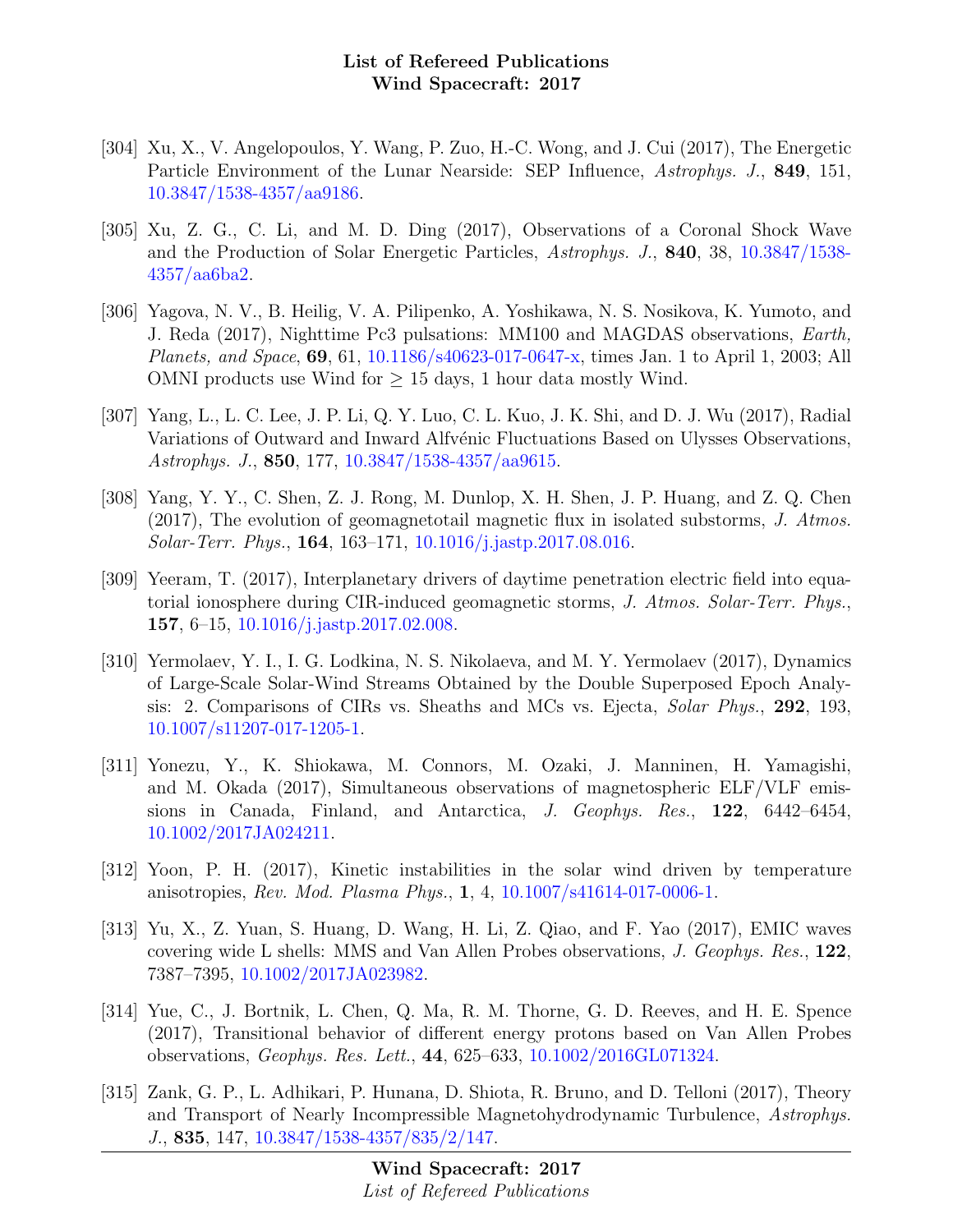[304] Xu, X., V. Angelopoulos, Y. Wang, P. Zuo, H.-C. Wong, and J. Cui (2017), The Energetic Particle Environment of the Lunar Nearside: SEP Influence, *Astrophys. J.*, **849**, 151, 10.3847/1538-4357/aa9186.

[305] Xu, Z. G., C. Li, and M. D. Ding (2017), Observations of a Coronal Shock Wave and the Production of Solar Energetic Particles, *Astrophys. J.*, **840**, 38, 10.3847/1538-4357/aa6ba2.

[306] Yagova, N. V., B. Heilig, V. A. Pilipenko, A. Yoshikawa, N. S. Nosikova, K. Yumoto, and J. Reda (2017), Nighttime Pc3 pulsations: MM100 and MAGDAS observations, *Earth, Planets, and Space*, **69**, 61, 10.1186/s40623-017-0647-x, times Jan. 1 to April 1, 2003; All OMNI products use Wind for $\geq$ 15 days, 1 hour data mostly Wind.

[307] Yang, L., L. C. Lee, J. P. Li, Q. Y. Luo, C. L. Kuo, J. K. Shi, and D. J. Wu (2017), Radial Variations of Outward and Inward Alfvénic Fluctuations Based on Ulysses Observations, *Astrophys. J.*, **850**, 177, 10.3847/1538-4357/aa9615.

[308] Yang, Y. Y., C. Shen, Z. J. Rong, M. Dunlop, X. H. Shen, J. P. Huang, and Z. Q. Chen (2017), The evolution of geomagnetotail magnetic flux in isolated substorms, *J. Atmos. Solar-Terr. Phys.*, **164**, 163–171, 10.1016/j.jastp.2017.08.016.

[309] Yeeram, T. (2017), Interplanetary drivers of daytime penetration electric field into equatorial ionosphere during CIR-induced geomagnetic storms, *J. Atmos. Solar-Terr. Phys.*, **157**, 6–15, 10.1016/j.jastp.2017.02.008.

[310] Yermolaev, Y. I., I. G. Lodkina, N. S. Nikolaeva, and M. Y. Yermolaev (2017), Dynamics of Large-Scale Solar-Wind Streams Obtained by the Double Superposed Epoch Analysis: 2. Comparisons of CIRs vs. Sheaths and MCs vs. Ejecta, *Solar Phys.*, **292**, 193, 10.1007/s11207-017-1205-1.

[311] Yonezu, Y., K. Shiokawa, M. Connors, M. Ozaki, J. Manninen, H. Yamagishi, and M. Okada (2017), Simultaneous observations of magnetospheric ELF/VLF emissions in Canada, Finland, and Antarctica, *J. Geophys. Res.*, **122**, 6442–6454, 10.1002/2017JA024211.

[312] Yoon, P. H. (2017), Kinetic instabilities in the solar wind driven by temperature anisotropies, *Rev. Mod. Plasma Phys.*, **1**, 4, 10.1007/s41614-017-0006-1.

[313] Yu, X., Z. Yuan, S. Huang, D. Wang, H. Li, Z. Qiao, and F. Yao (2017), EMIC waves covering wide L shells: MMS and Van Allen Probes observations, *J. Geophys. Res.*, **122**, 7387–7395, 10.1002/2017JA023982.

[314] Yue, C., J. Bortnik, L. Chen, Q. Ma, R. M. Thorne, G. D. Reeves, and H. E. Spence (2017), Transitional behavior of different energy protons based on Van Allen Probes observations, *Geophys. Res. Lett.*, **44**, 625–633, 10.1002/2016GL071324.

[315] Zank, G. P., L. Adhikari, P. Hunana, D. Shiota, R. Bruno, and D. Telloni (2017), Theory and Transport of Nearly Incompressible Magnetohydrodynamic Turbulence, *Astrophys. J.*, **835**, 147, 10.3847/1538-4357/835/2/147.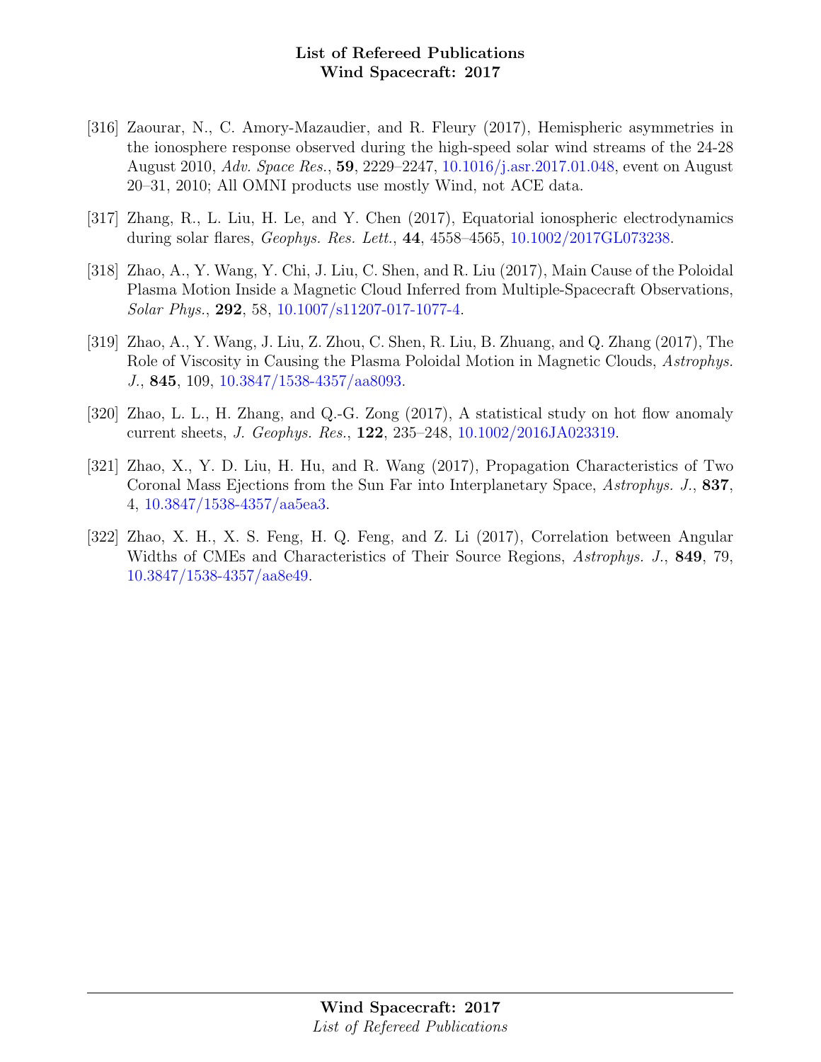[316] Zaourar, N., C. Amory-Mazaudier, and R. Fleury (2017), Hemispheric asymmetries in the ionosphere response observed during the high-speed solar wind streams of the 24-28 August 2010, *Adv. Space Res.*, **59**, 2229–2247, 10.1016/j.asr.2017.01.048, event on August 20–31, 2010; All OMNI products use mostly Wind, not ACE data.

[317] Zhang, R., L. Liu, H. Le, and Y. Chen (2017), Equatorial ionospheric electrodynamics during solar flares, *Geophys. Res. Lett.*, **44**, 4558–4565, 10.1002/2017GL073238.

[318] Zhao, A., Y. Wang, Y. Chi, J. Liu, C. Shen, and R. Liu (2017), Main Cause of the Poloidal Plasma Motion Inside a Magnetic Cloud Inferred from Multiple-Spacecraft Observations, *Solar Phys.*, **292**, 58, 10.1007/s11207-017-1077-4.

[319] Zhao, A., Y. Wang, J. Liu, Z. Zhou, C. Shen, R. Liu, B. Zhuang, and Q. Zhang (2017), The Role of Viscosity in Causing the Plasma Poloidal Motion in Magnetic Clouds, *Astrophys. J.*, **845**, 109, 10.3847/1538-4357/aa8093.

[320] Zhao, L. L., H. Zhang, and Q.-G. Zong (2017), A statistical study on hot flow anomaly current sheets, *J. Geophys. Res.*, **122**, 235–248, 10.1002/2016JA023319.

[321] Zhao, X., Y. D. Liu, H. Hu, and R. Wang (2017), Propagation Characteristics of Two Coronal Mass Ejections from the Sun Far into Interplanetary Space, *Astrophys. J.*, **837**, 4, 10.3847/1538-4357/aa5ea3.

[322] Zhao, X. H., X. S. Feng, H. Q. Feng, and Z. Li (2017), Correlation between Angular Widths of CMEs and Characteristics of Their Source Regions, *Astrophys. J.*, **849**, 79, 10.3847/1538-4357/aa8e49.